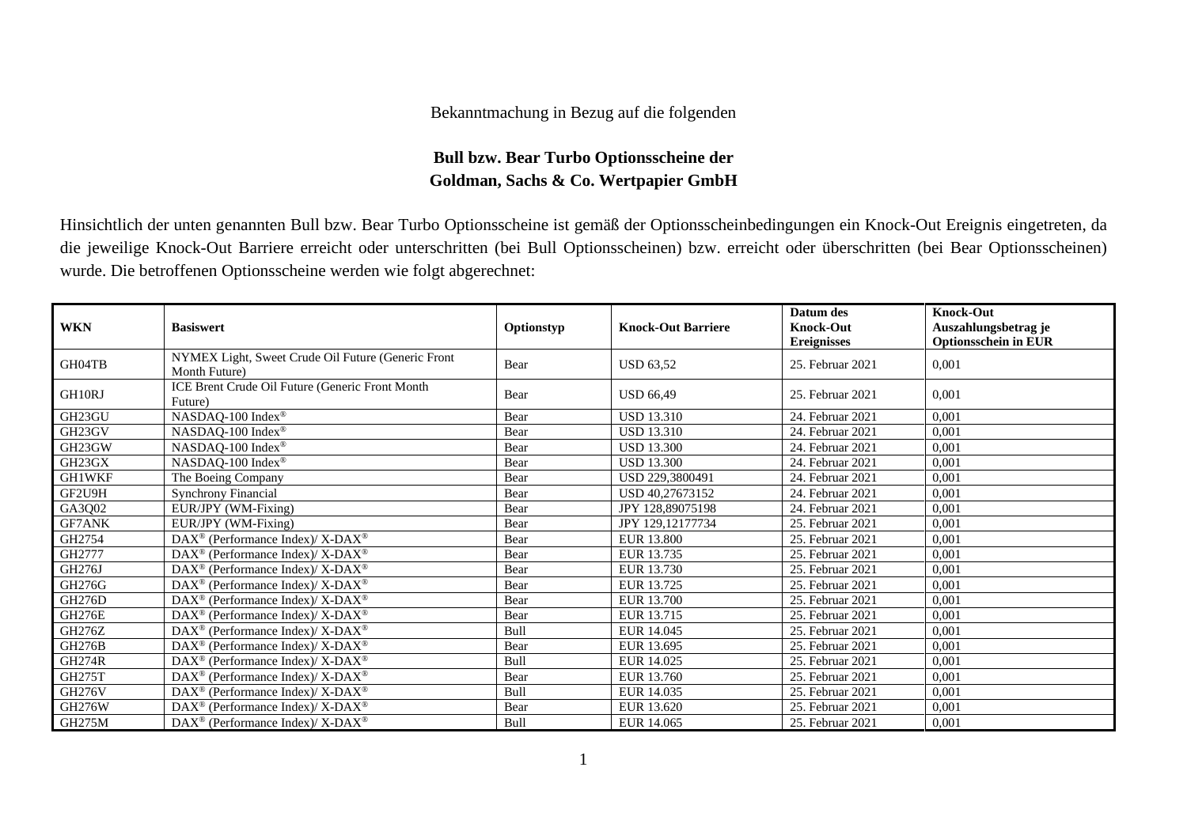Bekanntmachung in Bezug auf die folgenden

**Bull bzw. Bear Turbo Optionsscheine der**
**Goldman, Sachs & Co. Wertpapier GmbH**

Hinsichtlich der unten genannten Bull bzw. Bear Turbo Optionsscheine ist gemäß der Optionsscheinbedingungen ein Knock-Out Ereignis eingetreten, da die jeweilige Knock-Out Barriere erreicht oder unterschritten (bei Bull Optionsscheinen) bzw. erreicht oder überschritten (bei Bear Optionsscheinen) wurde. Die betroffenen Optionsscheine werden wie folgt abgerechnet:

| WKN | Basiswert | Optionstyp | Knock-Out Barriere | Datum des Knock-Out Ereignisses | Knock-Out Auszahlungsbetrag je Optionsschein in EUR |
|---|---|---|---|---|---|
| GH04TB | NYMEX Light, Sweet Crude Oil Future (Generic Front Month Future) | Bear | USD 63,52 | 25. Februar 2021 | 0,001 |
| GH10RJ | ICE Brent Crude Oil Future (Generic Front Month Future) | Bear | USD 66,49 | 25. Februar 2021 | 0,001 |
| GH23GU | NASDAQ-100 Index® | Bear | USD 13.310 | 24. Februar 2021 | 0,001 |
| GH23GV | NASDAQ-100 Index® | Bear | USD 13.310 | 24. Februar 2021 | 0,001 |
| GH23GW | NASDAQ-100 Index® | Bear | USD 13.300 | 24. Februar 2021 | 0,001 |
| GH23GX | NASDAQ-100 Index® | Bear | USD 13.300 | 24. Februar 2021 | 0,001 |
| GH1WKF | The Boeing Company | Bear | USD 229,3800491 | 24. Februar 2021 | 0,001 |
| GF2U9H | Synchrony Financial | Bear | USD 40,27673152 | 24. Februar 2021 | 0,001 |
| GA3Q02 | EUR/JPY (WM-Fixing) | Bear | JPY 128,89075198 | 24. Februar 2021 | 0,001 |
| GF7ANK | EUR/JPY (WM-Fixing) | Bear | JPY 129,12177734 | 25. Februar 2021 | 0,001 |
| GH2754 | DAX® (Performance Index)/ X-DAX® | Bear | EUR 13.800 | 25. Februar 2021 | 0,001 |
| GH2777 | DAX® (Performance Index)/ X-DAX® | Bear | EUR 13.735 | 25. Februar 2021 | 0,001 |
| GH276J | DAX® (Performance Index)/ X-DAX® | Bear | EUR 13.730 | 25. Februar 2021 | 0,001 |
| GH276G | DAX® (Performance Index)/ X-DAX® | Bear | EUR 13.725 | 25. Februar 2021 | 0,001 |
| GH276D | DAX® (Performance Index)/ X-DAX® | Bear | EUR 13.700 | 25. Februar 2021 | 0,001 |
| GH276E | DAX® (Performance Index)/ X-DAX® | Bear | EUR 13.715 | 25. Februar 2021 | 0,001 |
| GH276Z | DAX® (Performance Index)/ X-DAX® | Bull | EUR 14.045 | 25. Februar 2021 | 0,001 |
| GH276B | DAX® (Performance Index)/ X-DAX® | Bear | EUR 13.695 | 25. Februar 2021 | 0,001 |
| GH274R | DAX® (Performance Index)/ X-DAX® | Bull | EUR 14.025 | 25. Februar 2021 | 0,001 |
| GH275T | DAX® (Performance Index)/ X-DAX® | Bear | EUR 13.760 | 25. Februar 2021 | 0,001 |
| GH276V | DAX® (Performance Index)/ X-DAX® | Bull | EUR 14.035 | 25. Februar 2021 | 0,001 |
| GH276W | DAX® (Performance Index)/ X-DAX® | Bear | EUR 13.620 | 25. Februar 2021 | 0,001 |
| GH275M | DAX® (Performance Index)/ X-DAX® | Bull | EUR 14.065 | 25. Februar 2021 | 0,001 |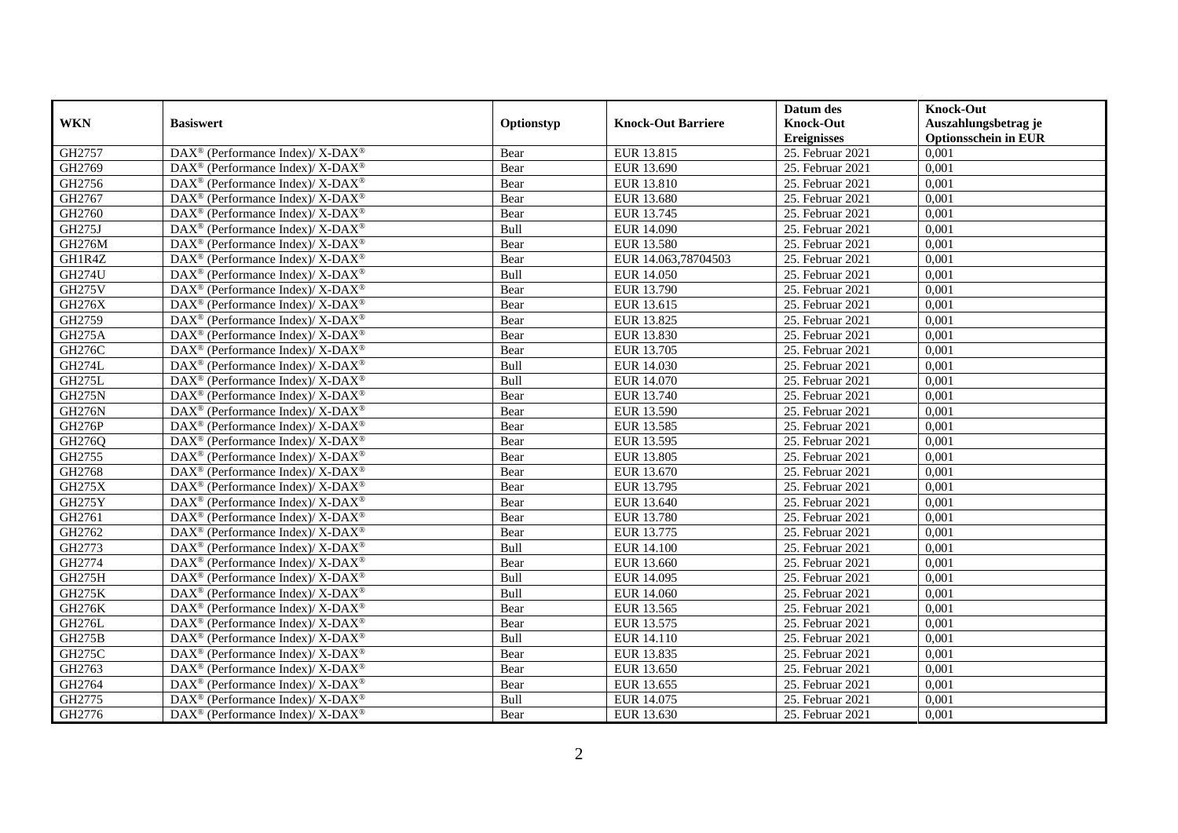| WKN | Basiswert | Optionstyp | Knock-Out Barriere | Datum des Knock-Out Ereignisses | Knock-Out Auszahlungsbetrag je Optionsschein in EUR |
|---|---|---|---|---|---|
| GH2757 | DAX® (Performance Index)/ X-DAX® | Bear | EUR 13.815 | 25. Februar 2021 | 0,001 |
| GH2769 | DAX® (Performance Index)/ X-DAX® | Bear | EUR 13.690 | 25. Februar 2021 | 0,001 |
| GH2756 | DAX® (Performance Index)/ X-DAX® | Bear | EUR 13.810 | 25. Februar 2021 | 0,001 |
| GH2767 | DAX® (Performance Index)/ X-DAX® | Bear | EUR 13.680 | 25. Februar 2021 | 0,001 |
| GH2760 | DAX® (Performance Index)/ X-DAX® | Bear | EUR 13.745 | 25. Februar 2021 | 0,001 |
| GH275J | DAX® (Performance Index)/ X-DAX® | Bull | EUR 14.090 | 25. Februar 2021 | 0,001 |
| GH276M | DAX® (Performance Index)/ X-DAX® | Bear | EUR 13.580 | 25. Februar 2021 | 0,001 |
| GH1R4Z | DAX® (Performance Index)/ X-DAX® | Bear | EUR 14.063,78704503 | 25. Februar 2021 | 0,001 |
| GH274U | DAX® (Performance Index)/ X-DAX® | Bull | EUR 14.050 | 25. Februar 2021 | 0,001 |
| GH275V | DAX® (Performance Index)/ X-DAX® | Bear | EUR 13.790 | 25. Februar 2021 | 0,001 |
| GH276X | DAX® (Performance Index)/ X-DAX® | Bear | EUR 13.615 | 25. Februar 2021 | 0,001 |
| GH2759 | DAX® (Performance Index)/ X-DAX® | Bear | EUR 13.825 | 25. Februar 2021 | 0,001 |
| GH275A | DAX® (Performance Index)/ X-DAX® | Bear | EUR 13.830 | 25. Februar 2021 | 0,001 |
| GH276C | DAX® (Performance Index)/ X-DAX® | Bear | EUR 13.705 | 25. Februar 2021 | 0,001 |
| GH274L | DAX® (Performance Index)/ X-DAX® | Bull | EUR 14.030 | 25. Februar 2021 | 0,001 |
| GH275L | DAX® (Performance Index)/ X-DAX® | Bull | EUR 14.070 | 25. Februar 2021 | 0,001 |
| GH275N | DAX® (Performance Index)/ X-DAX® | Bear | EUR 13.740 | 25. Februar 2021 | 0,001 |
| GH276N | DAX® (Performance Index)/ X-DAX® | Bear | EUR 13.590 | 25. Februar 2021 | 0,001 |
| GH276P | DAX® (Performance Index)/ X-DAX® | Bear | EUR 13.585 | 25. Februar 2021 | 0,001 |
| GH276Q | DAX® (Performance Index)/ X-DAX® | Bear | EUR 13.595 | 25. Februar 2021 | 0,001 |
| GH2755 | DAX® (Performance Index)/ X-DAX® | Bear | EUR 13.805 | 25. Februar 2021 | 0,001 |
| GH2768 | DAX® (Performance Index)/ X-DAX® | Bear | EUR 13.670 | 25. Februar 2021 | 0,001 |
| GH275X | DAX® (Performance Index)/ X-DAX® | Bear | EUR 13.795 | 25. Februar 2021 | 0,001 |
| GH275Y | DAX® (Performance Index)/ X-DAX® | Bear | EUR 13.640 | 25. Februar 2021 | 0,001 |
| GH2761 | DAX® (Performance Index)/ X-DAX® | Bear | EUR 13.780 | 25. Februar 2021 | 0,001 |
| GH2762 | DAX® (Performance Index)/ X-DAX® | Bear | EUR 13.775 | 25. Februar 2021 | 0,001 |
| GH2773 | DAX® (Performance Index)/ X-DAX® | Bull | EUR 14.100 | 25. Februar 2021 | 0,001 |
| GH2774 | DAX® (Performance Index)/ X-DAX® | Bear | EUR 13.660 | 25. Februar 2021 | 0,001 |
| GH275H | DAX® (Performance Index)/ X-DAX® | Bull | EUR 14.095 | 25. Februar 2021 | 0,001 |
| GH275K | DAX® (Performance Index)/ X-DAX® | Bull | EUR 14.060 | 25. Februar 2021 | 0,001 |
| GH276K | DAX® (Performance Index)/ X-DAX® | Bear | EUR 13.565 | 25. Februar 2021 | 0,001 |
| GH276L | DAX® (Performance Index)/ X-DAX® | Bear | EUR 13.575 | 25. Februar 2021 | 0,001 |
| GH275B | DAX® (Performance Index)/ X-DAX® | Bull | EUR 14.110 | 25. Februar 2021 | 0,001 |
| GH275C | DAX® (Performance Index)/ X-DAX® | Bear | EUR 13.835 | 25. Februar 2021 | 0,001 |
| GH2763 | DAX® (Performance Index)/ X-DAX® | Bear | EUR 13.650 | 25. Februar 2021 | 0,001 |
| GH2764 | DAX® (Performance Index)/ X-DAX® | Bear | EUR 13.655 | 25. Februar 2021 | 0,001 |
| GH2775 | DAX® (Performance Index)/ X-DAX® | Bull | EUR 14.075 | 25. Februar 2021 | 0,001 |
| GH2776 | DAX® (Performance Index)/ X-DAX® | Bear | EUR 13.630 | 25. Februar 2021 | 0,001 |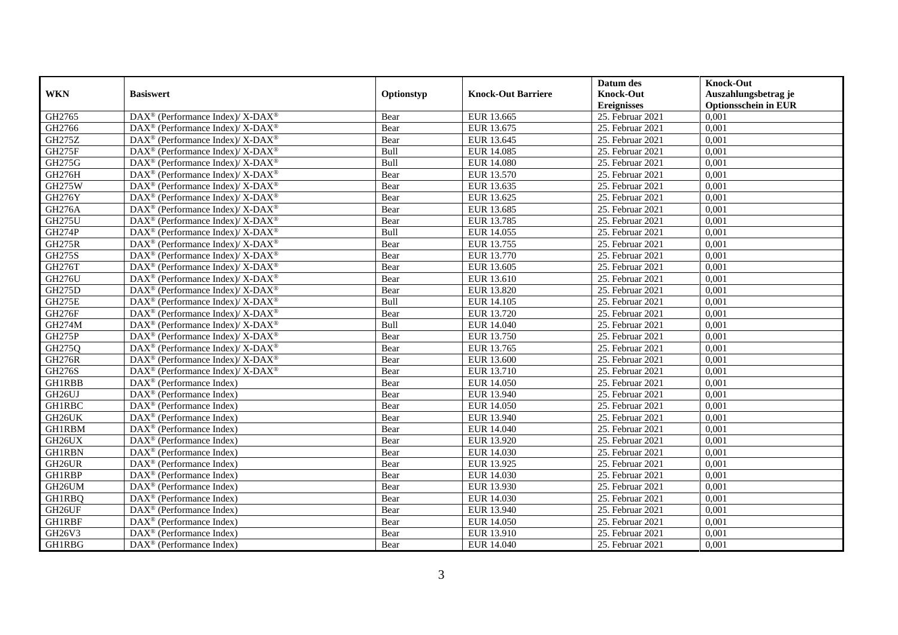| WKN | Basiswert | Optionstyp | Knock-Out Barriere | Datum des Knock-Out Ereignisses | Knock-Out Auszahlungsbetrag je Optionsschein in EUR |
|---|---|---|---|---|---|
| GH2765 | DAX® (Performance Index)/ X-DAX® | Bear | EUR 13.665 | 25. Februar 2021 | 0,001 |
| GH2766 | DAX® (Performance Index)/ X-DAX® | Bear | EUR 13.675 | 25. Februar 2021 | 0,001 |
| GH275Z | DAX® (Performance Index)/ X-DAX® | Bear | EUR 13.645 | 25. Februar 2021 | 0,001 |
| GH275F | DAX® (Performance Index)/ X-DAX® | Bull | EUR 14.085 | 25. Februar 2021 | 0,001 |
| GH275G | DAX® (Performance Index)/ X-DAX® | Bull | EUR 14.080 | 25. Februar 2021 | 0,001 |
| GH276H | DAX® (Performance Index)/ X-DAX® | Bear | EUR 13.570 | 25. Februar 2021 | 0,001 |
| GH275W | DAX® (Performance Index)/ X-DAX® | Bear | EUR 13.635 | 25. Februar 2021 | 0,001 |
| GH276Y | DAX® (Performance Index)/ X-DAX® | Bear | EUR 13.625 | 25. Februar 2021 | 0,001 |
| GH276A | DAX® (Performance Index)/ X-DAX® | Bear | EUR 13.685 | 25. Februar 2021 | 0,001 |
| GH275U | DAX® (Performance Index)/ X-DAX® | Bear | EUR 13.785 | 25. Februar 2021 | 0,001 |
| GH274P | DAX® (Performance Index)/ X-DAX® | Bull | EUR 14.055 | 25. Februar 2021 | 0,001 |
| GH275R | DAX® (Performance Index)/ X-DAX® | Bear | EUR 13.755 | 25. Februar 2021 | 0,001 |
| GH275S | DAX® (Performance Index)/ X-DAX® | Bear | EUR 13.770 | 25. Februar 2021 | 0,001 |
| GH276T | DAX® (Performance Index)/ X-DAX® | Bear | EUR 13.605 | 25. Februar 2021 | 0,001 |
| GH276U | DAX® (Performance Index)/ X-DAX® | Bear | EUR 13.610 | 25. Februar 2021 | 0,001 |
| GH275D | DAX® (Performance Index)/ X-DAX® | Bear | EUR 13.820 | 25. Februar 2021 | 0,001 |
| GH275E | DAX® (Performance Index)/ X-DAX® | Bull | EUR 14.105 | 25. Februar 2021 | 0,001 |
| GH276F | DAX® (Performance Index)/ X-DAX® | Bear | EUR 13.720 | 25. Februar 2021 | 0,001 |
| GH274M | DAX® (Performance Index)/ X-DAX® | Bull | EUR 14.040 | 25. Februar 2021 | 0,001 |
| GH275P | DAX® (Performance Index)/ X-DAX® | Bear | EUR 13.750 | 25. Februar 2021 | 0,001 |
| GH275Q | DAX® (Performance Index)/ X-DAX® | Bear | EUR 13.765 | 25. Februar 2021 | 0,001 |
| GH276R | DAX® (Performance Index)/ X-DAX® | Bear | EUR 13.600 | 25. Februar 2021 | 0,001 |
| GH276S | DAX® (Performance Index)/ X-DAX® | Bear | EUR 13.710 | 25. Februar 2021 | 0,001 |
| GH1RBB | DAX® (Performance Index) | Bear | EUR 14.050 | 25. Februar 2021 | 0,001 |
| GH26UJ | DAX® (Performance Index) | Bear | EUR 13.940 | 25. Februar 2021 | 0,001 |
| GH1RBC | DAX® (Performance Index) | Bear | EUR 14.050 | 25. Februar 2021 | 0,001 |
| GH26UK | DAX® (Performance Index) | Bear | EUR 13.940 | 25. Februar 2021 | 0,001 |
| GH1RBM | DAX® (Performance Index) | Bear | EUR 14.040 | 25. Februar 2021 | 0,001 |
| GH26UX | DAX® (Performance Index) | Bear | EUR 13.920 | 25. Februar 2021 | 0,001 |
| GH1RBN | DAX® (Performance Index) | Bear | EUR 14.030 | 25. Februar 2021 | 0,001 |
| GH26UR | DAX® (Performance Index) | Bear | EUR 13.925 | 25. Februar 2021 | 0,001 |
| GH1RBP | DAX® (Performance Index) | Bear | EUR 14.030 | 25. Februar 2021 | 0,001 |
| GH26UM | DAX® (Performance Index) | Bear | EUR 13.930 | 25. Februar 2021 | 0,001 |
| GH1RBQ | DAX® (Performance Index) | Bear | EUR 14.030 | 25. Februar 2021 | 0,001 |
| GH26UF | DAX® (Performance Index) | Bear | EUR 13.940 | 25. Februar 2021 | 0,001 |
| GH1RBF | DAX® (Performance Index) | Bear | EUR 14.050 | 25. Februar 2021 | 0,001 |
| GH26V3 | DAX® (Performance Index) | Bear | EUR 13.910 | 25. Februar 2021 | 0,001 |
| GH1RBG | DAX® (Performance Index) | Bear | EUR 14.040 | 25. Februar 2021 | 0,001 |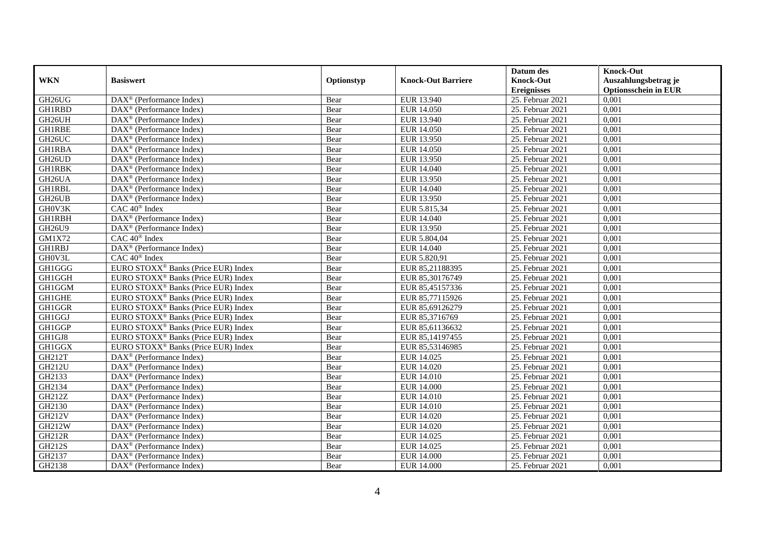| WKN | Basiswert | Optionstyp | Knock-Out Barriere | Datum des Knock-Out Ereignisses | Knock-Out Auszahlungsbetrag je Optionsschein in EUR |
|---|---|---|---|---|---|
| GH26UG | DAX® (Performance Index) | Bear | EUR 13.940 | 25. Februar 2021 | 0,001 |
| GH1RBD | DAX® (Performance Index) | Bear | EUR 14.050 | 25. Februar 2021 | 0,001 |
| GH26UH | DAX® (Performance Index) | Bear | EUR 13.940 | 25. Februar 2021 | 0,001 |
| GH1RBE | DAX® (Performance Index) | Bear | EUR 14.050 | 25. Februar 2021 | 0,001 |
| GH26UC | DAX® (Performance Index) | Bear | EUR 13.950 | 25. Februar 2021 | 0,001 |
| GH1RBA | DAX® (Performance Index) | Bear | EUR 14.050 | 25. Februar 2021 | 0,001 |
| GH26UD | DAX® (Performance Index) | Bear | EUR 13.950 | 25. Februar 2021 | 0,001 |
| GH1RBK | DAX® (Performance Index) | Bear | EUR 14.040 | 25. Februar 2021 | 0,001 |
| GH26UA | DAX® (Performance Index) | Bear | EUR 13.950 | 25. Februar 2021 | 0,001 |
| GH1RBL | DAX® (Performance Index) | Bear | EUR 14.040 | 25. Februar 2021 | 0,001 |
| GH26UB | DAX® (Performance Index) | Bear | EUR 13.950 | 25. Februar 2021 | 0,001 |
| GH0V3K | CAC 40® Index | Bear | EUR 5.815,34 | 25. Februar 2021 | 0,001 |
| GH1RBH | DAX® (Performance Index) | Bear | EUR 14.040 | 25. Februar 2021 | 0,001 |
| GH26U9 | DAX® (Performance Index) | Bear | EUR 13.950 | 25. Februar 2021 | 0,001 |
| GM1X72 | CAC 40® Index | Bear | EUR 5.804,04 | 25. Februar 2021 | 0,001 |
| GH1RBJ | DAX® (Performance Index) | Bear | EUR 14.040 | 25. Februar 2021 | 0,001 |
| GH0V3L | CAC 40® Index | Bear | EUR 5.820,91 | 25. Februar 2021 | 0,001 |
| GH1GGG | EURO STOXX® Banks (Price EUR) Index | Bear | EUR 85,21188395 | 25. Februar 2021 | 0,001 |
| GH1GGH | EURO STOXX® Banks (Price EUR) Index | Bear | EUR 85,30176749 | 25. Februar 2021 | 0,001 |
| GH1GGM | EURO STOXX® Banks (Price EUR) Index | Bear | EUR 85,45157336 | 25. Februar 2021 | 0,001 |
| GH1GHE | EURO STOXX® Banks (Price EUR) Index | Bear | EUR 85,77115926 | 25. Februar 2021 | 0,001 |
| GH1GGR | EURO STOXX® Banks (Price EUR) Index | Bear | EUR 85,69126279 | 25. Februar 2021 | 0,001 |
| GH1GGJ | EURO STOXX® Banks (Price EUR) Index | Bear | EUR 85,3716769 | 25. Februar 2021 | 0,001 |
| GH1GGP | EURO STOXX® Banks (Price EUR) Index | Bear | EUR 85,61136632 | 25. Februar 2021 | 0,001 |
| GH1GJ8 | EURO STOXX® Banks (Price EUR) Index | Bear | EUR 85,14197455 | 25. Februar 2021 | 0,001 |
| GH1GGX | EURO STOXX® Banks (Price EUR) Index | Bear | EUR 85,53146985 | 25. Februar 2021 | 0,001 |
| GH212T | DAX® (Performance Index) | Bear | EUR 14.025 | 25. Februar 2021 | 0,001 |
| GH212U | DAX® (Performance Index) | Bear | EUR 14.020 | 25. Februar 2021 | 0,001 |
| GH2133 | DAX® (Performance Index) | Bear | EUR 14.010 | 25. Februar 2021 | 0,001 |
| GH2134 | DAX® (Performance Index) | Bear | EUR 14.000 | 25. Februar 2021 | 0,001 |
| GH212Z | DAX® (Performance Index) | Bear | EUR 14.010 | 25. Februar 2021 | 0,001 |
| GH2130 | DAX® (Performance Index) | Bear | EUR 14.010 | 25. Februar 2021 | 0,001 |
| GH212V | DAX® (Performance Index) | Bear | EUR 14.020 | 25. Februar 2021 | 0,001 |
| GH212W | DAX® (Performance Index) | Bear | EUR 14.020 | 25. Februar 2021 | 0,001 |
| GH212R | DAX® (Performance Index) | Bear | EUR 14.025 | 25. Februar 2021 | 0,001 |
| GH212S | DAX® (Performance Index) | Bear | EUR 14.025 | 25. Februar 2021 | 0,001 |
| GH2137 | DAX® (Performance Index) | Bear | EUR 14.000 | 25. Februar 2021 | 0,001 |
| GH2138 | DAX® (Performance Index) | Bear | EUR 14.000 | 25. Februar 2021 | 0,001 |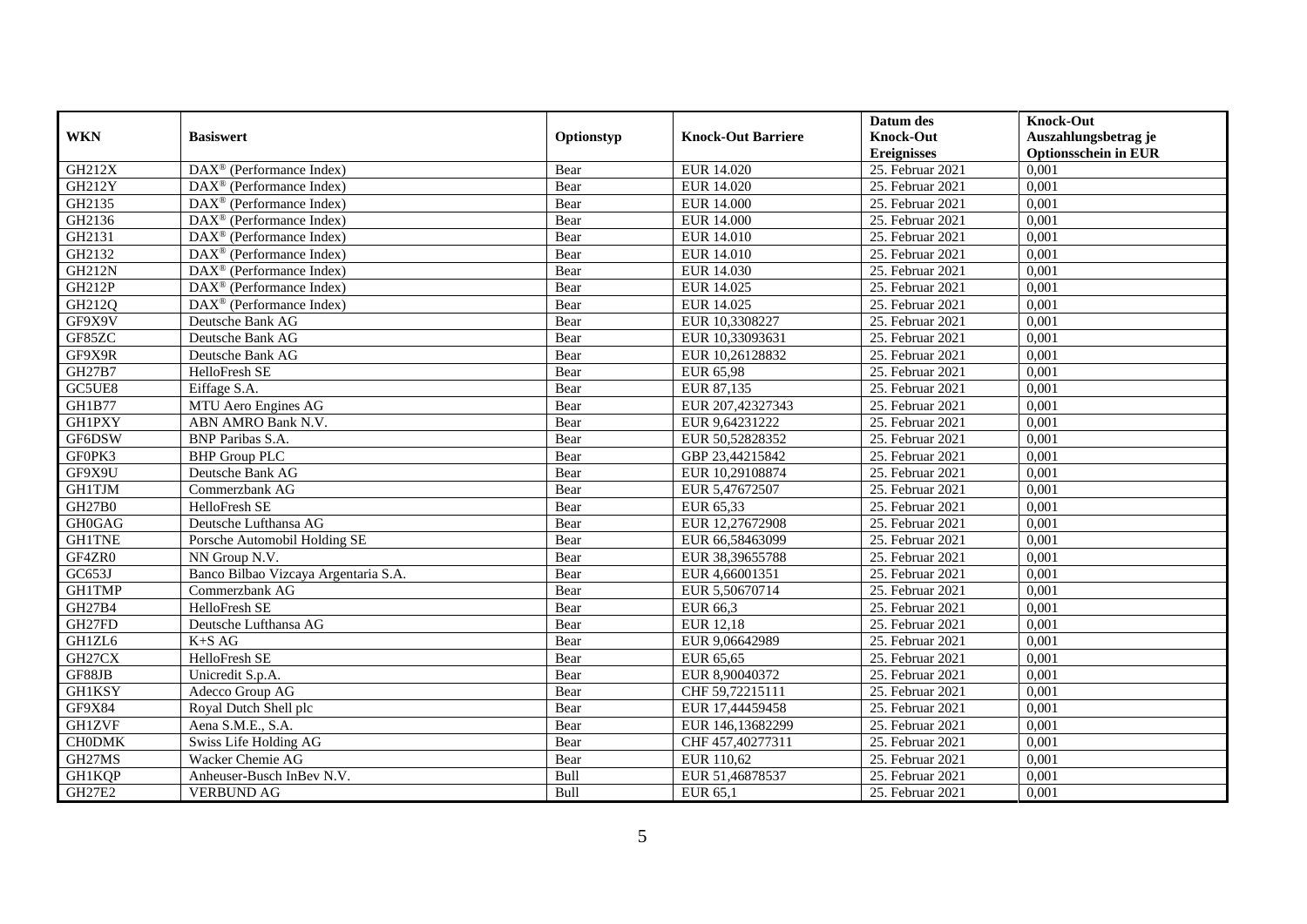| WKN | Basiswert | Optionstyp | Knock-Out Barriere | Datum des Knock-Out Ereignisses | Knock-Out Auszahlungsbetrag je Optionsschein in EUR |
|---|---|---|---|---|---|
| GH212X | DAX® (Performance Index) | Bear | EUR 14.020 | 25. Februar 2021 | 0,001 |
| GH212Y | DAX® (Performance Index) | Bear | EUR 14.020 | 25. Februar 2021 | 0,001 |
| GH2135 | DAX® (Performance Index) | Bear | EUR 14.000 | 25. Februar 2021 | 0,001 |
| GH2136 | DAX® (Performance Index) | Bear | EUR 14.000 | 25. Februar 2021 | 0,001 |
| GH2131 | DAX® (Performance Index) | Bear | EUR 14.010 | 25. Februar 2021 | 0,001 |
| GH2132 | DAX® (Performance Index) | Bear | EUR 14.010 | 25. Februar 2021 | 0,001 |
| GH212N | DAX® (Performance Index) | Bear | EUR 14.030 | 25. Februar 2021 | 0,001 |
| GH212P | DAX® (Performance Index) | Bear | EUR 14.025 | 25. Februar 2021 | 0,001 |
| GH212Q | DAX® (Performance Index) | Bear | EUR 14.025 | 25. Februar 2021 | 0,001 |
| GF9X9V | Deutsche Bank AG | Bear | EUR 10,3308227 | 25. Februar 2021 | 0,001 |
| GF85ZC | Deutsche Bank AG | Bear | EUR 10,33093631 | 25. Februar 2021 | 0,001 |
| GF9X9R | Deutsche Bank AG | Bear | EUR 10,26128832 | 25. Februar 2021 | 0,001 |
| GH27B7 | HelloFresh SE | Bear | EUR 65,98 | 25. Februar 2021 | 0,001 |
| GC5UE8 | Eiffage S.A. | Bear | EUR 87,135 | 25. Februar 2021 | 0,001 |
| GH1B77 | MTU Aero Engines AG | Bear | EUR 207,42327343 | 25. Februar 2021 | 0,001 |
| GH1PXY | ABN AMRO Bank N.V. | Bear | EUR 9,64231222 | 25. Februar 2021 | 0,001 |
| GF6DSW | BNP Paribas S.A. | Bear | EUR 50,52828352 | 25. Februar 2021 | 0,001 |
| GF0PK3 | BHP Group PLC | Bear | GBP 23,44215842 | 25. Februar 2021 | 0,001 |
| GF9X9U | Deutsche Bank AG | Bear | EUR 10,29108874 | 25. Februar 2021 | 0,001 |
| GH1TJM | Commerzbank AG | Bear | EUR 5,47672507 | 25. Februar 2021 | 0,001 |
| GH27B0 | HelloFresh SE | Bear | EUR 65,33 | 25. Februar 2021 | 0,001 |
| GH0GAG | Deutsche Lufthansa AG | Bear | EUR 12,27672908 | 25. Februar 2021 | 0,001 |
| GH1TNE | Porsche Automobil Holding SE | Bear | EUR 66,58463099 | 25. Februar 2021 | 0,001 |
| GF4ZR0 | NN Group N.V. | Bear | EUR 38,39655788 | 25. Februar 2021 | 0,001 |
| GC653J | Banco Bilbao Vizcaya Argentaria S.A. | Bear | EUR 4,66001351 | 25. Februar 2021 | 0,001 |
| GH1TMP | Commerzbank AG | Bear | EUR 5,50670714 | 25. Februar 2021 | 0,001 |
| GH27B4 | HelloFresh SE | Bear | EUR 66,3 | 25. Februar 2021 | 0,001 |
| GH27FD | Deutsche Lufthansa AG | Bear | EUR 12,18 | 25. Februar 2021 | 0,001 |
| GH1ZL6 | K+S AG | Bear | EUR 9,06642989 | 25. Februar 2021 | 0,001 |
| GH27CX | HelloFresh SE | Bear | EUR 65,65 | 25. Februar 2021 | 0,001 |
| GF88JB | Unicredit S.p.A. | Bear | EUR 8,90040372 | 25. Februar 2021 | 0,001 |
| GH1KSY | Adecco Group AG | Bear | CHF 59,72215111 | 25. Februar 2021 | 0,001 |
| GF9X84 | Royal Dutch Shell plc | Bear | EUR 17,44459458 | 25. Februar 2021 | 0,001 |
| GH1ZVF | Aena S.M.E., S.A. | Bear | EUR 146,13682299 | 25. Februar 2021 | 0,001 |
| CH0DMK | Swiss Life Holding AG | Bear | CHF 457,40277311 | 25. Februar 2021 | 0,001 |
| GH27MS | Wacker Chemie AG | Bear | EUR 110,62 | 25. Februar 2021 | 0,001 |
| GH1KQP | Anheuser-Busch InBev N.V. | Bull | EUR 51,46878537 | 25. Februar 2021 | 0,001 |
| GH27E2 | VERBUND AG | Bull | EUR 65,1 | 25. Februar 2021 | 0,001 |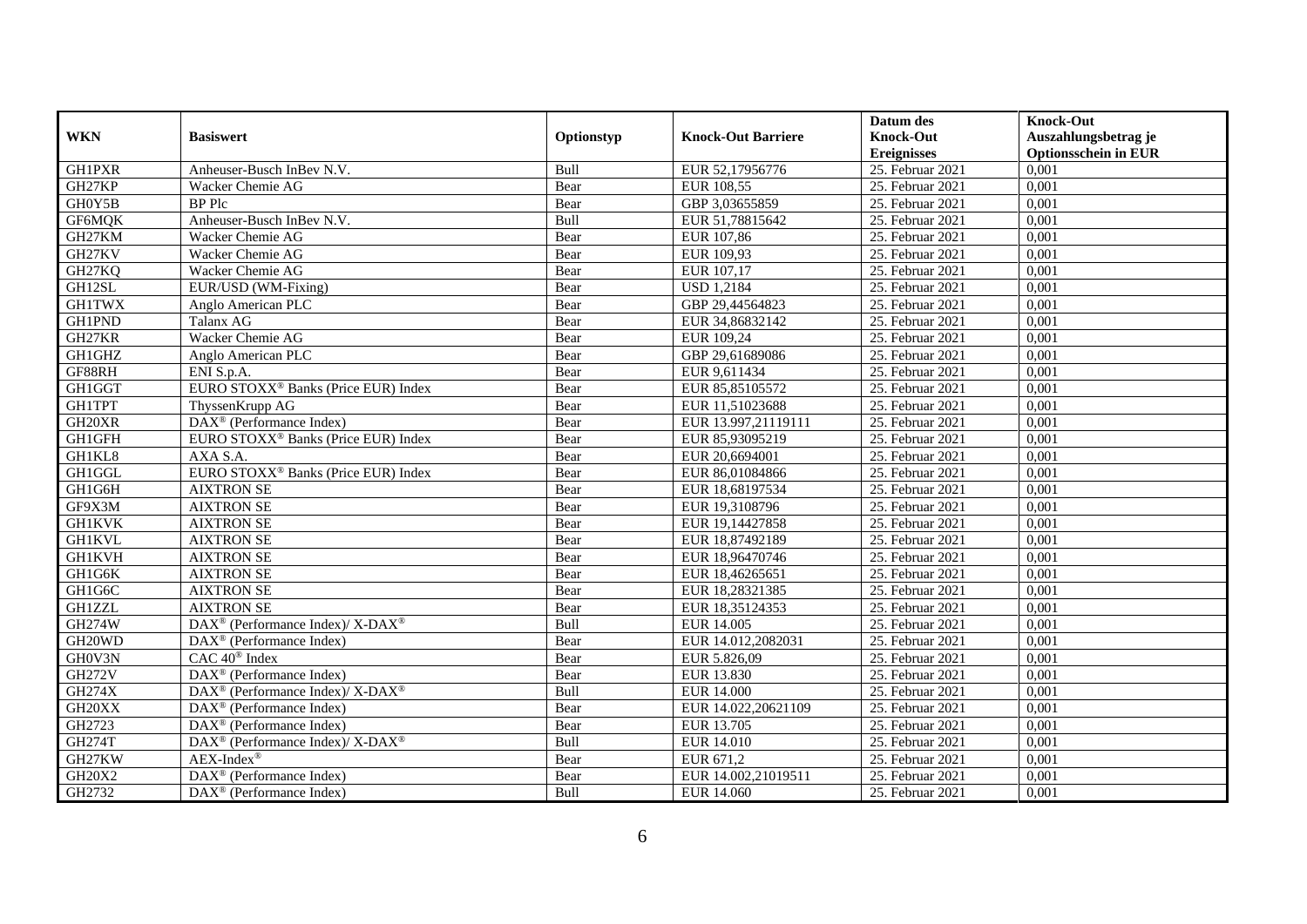| WKN | Basiswert | Optionstyp | Knock-Out Barriere | Datum des Knock-Out Ereignisses | Knock-Out Auszahlungsbetrag je Optionsschein in EUR |
|---|---|---|---|---|---|
| GH1PXR | Anheuser-Busch InBev N.V. | Bull | EUR 52,17956776 | 25. Februar 2021 | 0,001 |
| GH27KP | Wacker Chemie AG | Bear | EUR 108,55 | 25. Februar 2021 | 0,001 |
| GH0Y5B | BP Plc | Bear | GBP 3,03655859 | 25. Februar 2021 | 0,001 |
| GF6MQK | Anheuser-Busch InBev N.V. | Bull | EUR 51,78815642 | 25. Februar 2021 | 0,001 |
| GH27KM | Wacker Chemie AG | Bear | EUR 107,86 | 25. Februar 2021 | 0,001 |
| GH27KV | Wacker Chemie AG | Bear | EUR 109,93 | 25. Februar 2021 | 0,001 |
| GH27KQ | Wacker Chemie AG | Bear | EUR 107,17 | 25. Februar 2021 | 0,001 |
| GH12SL | EUR/USD (WM-Fixing) | Bear | USD 1,2184 | 25. Februar 2021 | 0,001 |
| GH1TWX | Anglo American PLC | Bear | GBP 29,44564823 | 25. Februar 2021 | 0,001 |
| GH1PND | Talanx AG | Bear | EUR 34,86832142 | 25. Februar 2021 | 0,001 |
| GH27KR | Wacker Chemie AG | Bear | EUR 109,24 | 25. Februar 2021 | 0,001 |
| GH1GHZ | Anglo American PLC | Bear | GBP 29,61689086 | 25. Februar 2021 | 0,001 |
| GF88RH | ENI S.p.A. | Bear | EUR 9,611434 | 25. Februar 2021 | 0,001 |
| GH1GGT | EURO STOXX® Banks (Price EUR) Index | Bear | EUR 85,85105572 | 25. Februar 2021 | 0,001 |
| GH1TPT | ThyssenKrupp AG | Bear | EUR 11,51023688 | 25. Februar 2021 | 0,001 |
| GH20XR | DAX® (Performance Index) | Bear | EUR 13.997,21119111 | 25. Februar 2021 | 0,001 |
| GH1GFH | EURO STOXX® Banks (Price EUR) Index | Bear | EUR 85,93095219 | 25. Februar 2021 | 0,001 |
| GH1KL8 | AXA S.A. | Bear | EUR 20,6694001 | 25. Februar 2021 | 0,001 |
| GH1GGL | EURO STOXX® Banks (Price EUR) Index | Bear | EUR 86,01084866 | 25. Februar 2021 | 0,001 |
| GH1G6H | AIXTRON SE | Bear | EUR 18,68197534 | 25. Februar 2021 | 0,001 |
| GF9X3M | AIXTRON SE | Bear | EUR 19,3108796 | 25. Februar 2021 | 0,001 |
| GH1KVK | AIXTRON SE | Bear | EUR 19,14427858 | 25. Februar 2021 | 0,001 |
| GH1KVL | AIXTRON SE | Bear | EUR 18,87492189 | 25. Februar 2021 | 0,001 |
| GH1KVH | AIXTRON SE | Bear | EUR 18,96470746 | 25. Februar 2021 | 0,001 |
| GH1G6K | AIXTRON SE | Bear | EUR 18,46265651 | 25. Februar 2021 | 0,001 |
| GH1G6C | AIXTRON SE | Bear | EUR 18,28321385 | 25. Februar 2021 | 0,001 |
| GH1ZZL | AIXTRON SE | Bear | EUR 18,35124353 | 25. Februar 2021 | 0,001 |
| GH274W | DAX® (Performance Index)/ X-DAX® | Bull | EUR 14.005 | 25. Februar 2021 | 0,001 |
| GH20WD | DAX® (Performance Index) | Bear | EUR 14.012,2082031 | 25. Februar 2021 | 0,001 |
| GH0V3N | CAC 40® Index | Bear | EUR 5.826,09 | 25. Februar 2021 | 0,001 |
| GH272V | DAX® (Performance Index) | Bear | EUR 13.830 | 25. Februar 2021 | 0,001 |
| GH274X | DAX® (Performance Index)/ X-DAX® | Bull | EUR 14.000 | 25. Februar 2021 | 0,001 |
| GH20XX | DAX® (Performance Index) | Bear | EUR 14.022,20621109 | 25. Februar 2021 | 0,001 |
| GH2723 | DAX® (Performance Index) | Bear | EUR 13.705 | 25. Februar 2021 | 0,001 |
| GH274T | DAX® (Performance Index)/ X-DAX® | Bull | EUR 14.010 | 25. Februar 2021 | 0,001 |
| GH27KW | AEX-Index® | Bear | EUR 671,2 | 25. Februar 2021 | 0,001 |
| GH20X2 | DAX® (Performance Index) | Bear | EUR 14.002,21019511 | 25. Februar 2021 | 0,001 |
| GH2732 | DAX® (Performance Index) | Bull | EUR 14.060 | 25. Februar 2021 | 0,001 |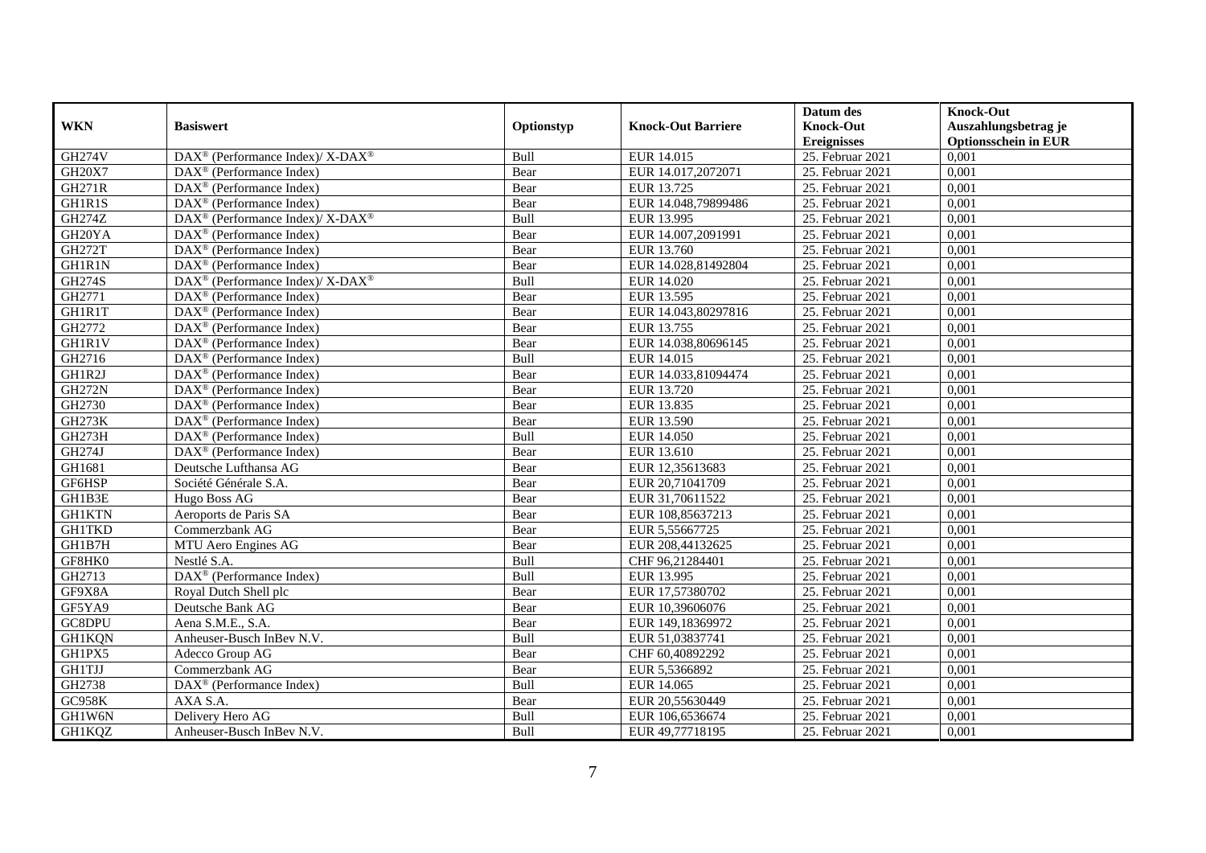| WKN | Basiswert | Optionstyp | Knock-Out Barriere | Datum des Knock-Out Ereignisses | Knock-Out Auszahlungsbetrag je Optionsschein in EUR |
|---|---|---|---|---|---|
| GH274V | DAX® (Performance Index)/ X-DAX® | Bull | EUR 14.015 | 25. Februar 2021 | 0,001 |
| GH20X7 | DAX® (Performance Index) | Bear | EUR 14.017,2072071 | 25. Februar 2021 | 0,001 |
| GH271R | DAX® (Performance Index) | Bear | EUR 13.725 | 25. Februar 2021 | 0,001 |
| GH1R1S | DAX® (Performance Index) | Bear | EUR 14.048,79899486 | 25. Februar 2021 | 0,001 |
| GH274Z | DAX® (Performance Index)/ X-DAX® | Bull | EUR 13.995 | 25. Februar 2021 | 0,001 |
| GH20YA | DAX® (Performance Index) | Bear | EUR 14.007,2091991 | 25. Februar 2021 | 0,001 |
| GH272T | DAX® (Performance Index) | Bear | EUR 13.760 | 25. Februar 2021 | 0,001 |
| GH1R1N | DAX® (Performance Index) | Bear | EUR 14.028,81492804 | 25. Februar 2021 | 0,001 |
| GH274S | DAX® (Performance Index)/ X-DAX® | Bull | EUR 14.020 | 25. Februar 2021 | 0,001 |
| GH2771 | DAX® (Performance Index) | Bear | EUR 13.595 | 25. Februar 2021 | 0,001 |
| GH1R1T | DAX® (Performance Index) | Bear | EUR 14.043,80297816 | 25. Februar 2021 | 0,001 |
| GH2772 | DAX® (Performance Index) | Bear | EUR 13.755 | 25. Februar 2021 | 0,001 |
| GH1R1V | DAX® (Performance Index) | Bear | EUR 14.038,80696145 | 25. Februar 2021 | 0,001 |
| GH2716 | DAX® (Performance Index) | Bull | EUR 14.015 | 25. Februar 2021 | 0,001 |
| GH1R2J | DAX® (Performance Index) | Bear | EUR 14.033,81094474 | 25. Februar 2021 | 0,001 |
| GH272N | DAX® (Performance Index) | Bear | EUR 13.720 | 25. Februar 2021 | 0,001 |
| GH2730 | DAX® (Performance Index) | Bear | EUR 13.835 | 25. Februar 2021 | 0,001 |
| GH273K | DAX® (Performance Index) | Bear | EUR 13.590 | 25. Februar 2021 | 0,001 |
| GH273H | DAX® (Performance Index) | Bull | EUR 14.050 | 25. Februar 2021 | 0,001 |
| GH274J | DAX® (Performance Index) | Bear | EUR 13.610 | 25. Februar 2021 | 0,001 |
| GH1681 | Deutsche Lufthansa AG | Bear | EUR 12,35613683 | 25. Februar 2021 | 0,001 |
| GF6HSP | Société Générale S.A. | Bear | EUR 20,71041709 | 25. Februar 2021 | 0,001 |
| GH1B3E | Hugo Boss AG | Bear | EUR 31,70611522 | 25. Februar 2021 | 0,001 |
| GH1KTN | Aeroports de Paris SA | Bear | EUR 108,85637213 | 25. Februar 2021 | 0,001 |
| GH1TKD | Commerzbank AG | Bear | EUR 5,55667725 | 25. Februar 2021 | 0,001 |
| GH1B7H | MTU Aero Engines AG | Bear | EUR 208,44132625 | 25. Februar 2021 | 0,001 |
| GF8HK0 | Nestlé S.A. | Bull | CHF 96,21284401 | 25. Februar 2021 | 0,001 |
| GH2713 | DAX® (Performance Index) | Bull | EUR 13.995 | 25. Februar 2021 | 0,001 |
| GF9X8A | Royal Dutch Shell plc | Bear | EUR 17,57380702 | 25. Februar 2021 | 0,001 |
| GF5YA9 | Deutsche Bank AG | Bear | EUR 10,39606076 | 25. Februar 2021 | 0,001 |
| GC8DPU | Aena S.M.E., S.A. | Bear | EUR 149,18369972 | 25. Februar 2021 | 0,001 |
| GH1KQN | Anheuser-Busch InBev N.V. | Bull | EUR 51,03837741 | 25. Februar 2021 | 0,001 |
| GH1PX5 | Adecco Group AG | Bear | CHF 60,40892292 | 25. Februar 2021 | 0,001 |
| GH1TJJ | Commerzbank AG | Bear | EUR 5,5366892 | 25. Februar 2021 | 0,001 |
| GH2738 | DAX® (Performance Index) | Bull | EUR 14.065 | 25. Februar 2021 | 0,001 |
| GC958K | AXA S.A. | Bear | EUR 20,55630449 | 25. Februar 2021 | 0,001 |
| GH1W6N | Delivery Hero AG | Bull | EUR 106,6536674 | 25. Februar 2021 | 0,001 |
| GH1KQZ | Anheuser-Busch InBev N.V. | Bull | EUR 49,77718195 | 25. Februar 2021 | 0,001 |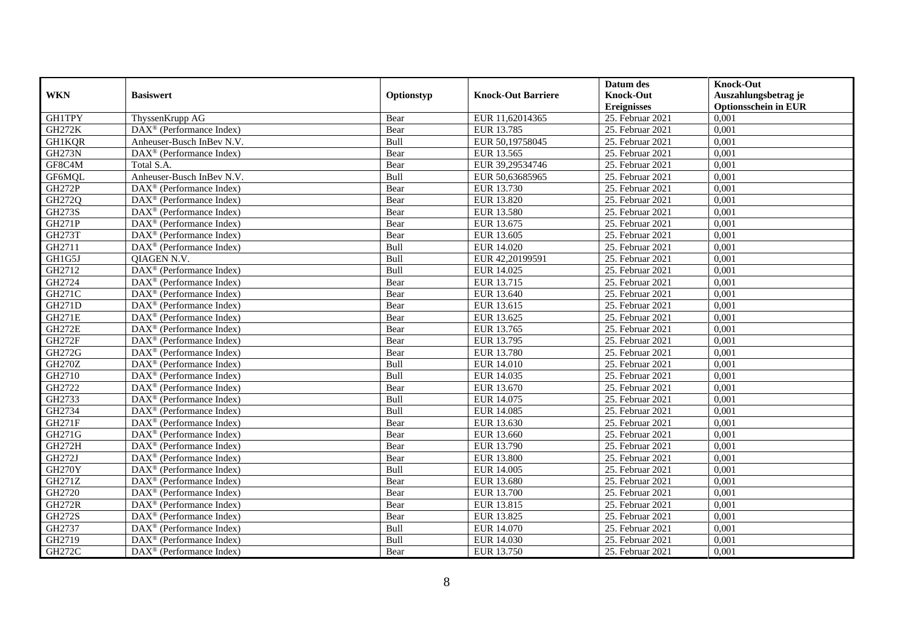| WKN | Basiswert | Optionstyp | Knock-Out Barriere | Datum des Knock-Out Ereignisses | Knock-Out Auszahlungsbetrag je Optionsschein in EUR |
|---|---|---|---|---|---|
| GH1TPY | ThyssenKrupp AG | Bear | EUR 11,62014365 | 25. Februar 2021 | 0,001 |
| GH272K | DAX® (Performance Index) | Bear | EUR 13.785 | 25. Februar 2021 | 0,001 |
| GH1KQR | Anheuser-Busch InBev N.V. | Bull | EUR 50,19758045 | 25. Februar 2021 | 0,001 |
| GH273N | DAX® (Performance Index) | Bear | EUR 13.565 | 25. Februar 2021 | 0,001 |
| GF8C4M | Total S.A. | Bear | EUR 39,29534746 | 25. Februar 2021 | 0,001 |
| GF6MQL | Anheuser-Busch InBev N.V. | Bull | EUR 50,63685965 | 25. Februar 2021 | 0,001 |
| GH272P | DAX® (Performance Index) | Bear | EUR 13.730 | 25. Februar 2021 | 0,001 |
| GH272Q | DAX® (Performance Index) | Bear | EUR 13.820 | 25. Februar 2021 | 0,001 |
| GH273S | DAX® (Performance Index) | Bear | EUR 13.580 | 25. Februar 2021 | 0,001 |
| GH271P | DAX® (Performance Index) | Bear | EUR 13.675 | 25. Februar 2021 | 0,001 |
| GH273T | DAX® (Performance Index) | Bear | EUR 13.605 | 25. Februar 2021 | 0,001 |
| GH2711 | DAX® (Performance Index) | Bull | EUR 14.020 | 25. Februar 2021 | 0,001 |
| GH1G5J | QIAGEN N.V. | Bull | EUR 42,20199591 | 25. Februar 2021 | 0,001 |
| GH2712 | DAX® (Performance Index) | Bull | EUR 14.025 | 25. Februar 2021 | 0,001 |
| GH2724 | DAX® (Performance Index) | Bear | EUR 13.715 | 25. Februar 2021 | 0,001 |
| GH271C | DAX® (Performance Index) | Bear | EUR 13.640 | 25. Februar 2021 | 0,001 |
| GH271D | DAX® (Performance Index) | Bear | EUR 13.615 | 25. Februar 2021 | 0,001 |
| GH271E | DAX® (Performance Index) | Bear | EUR 13.625 | 25. Februar 2021 | 0,001 |
| GH272E | DAX® (Performance Index) | Bear | EUR 13.765 | 25. Februar 2021 | 0,001 |
| GH272F | DAX® (Performance Index) | Bear | EUR 13.795 | 25. Februar 2021 | 0,001 |
| GH272G | DAX® (Performance Index) | Bear | EUR 13.780 | 25. Februar 2021 | 0,001 |
| GH270Z | DAX® (Performance Index) | Bull | EUR 14.010 | 25. Februar 2021 | 0,001 |
| GH2710 | DAX® (Performance Index) | Bull | EUR 14.035 | 25. Februar 2021 | 0,001 |
| GH2722 | DAX® (Performance Index) | Bear | EUR 13.670 | 25. Februar 2021 | 0,001 |
| GH2733 | DAX® (Performance Index) | Bull | EUR 14.075 | 25. Februar 2021 | 0,001 |
| GH2734 | DAX® (Performance Index) | Bull | EUR 14.085 | 25. Februar 2021 | 0,001 |
| GH271F | DAX® (Performance Index) | Bear | EUR 13.630 | 25. Februar 2021 | 0,001 |
| GH271G | DAX® (Performance Index) | Bear | EUR 13.660 | 25. Februar 2021 | 0,001 |
| GH272H | DAX® (Performance Index) | Bear | EUR 13.790 | 25. Februar 2021 | 0,001 |
| GH272J | DAX® (Performance Index) | Bear | EUR 13.800 | 25. Februar 2021 | 0,001 |
| GH270Y | DAX® (Performance Index) | Bull | EUR 14.005 | 25. Februar 2021 | 0,001 |
| GH271Z | DAX® (Performance Index) | Bear | EUR 13.680 | 25. Februar 2021 | 0,001 |
| GH2720 | DAX® (Performance Index) | Bear | EUR 13.700 | 25. Februar 2021 | 0,001 |
| GH272R | DAX® (Performance Index) | Bear | EUR 13.815 | 25. Februar 2021 | 0,001 |
| GH272S | DAX® (Performance Index) | Bear | EUR 13.825 | 25. Februar 2021 | 0,001 |
| GH2737 | DAX® (Performance Index) | Bull | EUR 14.070 | 25. Februar 2021 | 0,001 |
| GH2719 | DAX® (Performance Index) | Bull | EUR 14.030 | 25. Februar 2021 | 0,001 |
| GH272C | DAX® (Performance Index) | Bear | EUR 13.750 | 25. Februar 2021 | 0,001 |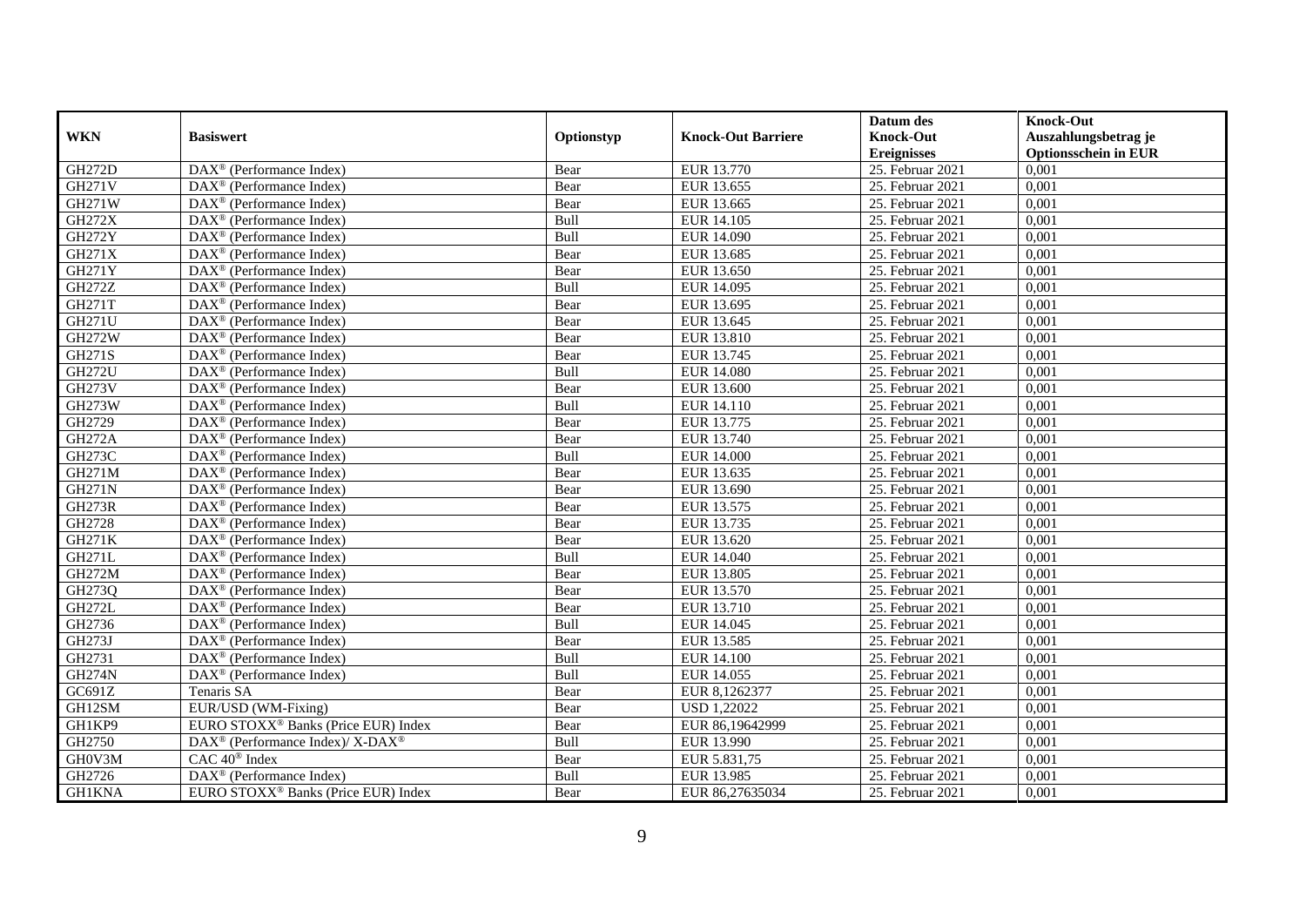| WKN | Basiswert | Optionstyp | Knock-Out Barriere | Datum des Knock-Out Ereignisses | Knock-Out Auszahlungsbetrag je Optionsschein in EUR |
|---|---|---|---|---|---|
| GH272D | DAX® (Performance Index) | Bear | EUR 13.770 | 25. Februar 2021 | 0,001 |
| GH271V | DAX® (Performance Index) | Bear | EUR 13.655 | 25. Februar 2021 | 0,001 |
| GH271W | DAX® (Performance Index) | Bear | EUR 13.665 | 25. Februar 2021 | 0,001 |
| GH272X | DAX® (Performance Index) | Bull | EUR 14.105 | 25. Februar 2021 | 0,001 |
| GH272Y | DAX® (Performance Index) | Bull | EUR 14.090 | 25. Februar 2021 | 0,001 |
| GH271X | DAX® (Performance Index) | Bear | EUR 13.685 | 25. Februar 2021 | 0,001 |
| GH271Y | DAX® (Performance Index) | Bear | EUR 13.650 | 25. Februar 2021 | 0,001 |
| GH272Z | DAX® (Performance Index) | Bull | EUR 14.095 | 25. Februar 2021 | 0,001 |
| GH271T | DAX® (Performance Index) | Bear | EUR 13.695 | 25. Februar 2021 | 0,001 |
| GH271U | DAX® (Performance Index) | Bear | EUR 13.645 | 25. Februar 2021 | 0,001 |
| GH272W | DAX® (Performance Index) | Bear | EUR 13.810 | 25. Februar 2021 | 0,001 |
| GH271S | DAX® (Performance Index) | Bear | EUR 13.745 | 25. Februar 2021 | 0,001 |
| GH272U | DAX® (Performance Index) | Bull | EUR 14.080 | 25. Februar 2021 | 0,001 |
| GH273V | DAX® (Performance Index) | Bear | EUR 13.600 | 25. Februar 2021 | 0,001 |
| GH273W | DAX® (Performance Index) | Bull | EUR 14.110 | 25. Februar 2021 | 0,001 |
| GH2729 | DAX® (Performance Index) | Bear | EUR 13.775 | 25. Februar 2021 | 0,001 |
| GH272A | DAX® (Performance Index) | Bear | EUR 13.740 | 25. Februar 2021 | 0,001 |
| GH273C | DAX® (Performance Index) | Bull | EUR 14.000 | 25. Februar 2021 | 0,001 |
| GH271M | DAX® (Performance Index) | Bear | EUR 13.635 | 25. Februar 2021 | 0,001 |
| GH271N | DAX® (Performance Index) | Bear | EUR 13.690 | 25. Februar 2021 | 0,001 |
| GH273R | DAX® (Performance Index) | Bear | EUR 13.575 | 25. Februar 2021 | 0,001 |
| GH2728 | DAX® (Performance Index) | Bear | EUR 13.735 | 25. Februar 2021 | 0,001 |
| GH271K | DAX® (Performance Index) | Bear | EUR 13.620 | 25. Februar 2021 | 0,001 |
| GH271L | DAX® (Performance Index) | Bull | EUR 14.040 | 25. Februar 2021 | 0,001 |
| GH272M | DAX® (Performance Index) | Bear | EUR 13.805 | 25. Februar 2021 | 0,001 |
| GH273Q | DAX® (Performance Index) | Bear | EUR 13.570 | 25. Februar 2021 | 0,001 |
| GH272L | DAX® (Performance Index) | Bear | EUR 13.710 | 25. Februar 2021 | 0,001 |
| GH2736 | DAX® (Performance Index) | Bull | EUR 14.045 | 25. Februar 2021 | 0,001 |
| GH273J | DAX® (Performance Index) | Bear | EUR 13.585 | 25. Februar 2021 | 0,001 |
| GH2731 | DAX® (Performance Index) | Bull | EUR 14.100 | 25. Februar 2021 | 0,001 |
| GH274N | DAX® (Performance Index) | Bull | EUR 14.055 | 25. Februar 2021 | 0,001 |
| GC691Z | Tenaris SA | Bear | EUR 8,1262377 | 25. Februar 2021 | 0,001 |
| GH12SM | EUR/USD (WM-Fixing) | Bear | USD 1,22022 | 25. Februar 2021 | 0,001 |
| GH1KP9 | EURO STOXX® Banks (Price EUR) Index | Bear | EUR 86,19642999 | 25. Februar 2021 | 0,001 |
| GH2750 | DAX® (Performance Index)/ X-DAX® | Bull | EUR 13.990 | 25. Februar 2021 | 0,001 |
| GH0V3M | CAC 40® Index | Bear | EUR 5.831,75 | 25. Februar 2021 | 0,001 |
| GH2726 | DAX® (Performance Index) | Bull | EUR 13.985 | 25. Februar 2021 | 0,001 |
| GH1KNA | EURO STOXX® Banks (Price EUR) Index | Bear | EUR 86,27635034 | 25. Februar 2021 | 0,001 |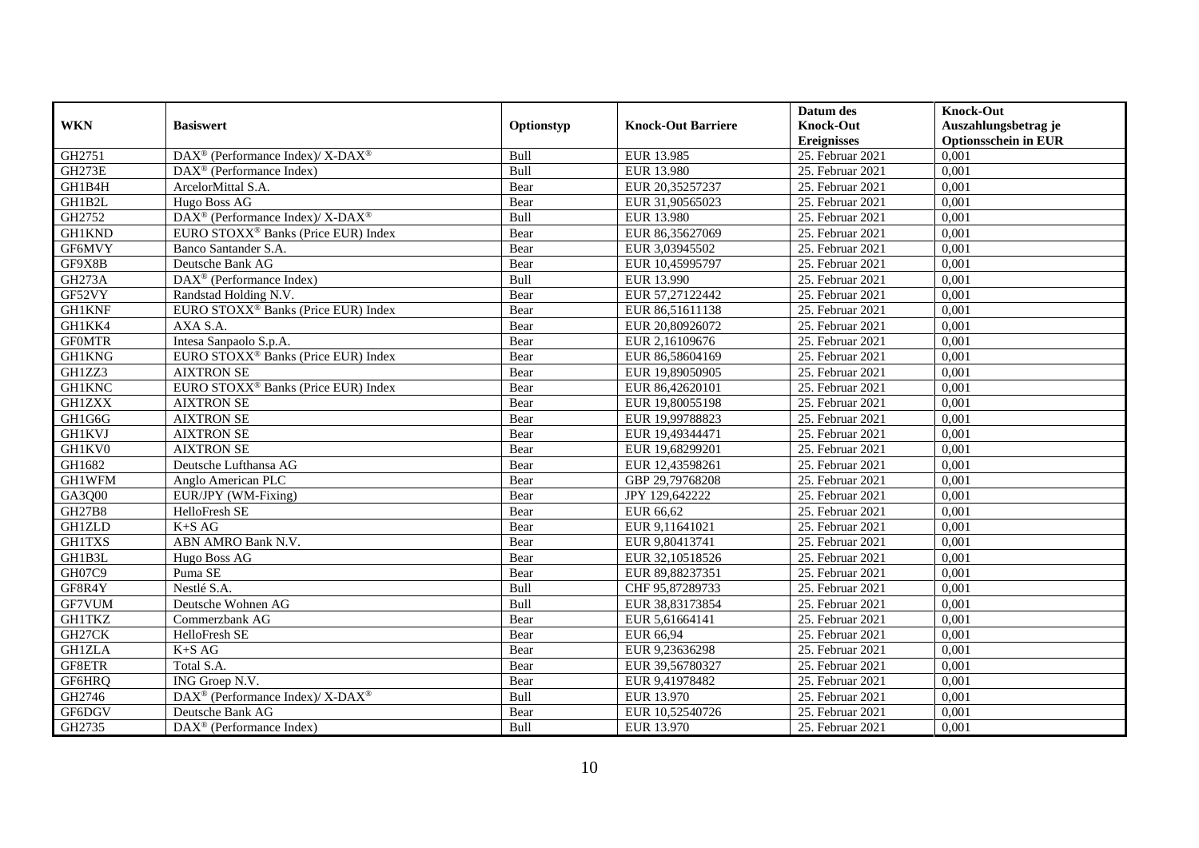| WKN | Basiswert | Optionstyp | Knock-Out Barriere | Datum des Knock-Out Ereignisses | Knock-Out Auszahlungsbetrag je Optionsschein in EUR |
|---|---|---|---|---|---|
| GH2751 | DAX® (Performance Index)/ X-DAX® | Bull | EUR 13.985 | 25. Februar 2021 | 0,001 |
| GH273E | DAX® (Performance Index) | Bull | EUR 13.980 | 25. Februar 2021 | 0,001 |
| GH1B4H | ArcelorMittal S.A. | Bear | EUR 20,35257237 | 25. Februar 2021 | 0,001 |
| GH1B2L | Hugo Boss AG | Bear | EUR 31,90565023 | 25. Februar 2021 | 0,001 |
| GH2752 | DAX® (Performance Index)/ X-DAX® | Bull | EUR 13.980 | 25. Februar 2021 | 0,001 |
| GH1KND | EURO STOXX® Banks (Price EUR) Index | Bear | EUR 86,35627069 | 25. Februar 2021 | 0,001 |
| GF6MVY | Banco Santander S.A. | Bear | EUR 3,03945502 | 25. Februar 2021 | 0,001 |
| GF9X8B | Deutsche Bank AG | Bear | EUR 10,45995797 | 25. Februar 2021 | 0,001 |
| GH273A | DAX® (Performance Index) | Bull | EUR 13.990 | 25. Februar 2021 | 0,001 |
| GF52VY | Randstad Holding N.V. | Bear | EUR 57,27122442 | 25. Februar 2021 | 0,001 |
| GH1KNF | EURO STOXX® Banks (Price EUR) Index | Bear | EUR 86,51611138 | 25. Februar 2021 | 0,001 |
| GH1KK4 | AXA S.A. | Bear | EUR 20,80926072 | 25. Februar 2021 | 0,001 |
| GF0MTR | Intesa Sanpaolo S.p.A. | Bear | EUR 2,16109676 | 25. Februar 2021 | 0,001 |
| GH1KNG | EURO STOXX® Banks (Price EUR) Index | Bear | EUR 86,58604169 | 25. Februar 2021 | 0,001 |
| GH1ZZ3 | AIXTRON SE | Bear | EUR 19,89050905 | 25. Februar 2021 | 0,001 |
| GH1KNC | EURO STOXX® Banks (Price EUR) Index | Bear | EUR 86,42620101 | 25. Februar 2021 | 0,001 |
| GH1ZXX | AIXTRON SE | Bear | EUR 19,80055198 | 25. Februar 2021 | 0,001 |
| GH1G6G | AIXTRON SE | Bear | EUR 19,99788823 | 25. Februar 2021 | 0,001 |
| GH1KVJ | AIXTRON SE | Bear | EUR 19,49344471 | 25. Februar 2021 | 0,001 |
| GH1KV0 | AIXTRON SE | Bear | EUR 19,68299201 | 25. Februar 2021 | 0,001 |
| GH1682 | Deutsche Lufthansa AG | Bear | EUR 12,43598261 | 25. Februar 2021 | 0,001 |
| GH1WFM | Anglo American PLC | Bear | GBP 29,79768208 | 25. Februar 2021 | 0,001 |
| GA3Q00 | EUR/JPY (WM-Fixing) | Bear | JPY 129,642222 | 25. Februar 2021 | 0,001 |
| GH27B8 | HelloFresh SE | Bear | EUR 66,62 | 25. Februar 2021 | 0,001 |
| GH1ZLD | K+S AG | Bear | EUR 9,11641021 | 25. Februar 2021 | 0,001 |
| GH1TXS | ABN AMRO Bank N.V. | Bear | EUR 9,80413741 | 25. Februar 2021 | 0,001 |
| GH1B3L | Hugo Boss AG | Bear | EUR 32,10518526 | 25. Februar 2021 | 0,001 |
| GH07C9 | Puma SE | Bear | EUR 89,88237351 | 25. Februar 2021 | 0,001 |
| GF8R4Y | Nestlé S.A. | Bull | CHF 95,87289733 | 25. Februar 2021 | 0,001 |
| GF7VUM | Deutsche Wohnen AG | Bull | EUR 38,83173854 | 25. Februar 2021 | 0,001 |
| GH1TKZ | Commerzbank AG | Bear | EUR 5,61664141 | 25. Februar 2021 | 0,001 |
| GH27CK | HelloFresh SE | Bear | EUR 66,94 | 25. Februar 2021 | 0,001 |
| GH1ZLA | K+S AG | Bear | EUR 9,23636298 | 25. Februar 2021 | 0,001 |
| GF8ETR | Total S.A. | Bear | EUR 39,56780327 | 25. Februar 2021 | 0,001 |
| GF6HRQ | ING Groep N.V. | Bear | EUR 9,41978482 | 25. Februar 2021 | 0,001 |
| GH2746 | DAX® (Performance Index)/ X-DAX® | Bull | EUR 13.970 | 25. Februar 2021 | 0,001 |
| GF6DGV | Deutsche Bank AG | Bear | EUR 10,52540726 | 25. Februar 2021 | 0,001 |
| GH2735 | DAX® (Performance Index) | Bull | EUR 13.970 | 25. Februar 2021 | 0,001 |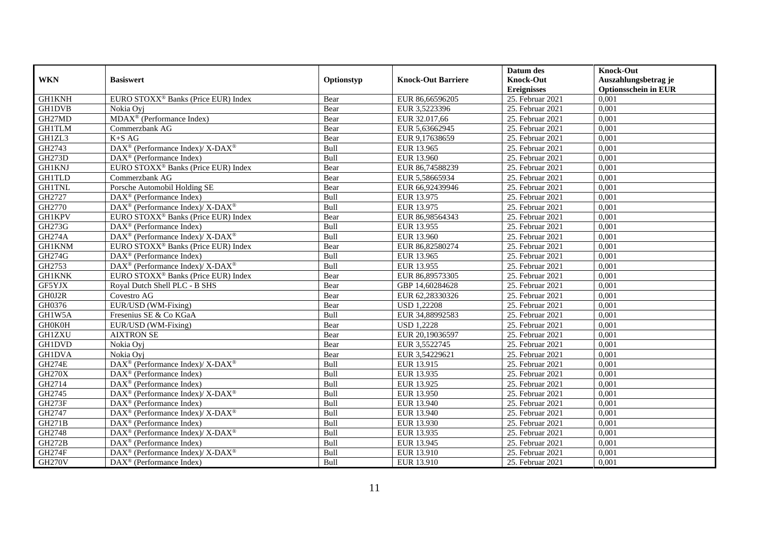| WKN | Basiswert | Optionstyp | Knock-Out Barriere | Datum des Knock-Out Ereignisses | Knock-Out Auszahlungsbetrag je Optionsschein in EUR |
|---|---|---|---|---|---|
| GH1KNH | EURO STOXX® Banks (Price EUR) Index | Bear | EUR 86,66596205 | 25. Februar 2021 | 0,001 |
| GH1DVB | Nokia Oyj | Bear | EUR 3,5223396 | 25. Februar 2021 | 0,001 |
| GH27MD | MDAX® (Performance Index) | Bear | EUR 32.017,66 | 25. Februar 2021 | 0,001 |
| GH1TLM | Commerzbank AG | Bear | EUR 5,63662945 | 25. Februar 2021 | 0,001 |
| GH1ZL3 | K+S AG | Bear | EUR 9,17638659 | 25. Februar 2021 | 0,001 |
| GH2743 | DAX® (Performance Index)/ X-DAX® | Bull | EUR 13.965 | 25. Februar 2021 | 0,001 |
| GH273D | DAX® (Performance Index) | Bull | EUR 13.960 | 25. Februar 2021 | 0,001 |
| GH1KNJ | EURO STOXX® Banks (Price EUR) Index | Bear | EUR 86,74588239 | 25. Februar 2021 | 0,001 |
| GH1TLD | Commerzbank AG | Bear | EUR 5,58665934 | 25. Februar 2021 | 0,001 |
| GH1TNL | Porsche Automobil Holding SE | Bear | EUR 66,92439946 | 25. Februar 2021 | 0,001 |
| GH2727 | DAX® (Performance Index) | Bull | EUR 13.975 | 25. Februar 2021 | 0,001 |
| GH2770 | DAX® (Performance Index)/ X-DAX® | Bull | EUR 13.975 | 25. Februar 2021 | 0,001 |
| GH1KPV | EURO STOXX® Banks (Price EUR) Index | Bear | EUR 86,98564343 | 25. Februar 2021 | 0,001 |
| GH273G | DAX® (Performance Index) | Bull | EUR 13.955 | 25. Februar 2021 | 0,001 |
| GH274A | DAX® (Performance Index)/ X-DAX® | Bull | EUR 13.960 | 25. Februar 2021 | 0,001 |
| GH1KNM | EURO STOXX® Banks (Price EUR) Index | Bear | EUR 86,82580274 | 25. Februar 2021 | 0,001 |
| GH274G | DAX® (Performance Index) | Bull | EUR 13.965 | 25. Februar 2021 | 0,001 |
| GH2753 | DAX® (Performance Index)/ X-DAX® | Bull | EUR 13.955 | 25. Februar 2021 | 0,001 |
| GH1KNK | EURO STOXX® Banks (Price EUR) Index | Bear | EUR 86,89573305 | 25. Februar 2021 | 0,001 |
| GF5YJX | Royal Dutch Shell PLC - B SHS | Bear | GBP 14,60284628 | 25. Februar 2021 | 0,001 |
| GH0J2R | Covestro AG | Bear | EUR 62,28330326 | 25. Februar 2021 | 0,001 |
| GH0376 | EUR/USD (WM-Fixing) | Bear | USD 1,22208 | 25. Februar 2021 | 0,001 |
| GH1W5A | Fresenius SE & Co KGaA | Bull | EUR 34,88992583 | 25. Februar 2021 | 0,001 |
| GH0K0H | EUR/USD (WM-Fixing) | Bear | USD 1,2228 | 25. Februar 2021 | 0,001 |
| GH1ZXU | AIXTRON SE | Bear | EUR 20,19036597 | 25. Februar 2021 | 0,001 |
| GH1DVD | Nokia Oyj | Bear | EUR 3,5522745 | 25. Februar 2021 | 0,001 |
| GH1DVA | Nokia Oyj | Bear | EUR 3,54229621 | 25. Februar 2021 | 0,001 |
| GH274E | DAX® (Performance Index)/ X-DAX® | Bull | EUR 13.915 | 25. Februar 2021 | 0,001 |
| GH270X | DAX® (Performance Index) | Bull | EUR 13.935 | 25. Februar 2021 | 0,001 |
| GH2714 | DAX® (Performance Index) | Bull | EUR 13.925 | 25. Februar 2021 | 0,001 |
| GH2745 | DAX® (Performance Index)/ X-DAX® | Bull | EUR 13.950 | 25. Februar 2021 | 0,001 |
| GH273F | DAX® (Performance Index) | Bull | EUR 13.940 | 25. Februar 2021 | 0,001 |
| GH2747 | DAX® (Performance Index)/ X-DAX® | Bull | EUR 13.940 | 25. Februar 2021 | 0,001 |
| GH271B | DAX® (Performance Index) | Bull | EUR 13.930 | 25. Februar 2021 | 0,001 |
| GH2748 | DAX® (Performance Index)/ X-DAX® | Bull | EUR 13.935 | 25. Februar 2021 | 0,001 |
| GH272B | DAX® (Performance Index) | Bull | EUR 13.945 | 25. Februar 2021 | 0,001 |
| GH274F | DAX® (Performance Index)/ X-DAX® | Bull | EUR 13.910 | 25. Februar 2021 | 0,001 |
| GH270V | DAX® (Performance Index) | Bull | EUR 13.910 | 25. Februar 2021 | 0,001 |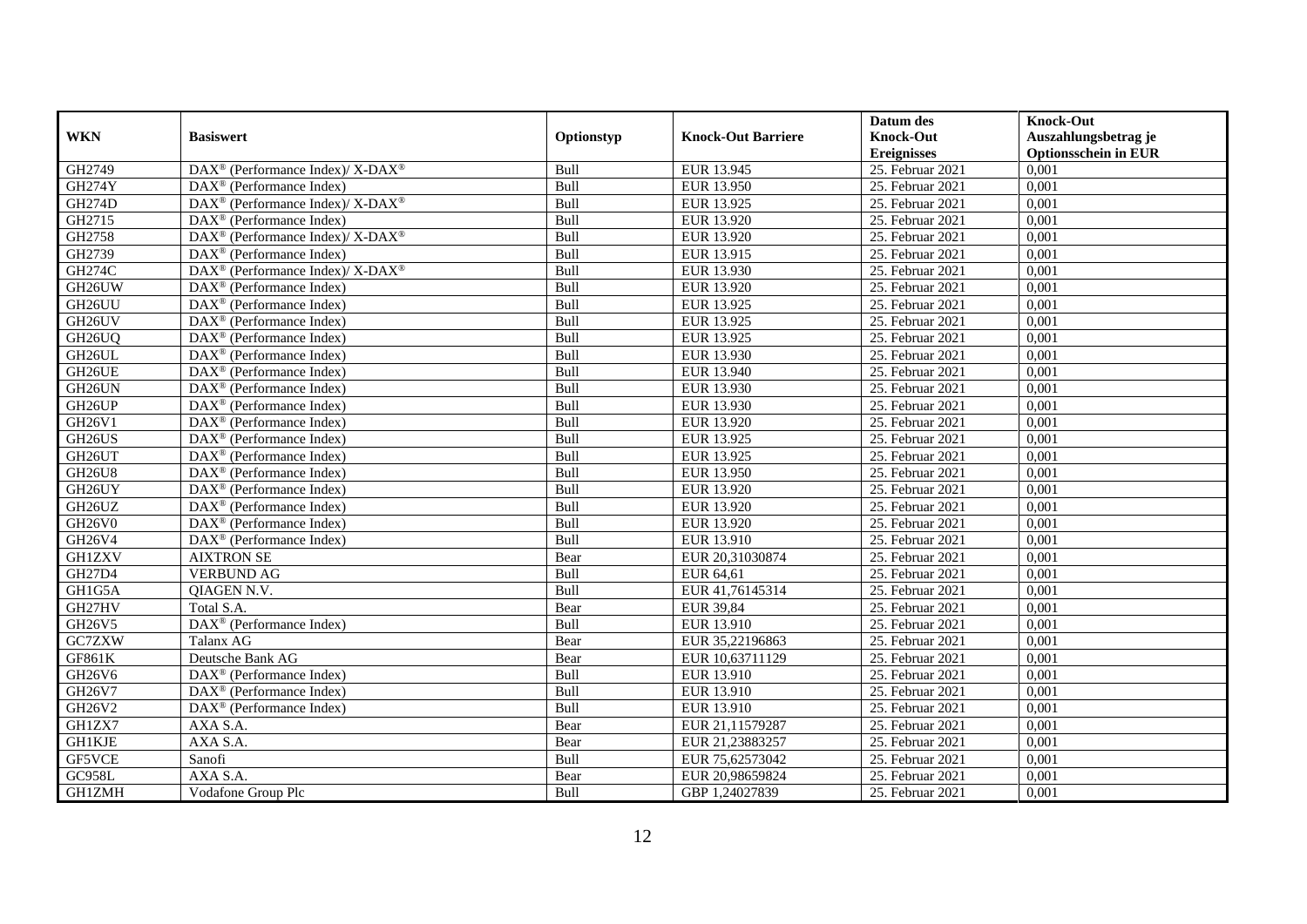| WKN | Basiswert | Optionstyp | Knock-Out Barriere | Datum des Knock-Out Ereignisses | Knock-Out Auszahlungsbetrag je Optionsschein in EUR |
|---|---|---|---|---|---|
| GH2749 | DAX® (Performance Index)/ X-DAX® | Bull | EUR 13.945 | 25. Februar 2021 | 0,001 |
| GH274Y | DAX® (Performance Index) | Bull | EUR 13.950 | 25. Februar 2021 | 0,001 |
| GH274D | DAX® (Performance Index)/ X-DAX® | Bull | EUR 13.925 | 25. Februar 2021 | 0,001 |
| GH2715 | DAX® (Performance Index) | Bull | EUR 13.920 | 25. Februar 2021 | 0,001 |
| GH2758 | DAX® (Performance Index)/ X-DAX® | Bull | EUR 13.920 | 25. Februar 2021 | 0,001 |
| GH2739 | DAX® (Performance Index) | Bull | EUR 13.915 | 25. Februar 2021 | 0,001 |
| GH274C | DAX® (Performance Index)/ X-DAX® | Bull | EUR 13.930 | 25. Februar 2021 | 0,001 |
| GH26UW | DAX® (Performance Index) | Bull | EUR 13.920 | 25. Februar 2021 | 0,001 |
| GH26UU | DAX® (Performance Index) | Bull | EUR 13.925 | 25. Februar 2021 | 0,001 |
| GH26UV | DAX® (Performance Index) | Bull | EUR 13.925 | 25. Februar 2021 | 0,001 |
| GH26UQ | DAX® (Performance Index) | Bull | EUR 13.925 | 25. Februar 2021 | 0,001 |
| GH26UL | DAX® (Performance Index) | Bull | EUR 13.930 | 25. Februar 2021 | 0,001 |
| GH26UE | DAX® (Performance Index) | Bull | EUR 13.940 | 25. Februar 2021 | 0,001 |
| GH26UN | DAX® (Performance Index) | Bull | EUR 13.930 | 25. Februar 2021 | 0,001 |
| GH26UP | DAX® (Performance Index) | Bull | EUR 13.930 | 25. Februar 2021 | 0,001 |
| GH26V1 | DAX® (Performance Index) | Bull | EUR 13.920 | 25. Februar 2021 | 0,001 |
| GH26US | DAX® (Performance Index) | Bull | EUR 13.925 | 25. Februar 2021 | 0,001 |
| GH26UT | DAX® (Performance Index) | Bull | EUR 13.925 | 25. Februar 2021 | 0,001 |
| GH26U8 | DAX® (Performance Index) | Bull | EUR 13.950 | 25. Februar 2021 | 0,001 |
| GH26UY | DAX® (Performance Index) | Bull | EUR 13.920 | 25. Februar 2021 | 0,001 |
| GH26UZ | DAX® (Performance Index) | Bull | EUR 13.920 | 25. Februar 2021 | 0,001 |
| GH26V0 | DAX® (Performance Index) | Bull | EUR 13.920 | 25. Februar 2021 | 0,001 |
| GH26V4 | DAX® (Performance Index) | Bull | EUR 13.910 | 25. Februar 2021 | 0,001 |
| GH1ZXV | AIXTRON SE | Bear | EUR 20,31030874 | 25. Februar 2021 | 0,001 |
| GH27D4 | VERBUND AG | Bull | EUR 64,61 | 25. Februar 2021 | 0,001 |
| GH1G5A | QIAGEN N.V. | Bull | EUR 41,76145314 | 25. Februar 2021 | 0,001 |
| GH27HV | Total S.A. | Bear | EUR 39,84 | 25. Februar 2021 | 0,001 |
| GH26V5 | DAX® (Performance Index) | Bull | EUR 13.910 | 25. Februar 2021 | 0,001 |
| GC7ZXW | Talanx AG | Bear | EUR 35,22196863 | 25. Februar 2021 | 0,001 |
| GF861K | Deutsche Bank AG | Bear | EUR 10,63711129 | 25. Februar 2021 | 0,001 |
| GH26V6 | DAX® (Performance Index) | Bull | EUR 13.910 | 25. Februar 2021 | 0,001 |
| GH26V7 | DAX® (Performance Index) | Bull | EUR 13.910 | 25. Februar 2021 | 0,001 |
| GH26V2 | DAX® (Performance Index) | Bull | EUR 13.910 | 25. Februar 2021 | 0,001 |
| GH1ZX7 | AXA S.A. | Bear | EUR 21,11579287 | 25. Februar 2021 | 0,001 |
| GH1KJE | AXA S.A. | Bear | EUR 21,23883257 | 25. Februar 2021 | 0,001 |
| GF5VCE | Sanofi | Bull | EUR 75,62573042 | 25. Februar 2021 | 0,001 |
| GC958L | AXA S.A. | Bear | EUR 20,98659824 | 25. Februar 2021 | 0,001 |
| GH1ZMH | Vodafone Group Plc | Bull | GBP 1,24027839 | 25. Februar 2021 | 0,001 |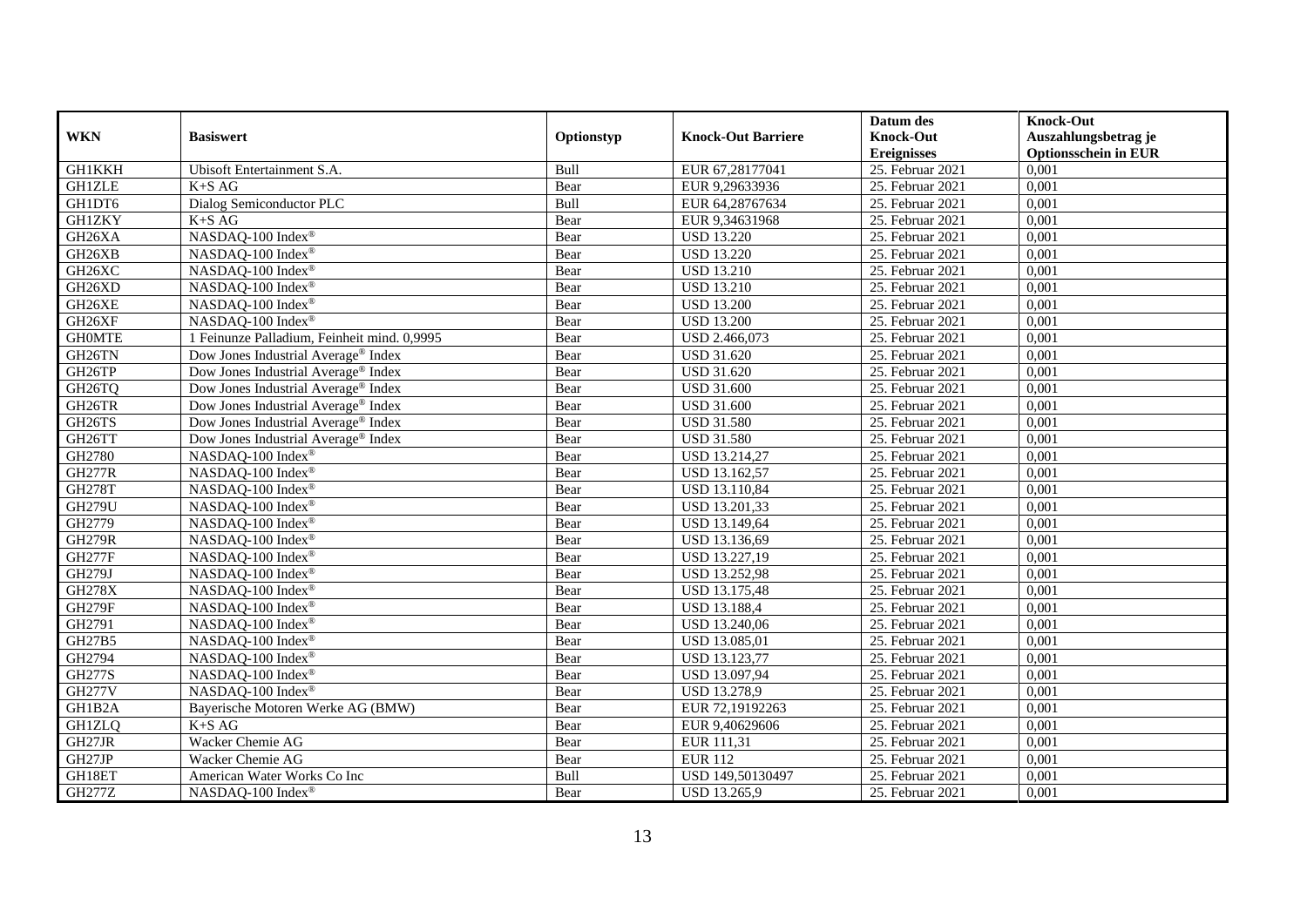| WKN | Basiswert | Optionstyp | Knock-Out Barriere | Datum des Knock-Out Ereignisses | Knock-Out Auszahlungsbetrag je Optionsschein in EUR |
|---|---|---|---|---|---|
| GH1KKH | Ubisoft Entertainment S.A. | Bull | EUR 67,28177041 | 25. Februar 2021 | 0,001 |
| GH1ZLE | K+S AG | Bear | EUR 9,29633936 | 25. Februar 2021 | 0,001 |
| GH1DT6 | Dialog Semiconductor PLC | Bull | EUR 64,28767634 | 25. Februar 2021 | 0,001 |
| GH1ZKY | K+S AG | Bear | EUR 9,34631968 | 25. Februar 2021 | 0,001 |
| GH26XA | NASDAQ-100 Index® | Bear | USD 13.220 | 25. Februar 2021 | 0,001 |
| GH26XB | NASDAQ-100 Index® | Bear | USD 13.220 | 25. Februar 2021 | 0,001 |
| GH26XC | NASDAQ-100 Index® | Bear | USD 13.210 | 25. Februar 2021 | 0,001 |
| GH26XD | NASDAQ-100 Index® | Bear | USD 13.210 | 25. Februar 2021 | 0,001 |
| GH26XE | NASDAQ-100 Index® | Bear | USD 13.200 | 25. Februar 2021 | 0,001 |
| GH26XF | NASDAQ-100 Index® | Bear | USD 13.200 | 25. Februar 2021 | 0,001 |
| GH0MTE | 1 Feinunze Palladium, Feinheit mind. 0,9995 | Bear | USD 2.466,073 | 25. Februar 2021 | 0,001 |
| GH26TN | Dow Jones Industrial Average® Index | Bear | USD 31.620 | 25. Februar 2021 | 0,001 |
| GH26TP | Dow Jones Industrial Average® Index | Bear | USD 31.620 | 25. Februar 2021 | 0,001 |
| GH26TQ | Dow Jones Industrial Average® Index | Bear | USD 31.600 | 25. Februar 2021 | 0,001 |
| GH26TR | Dow Jones Industrial Average® Index | Bear | USD 31.600 | 25. Februar 2021 | 0,001 |
| GH26TS | Dow Jones Industrial Average® Index | Bear | USD 31.580 | 25. Februar 2021 | 0,001 |
| GH26TT | Dow Jones Industrial Average® Index | Bear | USD 31.580 | 25. Februar 2021 | 0,001 |
| GH2780 | NASDAQ-100 Index® | Bear | USD 13.214,27 | 25. Februar 2021 | 0,001 |
| GH277R | NASDAQ-100 Index® | Bear | USD 13.162,57 | 25. Februar 2021 | 0,001 |
| GH278T | NASDAQ-100 Index® | Bear | USD 13.110,84 | 25. Februar 2021 | 0,001 |
| GH279U | NASDAQ-100 Index® | Bear | USD 13.201,33 | 25. Februar 2021 | 0,001 |
| GH2779 | NASDAQ-100 Index® | Bear | USD 13.149,64 | 25. Februar 2021 | 0,001 |
| GH279R | NASDAQ-100 Index® | Bear | USD 13.136,69 | 25. Februar 2021 | 0,001 |
| GH277F | NASDAQ-100 Index® | Bear | USD 13.227,19 | 25. Februar 2021 | 0,001 |
| GH279J | NASDAQ-100 Index® | Bear | USD 13.252,98 | 25. Februar 2021 | 0,001 |
| GH278X | NASDAQ-100 Index® | Bear | USD 13.175,48 | 25. Februar 2021 | 0,001 |
| GH279F | NASDAQ-100 Index® | Bear | USD 13.188,4 | 25. Februar 2021 | 0,001 |
| GH2791 | NASDAQ-100 Index® | Bear | USD 13.240,06 | 25. Februar 2021 | 0,001 |
| GH27B5 | NASDAQ-100 Index® | Bear | USD 13.085,01 | 25. Februar 2021 | 0,001 |
| GH2794 | NASDAQ-100 Index® | Bear | USD 13.123,77 | 25. Februar 2021 | 0,001 |
| GH277S | NASDAQ-100 Index® | Bear | USD 13.097,94 | 25. Februar 2021 | 0,001 |
| GH277V | NASDAQ-100 Index® | Bear | USD 13.278,9 | 25. Februar 2021 | 0,001 |
| GH1B2A | Bayerische Motoren Werke AG (BMW) | Bear | EUR 72,19192263 | 25. Februar 2021 | 0,001 |
| GH1ZLQ | K+S AG | Bear | EUR 9,40629606 | 25. Februar 2021 | 0,001 |
| GH27JR | Wacker Chemie AG | Bear | EUR 111,31 | 25. Februar 2021 | 0,001 |
| GH27JP | Wacker Chemie AG | Bear | EUR 112 | 25. Februar 2021 | 0,001 |
| GH18ET | American Water Works Co Inc | Bull | USD 149,50130497 | 25. Februar 2021 | 0,001 |
| GH277Z | NASDAQ-100 Index® | Bear | USD 13.265,9 | 25. Februar 2021 | 0,001 |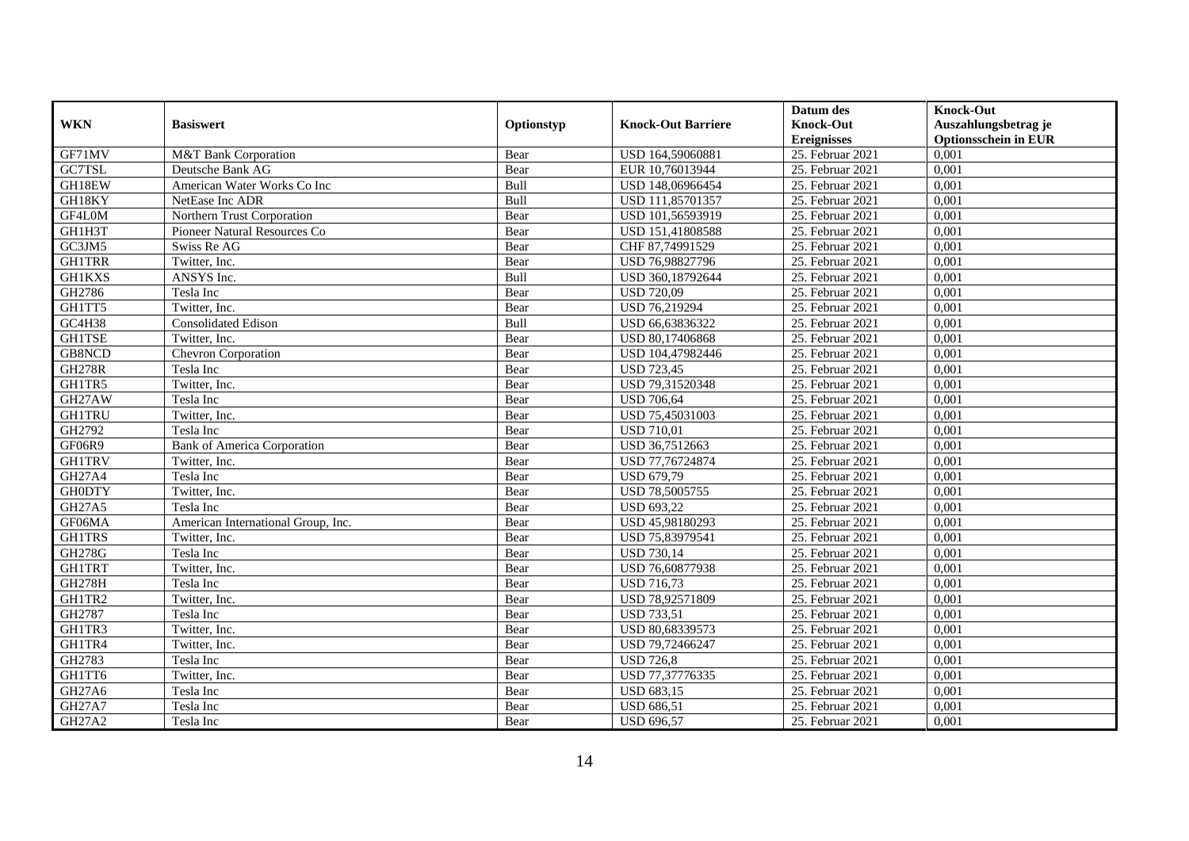| WKN | Basiswert | Optionstyp | Knock-Out Barriere | Datum des Knock-Out Ereignisses | Knock-Out Auszahlungsbetrag je Optionsschein in EUR |
|---|---|---|---|---|---|
| GF71MV | M&T Bank Corporation | Bear | USD 164,59060881 | 25. Februar 2021 | 0,001 |
| GC7TSL | Deutsche Bank AG | Bear | EUR 10,76013944 | 25. Februar 2021 | 0,001 |
| GH18EW | American Water Works Co Inc | Bull | USD 148,06966454 | 25. Februar 2021 | 0,001 |
| GH18KY | NetEase Inc ADR | Bull | USD 111,85701357 | 25. Februar 2021 | 0,001 |
| GF4L0M | Northern Trust Corporation | Bear | USD 101,56593919 | 25. Februar 2021 | 0,001 |
| GH1H3T | Pioneer Natural Resources Co | Bear | USD 151,41808588 | 25. Februar 2021 | 0,001 |
| GC3JM5 | Swiss Re AG | Bear | CHF 87,74991529 | 25. Februar 2021 | 0,001 |
| GH1TRR | Twitter, Inc. | Bear | USD 76,98827796 | 25. Februar 2021 | 0,001 |
| GH1KXS | ANSYS Inc. | Bull | USD 360,18792644 | 25. Februar 2021 | 0,001 |
| GH2786 | Tesla Inc | Bear | USD 720,09 | 25. Februar 2021 | 0,001 |
| GH1TT5 | Twitter, Inc. | Bear | USD 76,219294 | 25. Februar 2021 | 0,001 |
| GC4H38 | Consolidated Edison | Bull | USD 66,63836322 | 25. Februar 2021 | 0,001 |
| GH1TSE | Twitter, Inc. | Bear | USD 80,17406868 | 25. Februar 2021 | 0,001 |
| GB8NCD | Chevron Corporation | Bear | USD 104,47982446 | 25. Februar 2021 | 0,001 |
| GH278R | Tesla Inc | Bear | USD 723,45 | 25. Februar 2021 | 0,001 |
| GH1TR5 | Twitter, Inc. | Bear | USD 79,31520348 | 25. Februar 2021 | 0,001 |
| GH27AW | Tesla Inc | Bear | USD 706,64 | 25. Februar 2021 | 0,001 |
| GH1TRU | Twitter, Inc. | Bear | USD 75,45031003 | 25. Februar 2021 | 0,001 |
| GH2792 | Tesla Inc | Bear | USD 710,01 | 25. Februar 2021 | 0,001 |
| GF06R9 | Bank of America Corporation | Bear | USD 36,7512663 | 25. Februar 2021 | 0,001 |
| GH1TRV | Twitter, Inc. | Bear | USD 77,76724874 | 25. Februar 2021 | 0,001 |
| GH27A4 | Tesla Inc | Bear | USD 679,79 | 25. Februar 2021 | 0,001 |
| GH0DTY | Twitter, Inc. | Bear | USD 78,5005755 | 25. Februar 2021 | 0,001 |
| GH27A5 | Tesla Inc | Bear | USD 693,22 | 25. Februar 2021 | 0,001 |
| GF06MA | American International Group, Inc. | Bear | USD 45,98180293 | 25. Februar 2021 | 0,001 |
| GH1TRS | Twitter, Inc. | Bear | USD 75,83979541 | 25. Februar 2021 | 0,001 |
| GH278G | Tesla Inc | Bear | USD 730,14 | 25. Februar 2021 | 0,001 |
| GH1TRT | Twitter, Inc. | Bear | USD 76,60877938 | 25. Februar 2021 | 0,001 |
| GH278H | Tesla Inc | Bear | USD 716,73 | 25. Februar 2021 | 0,001 |
| GH1TR2 | Twitter, Inc. | Bear | USD 78,92571809 | 25. Februar 2021 | 0,001 |
| GH2787 | Tesla Inc | Bear | USD 733,51 | 25. Februar 2021 | 0,001 |
| GH1TR3 | Twitter, Inc. | Bear | USD 80,68339573 | 25. Februar 2021 | 0,001 |
| GH1TR4 | Twitter, Inc. | Bear | USD 79,72466247 | 25. Februar 2021 | 0,001 |
| GH2783 | Tesla Inc | Bear | USD 726,8 | 25. Februar 2021 | 0,001 |
| GH1TT6 | Twitter, Inc. | Bear | USD 77,37776335 | 25. Februar 2021 | 0,001 |
| GH27A6 | Tesla Inc | Bear | USD 683,15 | 25. Februar 2021 | 0,001 |
| GH27A7 | Tesla Inc | Bear | USD 686,51 | 25. Februar 2021 | 0,001 |
| GH27A2 | Tesla Inc | Bear | USD 696,57 | 25. Februar 2021 | 0,001 |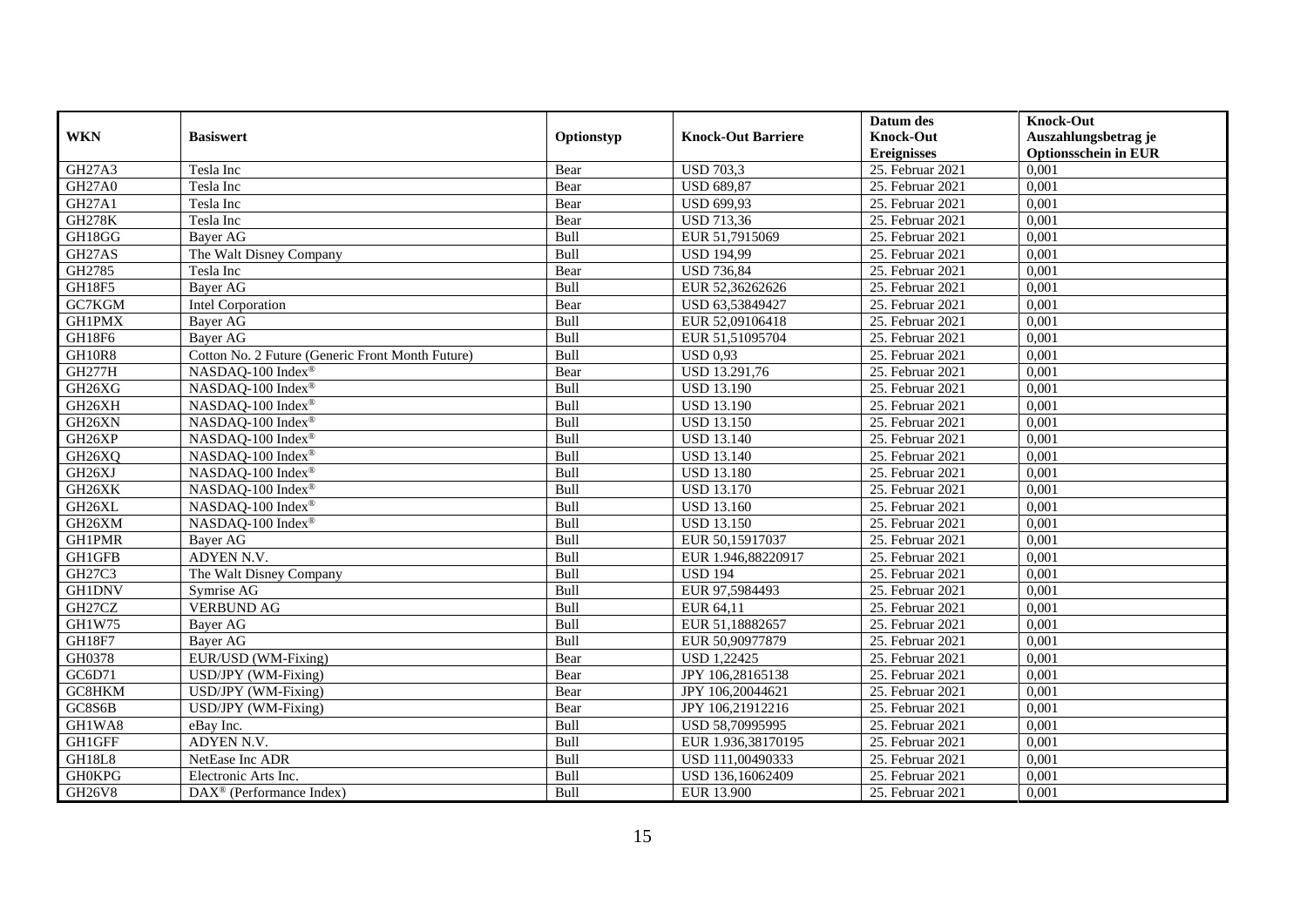| WKN | Basiswert | Optionstyp | Knock-Out Barriere | Datum des Knock-Out Ereignisses | Knock-Out Auszahlungsbetrag je Optionsschein in EUR |
|---|---|---|---|---|---|
| GH27A3 | Tesla Inc | Bear | USD 703,3 | 25. Februar 2021 | 0,001 |
| GH27A0 | Tesla Inc | Bear | USD 689,87 | 25. Februar 2021 | 0,001 |
| GH27A1 | Tesla Inc | Bear | USD 699,93 | 25. Februar 2021 | 0,001 |
| GH278K | Tesla Inc | Bear | USD 713,36 | 25. Februar 2021 | 0,001 |
| GH18GG | Bayer AG | Bull | EUR 51,7915069 | 25. Februar 2021 | 0,001 |
| GH27AS | The Walt Disney Company | Bull | USD 194,99 | 25. Februar 2021 | 0,001 |
| GH2785 | Tesla Inc | Bear | USD 736,84 | 25. Februar 2021 | 0,001 |
| GH18F5 | Bayer AG | Bull | EUR 52,36262626 | 25. Februar 2021 | 0,001 |
| GC7KGM | Intel Corporation | Bear | USD 63,53849427 | 25. Februar 2021 | 0,001 |
| GH1PMX | Bayer AG | Bull | EUR 52,09106418 | 25. Februar 2021 | 0,001 |
| GH18F6 | Bayer AG | Bull | EUR 51,51095704 | 25. Februar 2021 | 0,001 |
| GH10R8 | Cotton No. 2 Future (Generic Front Month Future) | Bull | USD 0,93 | 25. Februar 2021 | 0,001 |
| GH277H | NASDAQ-100 Index® | Bear | USD 13.291,76 | 25. Februar 2021 | 0,001 |
| GH26XG | NASDAQ-100 Index® | Bull | USD 13.190 | 25. Februar 2021 | 0,001 |
| GH26XH | NASDAQ-100 Index® | Bull | USD 13.190 | 25. Februar 2021 | 0,001 |
| GH26XN | NASDAQ-100 Index® | Bull | USD 13.150 | 25. Februar 2021 | 0,001 |
| GH26XP | NASDAQ-100 Index® | Bull | USD 13.140 | 25. Februar 2021 | 0,001 |
| GH26XQ | NASDAQ-100 Index® | Bull | USD 13.140 | 25. Februar 2021 | 0,001 |
| GH26XJ | NASDAQ-100 Index® | Bull | USD 13.180 | 25. Februar 2021 | 0,001 |
| GH26XK | NASDAQ-100 Index® | Bull | USD 13.170 | 25. Februar 2021 | 0,001 |
| GH26XL | NASDAQ-100 Index® | Bull | USD 13.160 | 25. Februar 2021 | 0,001 |
| GH26XM | NASDAQ-100 Index® | Bull | USD 13.150 | 25. Februar 2021 | 0,001 |
| GH1PMR | Bayer AG | Bull | EUR 50,15917037 | 25. Februar 2021 | 0,001 |
| GH1GFB | ADYEN N.V. | Bull | EUR 1.946,88220917 | 25. Februar 2021 | 0,001 |
| GH27C3 | The Walt Disney Company | Bull | USD 194 | 25. Februar 2021 | 0,001 |
| GH1DNV | Symrise AG | Bull | EUR 97,5984493 | 25. Februar 2021 | 0,001 |
| GH27CZ | VERBUND AG | Bull | EUR 64,11 | 25. Februar 2021 | 0,001 |
| GH1W75 | Bayer AG | Bull | EUR 51,18882657 | 25. Februar 2021 | 0,001 |
| GH18F7 | Bayer AG | Bull | EUR 50,90977879 | 25. Februar 2021 | 0,001 |
| GH0378 | EUR/USD (WM-Fixing) | Bear | USD 1,22425 | 25. Februar 2021 | 0,001 |
| GC6D71 | USD/JPY (WM-Fixing) | Bear | JPY 106,28165138 | 25. Februar 2021 | 0,001 |
| GC8HKM | USD/JPY (WM-Fixing) | Bear | JPY 106,20044621 | 25. Februar 2021 | 0,001 |
| GC8S6B | USD/JPY (WM-Fixing) | Bear | JPY 106,21912216 | 25. Februar 2021 | 0,001 |
| GH1WA8 | eBay Inc. | Bull | USD 58,70995995 | 25. Februar 2021 | 0,001 |
| GH1GFF | ADYEN N.V. | Bull | EUR 1.936,38170195 | 25. Februar 2021 | 0,001 |
| GH18L8 | NetEase Inc ADR | Bull | USD 111,00490333 | 25. Februar 2021 | 0,001 |
| GH0KPG | Electronic Arts Inc. | Bull | USD 136,16062409 | 25. Februar 2021 | 0,001 |
| GH26V8 | DAX® (Performance Index) | Bull | EUR 13.900 | 25. Februar 2021 | 0,001 |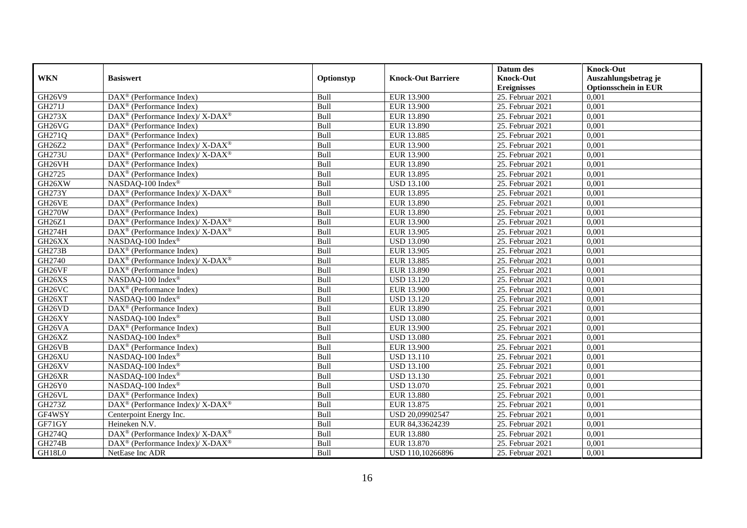| WKN | Basiswert | Optionstyp | Knock-Out Barriere | Datum des Knock-Out Ereignisses | Knock-Out Auszahlungsbetrag je Optionsschein in EUR |
|---|---|---|---|---|---|
| GH26V9 | DAX® (Performance Index) | Bull | EUR 13.900 | 25. Februar 2021 | 0,001 |
| GH271J | DAX® (Performance Index) | Bull | EUR 13.900 | 25. Februar 2021 | 0,001 |
| GH273X | DAX® (Performance Index)/ X-DAX® | Bull | EUR 13.890 | 25. Februar 2021 | 0,001 |
| GH26VG | DAX® (Performance Index) | Bull | EUR 13.890 | 25. Februar 2021 | 0,001 |
| GH271Q | DAX® (Performance Index) | Bull | EUR 13.885 | 25. Februar 2021 | 0,001 |
| GH26Z2 | DAX® (Performance Index)/ X-DAX® | Bull | EUR 13.900 | 25. Februar 2021 | 0,001 |
| GH273U | DAX® (Performance Index)/ X-DAX® | Bull | EUR 13.900 | 25. Februar 2021 | 0,001 |
| GH26VH | DAX® (Performance Index) | Bull | EUR 13.890 | 25. Februar 2021 | 0,001 |
| GH2725 | DAX® (Performance Index) | Bull | EUR 13.895 | 25. Februar 2021 | 0,001 |
| GH26XW | NASDAQ-100 Index® | Bull | USD 13.100 | 25. Februar 2021 | 0,001 |
| GH273Y | DAX® (Performance Index)/ X-DAX® | Bull | EUR 13.895 | 25. Februar 2021 | 0,001 |
| GH26VE | DAX® (Performance Index) | Bull | EUR 13.890 | 25. Februar 2021 | 0,001 |
| GH270W | DAX® (Performance Index) | Bull | EUR 13.890 | 25. Februar 2021 | 0,001 |
| GH26Z1 | DAX® (Performance Index)/ X-DAX® | Bull | EUR 13.900 | 25. Februar 2021 | 0,001 |
| GH274H | DAX® (Performance Index)/ X-DAX® | Bull | EUR 13.905 | 25. Februar 2021 | 0,001 |
| GH26XX | NASDAQ-100 Index® | Bull | USD 13.090 | 25. Februar 2021 | 0,001 |
| GH273B | DAX® (Performance Index) | Bull | EUR 13.905 | 25. Februar 2021 | 0,001 |
| GH2740 | DAX® (Performance Index)/ X-DAX® | Bull | EUR 13.885 | 25. Februar 2021 | 0,001 |
| GH26VF | DAX® (Performance Index) | Bull | EUR 13.890 | 25. Februar 2021 | 0,001 |
| GH26XS | NASDAQ-100 Index® | Bull | USD 13.120 | 25. Februar 2021 | 0,001 |
| GH26VC | DAX® (Performance Index) | Bull | EUR 13.900 | 25. Februar 2021 | 0,001 |
| GH26XT | NASDAQ-100 Index® | Bull | USD 13.120 | 25. Februar 2021 | 0,001 |
| GH26VD | DAX® (Performance Index) | Bull | EUR 13.890 | 25. Februar 2021 | 0,001 |
| GH26XY | NASDAQ-100 Index® | Bull | USD 13.080 | 25. Februar 2021 | 0,001 |
| GH26VA | DAX® (Performance Index) | Bull | EUR 13.900 | 25. Februar 2021 | 0,001 |
| GH26XZ | NASDAQ-100 Index® | Bull | USD 13.080 | 25. Februar 2021 | 0,001 |
| GH26VB | DAX® (Performance Index) | Bull | EUR 13.900 | 25. Februar 2021 | 0,001 |
| GH26XU | NASDAQ-100 Index® | Bull | USD 13.110 | 25. Februar 2021 | 0,001 |
| GH26XV | NASDAQ-100 Index® | Bull | USD 13.100 | 25. Februar 2021 | 0,001 |
| GH26XR | NASDAQ-100 Index® | Bull | USD 13.130 | 25. Februar 2021 | 0,001 |
| GH26Y0 | NASDAQ-100 Index® | Bull | USD 13.070 | 25. Februar 2021 | 0,001 |
| GH26VL | DAX® (Performance Index) | Bull | EUR 13.880 | 25. Februar 2021 | 0,001 |
| GH273Z | DAX® (Performance Index)/ X-DAX® | Bull | EUR 13.875 | 25. Februar 2021 | 0,001 |
| GF4WSY | Centerpoint Energy Inc. | Bull | USD 20,09902547 | 25. Februar 2021 | 0,001 |
| GF71GY | Heineken N.V. | Bull | EUR 84,33624239 | 25. Februar 2021 | 0,001 |
| GH274Q | DAX® (Performance Index)/ X-DAX® | Bull | EUR 13.880 | 25. Februar 2021 | 0,001 |
| GH274B | DAX® (Performance Index)/ X-DAX® | Bull | EUR 13.870 | 25. Februar 2021 | 0,001 |
| GH18L0 | NetEase Inc ADR | Bull | USD 110,10266896 | 25. Februar 2021 | 0,001 |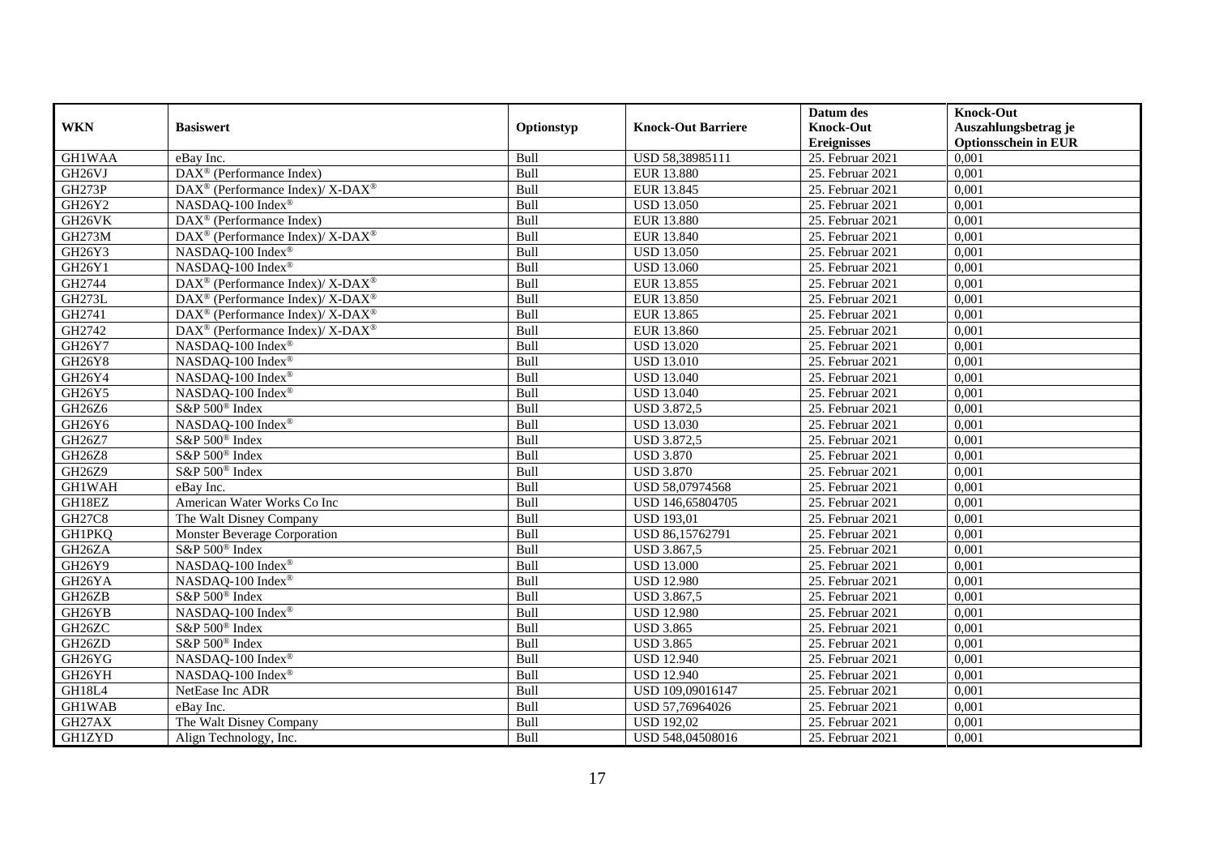| WKN | Basiswert | Optionstyp | Knock-Out Barriere | Datum des Knock-Out Ereignisses | Knock-Out Auszahlungsbetrag je Optionsschein in EUR |
|---|---|---|---|---|---|
| GH1WAA | eBay Inc. | Bull | USD 58,38985111 | 25. Februar 2021 | 0,001 |
| GH26VJ | DAX® (Performance Index) | Bull | EUR 13.880 | 25. Februar 2021 | 0,001 |
| GH273P | DAX® (Performance Index)/ X-DAX® | Bull | EUR 13.845 | 25. Februar 2021 | 0,001 |
| GH26Y2 | NASDAQ-100 Index® | Bull | USD 13.050 | 25. Februar 2021 | 0,001 |
| GH26VK | DAX® (Performance Index) | Bull | EUR 13.880 | 25. Februar 2021 | 0,001 |
| GH273M | DAX® (Performance Index)/ X-DAX® | Bull | EUR 13.840 | 25. Februar 2021 | 0,001 |
| GH26Y3 | NASDAQ-100 Index® | Bull | USD 13.050 | 25. Februar 2021 | 0,001 |
| GH26Y1 | NASDAQ-100 Index® | Bull | USD 13.060 | 25. Februar 2021 | 0,001 |
| GH2744 | DAX® (Performance Index)/ X-DAX® | Bull | EUR 13.855 | 25. Februar 2021 | 0,001 |
| GH273L | DAX® (Performance Index)/ X-DAX® | Bull | EUR 13.850 | 25. Februar 2021 | 0,001 |
| GH2741 | DAX® (Performance Index)/ X-DAX® | Bull | EUR 13.865 | 25. Februar 2021 | 0,001 |
| GH2742 | DAX® (Performance Index)/ X-DAX® | Bull | EUR 13.860 | 25. Februar 2021 | 0,001 |
| GH26Y7 | NASDAQ-100 Index® | Bull | USD 13.020 | 25. Februar 2021 | 0,001 |
| GH26Y8 | NASDAQ-100 Index® | Bull | USD 13.010 | 25. Februar 2021 | 0,001 |
| GH26Y4 | NASDAQ-100 Index® | Bull | USD 13.040 | 25. Februar 2021 | 0,001 |
| GH26Y5 | NASDAQ-100 Index® | Bull | USD 13.040 | 25. Februar 2021 | 0,001 |
| GH26Z6 | S&P 500® Index | Bull | USD 3.872,5 | 25. Februar 2021 | 0,001 |
| GH26Y6 | NASDAQ-100 Index® | Bull | USD 13.030 | 25. Februar 2021 | 0,001 |
| GH26Z7 | S&P 500® Index | Bull | USD 3.872,5 | 25. Februar 2021 | 0,001 |
| GH26Z8 | S&P 500® Index | Bull | USD 3.870 | 25. Februar 2021 | 0,001 |
| GH26Z9 | S&P 500® Index | Bull | USD 3.870 | 25. Februar 2021 | 0,001 |
| GH1WAH | eBay Inc. | Bull | USD 58,07974568 | 25. Februar 2021 | 0,001 |
| GH18EZ | American Water Works Co Inc | Bull | USD 146,65804705 | 25. Februar 2021 | 0,001 |
| GH27C8 | The Walt Disney Company | Bull | USD 193,01 | 25. Februar 2021 | 0,001 |
| GH1PKQ | Monster Beverage Corporation | Bull | USD 86,15762791 | 25. Februar 2021 | 0,001 |
| GH26ZA | S&P 500® Index | Bull | USD 3.867,5 | 25. Februar 2021 | 0,001 |
| GH26Y9 | NASDAQ-100 Index® | Bull | USD 13.000 | 25. Februar 2021 | 0,001 |
| GH26YA | NASDAQ-100 Index® | Bull | USD 12.980 | 25. Februar 2021 | 0,001 |
| GH26ZB | S&P 500® Index | Bull | USD 3.867,5 | 25. Februar 2021 | 0,001 |
| GH26YB | NASDAQ-100 Index® | Bull | USD 12.980 | 25. Februar 2021 | 0,001 |
| GH26ZC | S&P 500® Index | Bull | USD 3.865 | 25. Februar 2021 | 0,001 |
| GH26ZD | S&P 500® Index | Bull | USD 3.865 | 25. Februar 2021 | 0,001 |
| GH26YG | NASDAQ-100 Index® | Bull | USD 12.940 | 25. Februar 2021 | 0,001 |
| GH26YH | NASDAQ-100 Index® | Bull | USD 12.940 | 25. Februar 2021 | 0,001 |
| GH18L4 | NetEase Inc ADR | Bull | USD 109,09016147 | 25. Februar 2021 | 0,001 |
| GH1WAB | eBay Inc. | Bull | USD 57,76964026 | 25. Februar 2021 | 0,001 |
| GH27AX | The Walt Disney Company | Bull | USD 192,02 | 25. Februar 2021 | 0,001 |
| GH1ZYD | Align Technology, Inc. | Bull | USD 548,04508016 | 25. Februar 2021 | 0,001 |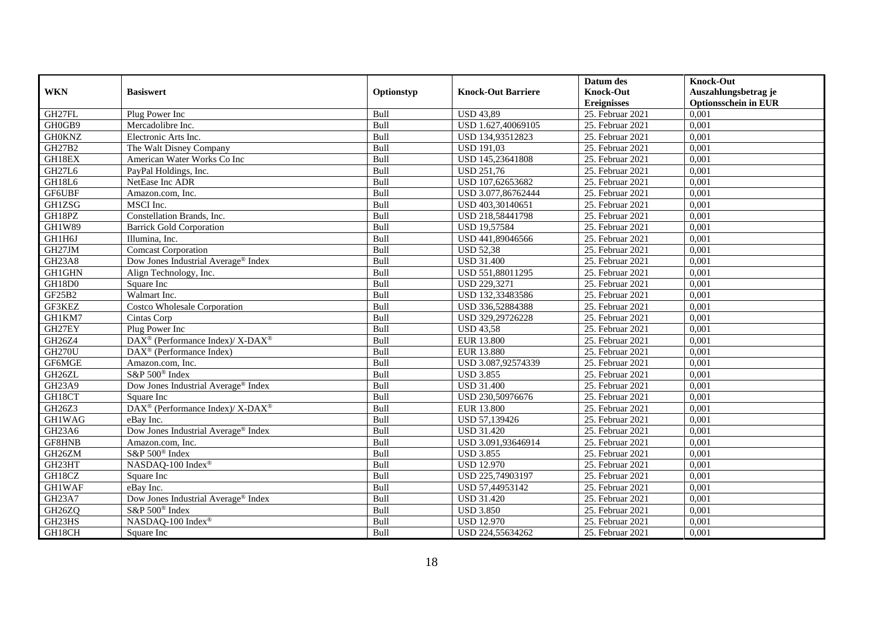| WKN | Basiswert | Optionstyp | Knock-Out Barriere | Datum des Knock-Out Ereignisses | Knock-Out Auszahlungsbetrag je Optionsschein in EUR |
|---|---|---|---|---|---|
| GH27FL | Plug Power Inc | Bull | USD 43,89 | 25. Februar 2021 | 0,001 |
| GH0GB9 | Mercadolibre Inc. | Bull | USD 1.627,40069105 | 25. Februar 2021 | 0,001 |
| GH0KNZ | Electronic Arts Inc. | Bull | USD 134,93512823 | 25. Februar 2021 | 0,001 |
| GH27B2 | The Walt Disney Company | Bull | USD 191,03 | 25. Februar 2021 | 0,001 |
| GH18EX | American Water Works Co Inc | Bull | USD 145,23641808 | 25. Februar 2021 | 0,001 |
| GH27L6 | PayPal Holdings, Inc. | Bull | USD 251,76 | 25. Februar 2021 | 0,001 |
| GH18L6 | NetEase Inc ADR | Bull | USD 107,62653682 | 25. Februar 2021 | 0,001 |
| GF6UBF | Amazon.com, Inc. | Bull | USD 3.077,86762444 | 25. Februar 2021 | 0,001 |
| GH1ZSG | MSCI Inc. | Bull | USD 403,30140651 | 25. Februar 2021 | 0,001 |
| GH18PZ | Constellation Brands, Inc. | Bull | USD 218,58441798 | 25. Februar 2021 | 0,001 |
| GH1W89 | Barrick Gold Corporation | Bull | USD 19,57584 | 25. Februar 2021 | 0,001 |
| GH1H6J | Illumina, Inc. | Bull | USD 441,89046566 | 25. Februar 2021 | 0,001 |
| GH27JM | Comcast Corporation | Bull | USD 52,38 | 25. Februar 2021 | 0,001 |
| GH23A8 | Dow Jones Industrial Average® Index | Bull | USD 31.400 | 25. Februar 2021 | 0,001 |
| GH1GHN | Align Technology, Inc. | Bull | USD 551,88011295 | 25. Februar 2021 | 0,001 |
| GH18D0 | Square Inc | Bull | USD 229,3271 | 25. Februar 2021 | 0,001 |
| GF25B2 | Walmart Inc. | Bull | USD 132,33483586 | 25. Februar 2021 | 0,001 |
| GF3KEZ | Costco Wholesale Corporation | Bull | USD 336,52884388 | 25. Februar 2021 | 0,001 |
| GH1KM7 | Cintas Corp | Bull | USD 329,29726228 | 25. Februar 2021 | 0,001 |
| GH27EY | Plug Power Inc | Bull | USD 43,58 | 25. Februar 2021 | 0,001 |
| GH26Z4 | DAX® (Performance Index)/ X-DAX® | Bull | EUR 13.800 | 25. Februar 2021 | 0,001 |
| GH270U | DAX® (Performance Index) | Bull | EUR 13.880 | 25. Februar 2021 | 0,001 |
| GF6MGE | Amazon.com, Inc. | Bull | USD 3.087,92574339 | 25. Februar 2021 | 0,001 |
| GH26ZL | S&P 500® Index | Bull | USD 3.855 | 25. Februar 2021 | 0,001 |
| GH23A9 | Dow Jones Industrial Average® Index | Bull | USD 31.400 | 25. Februar 2021 | 0,001 |
| GH18CT | Square Inc | Bull | USD 230,50976676 | 25. Februar 2021 | 0,001 |
| GH26Z3 | DAX® (Performance Index)/ X-DAX® | Bull | EUR 13.800 | 25. Februar 2021 | 0,001 |
| GH1WAG | eBay Inc. | Bull | USD 57,139426 | 25. Februar 2021 | 0,001 |
| GH23A6 | Dow Jones Industrial Average® Index | Bull | USD 31.420 | 25. Februar 2021 | 0,001 |
| GF8HNB | Amazon.com, Inc. | Bull | USD 3.091,93646914 | 25. Februar 2021 | 0,001 |
| GH26ZM | S&P 500® Index | Bull | USD 3.855 | 25. Februar 2021 | 0,001 |
| GH23HT | NASDAQ-100 Index® | Bull | USD 12.970 | 25. Februar 2021 | 0,001 |
| GH18CZ | Square Inc | Bull | USD 225,74903197 | 25. Februar 2021 | 0,001 |
| GH1WAF | eBay Inc. | Bull | USD 57,44953142 | 25. Februar 2021 | 0,001 |
| GH23A7 | Dow Jones Industrial Average® Index | Bull | USD 31.420 | 25. Februar 2021 | 0,001 |
| GH26ZQ | S&P 500® Index | Bull | USD 3.850 | 25. Februar 2021 | 0,001 |
| GH23HS | NASDAQ-100 Index® | Bull | USD 12.970 | 25. Februar 2021 | 0,001 |
| GH18CH | Square Inc | Bull | USD 224,55634262 | 25. Februar 2021 | 0,001 |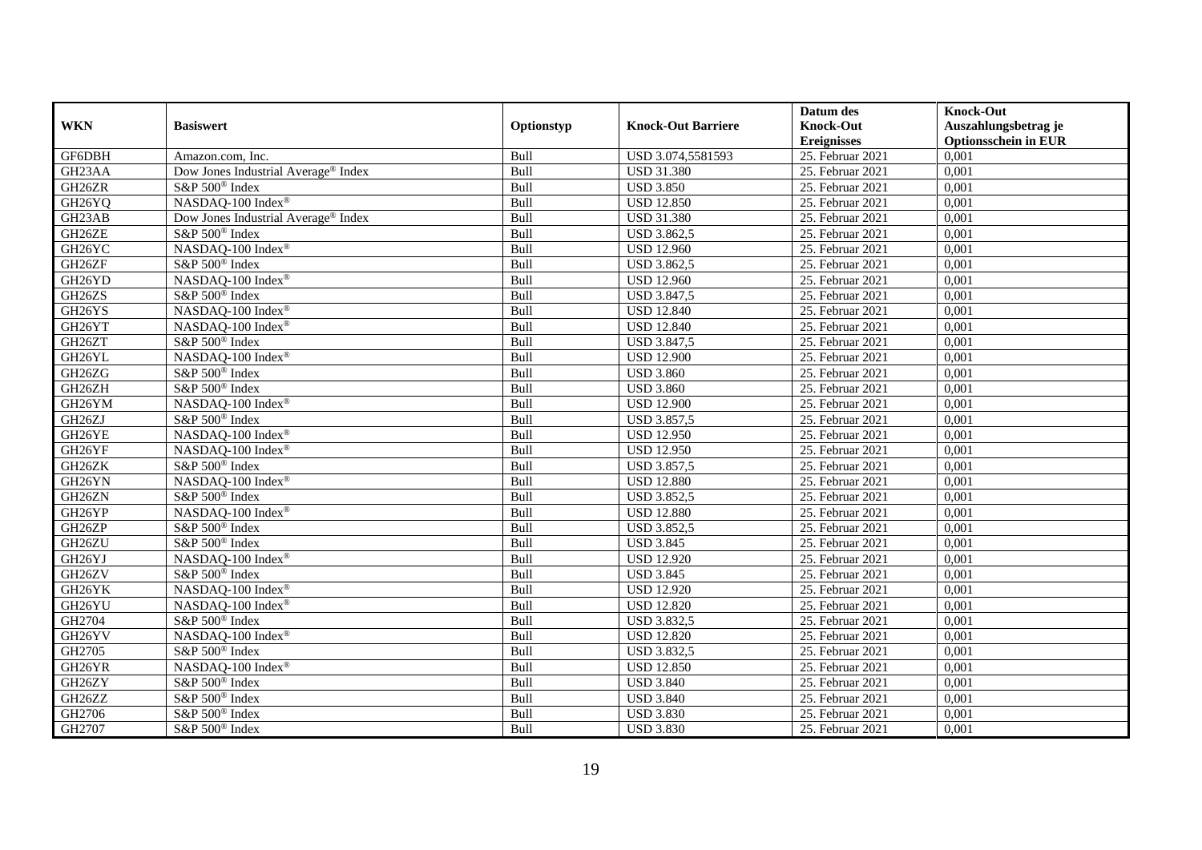| WKN | Basiswert | Optionstyp | Knock-Out Barriere | Datum des Knock-Out Ereignisses | Knock-Out Auszahlungsbetrag je Optionsschein in EUR |
|---|---|---|---|---|---|
| GF6DBH | Amazon.com, Inc. | Bull | USD 3.074,5581593 | 25. Februar 2021 | 0,001 |
| GH23AA | Dow Jones Industrial Average® Index | Bull | USD 31.380 | 25. Februar 2021 | 0,001 |
| GH26ZR | S&P 500® Index | Bull | USD 3.850 | 25. Februar 2021 | 0,001 |
| GH26YQ | NASDAQ-100 Index® | Bull | USD 12.850 | 25. Februar 2021 | 0,001 |
| GH23AB | Dow Jones Industrial Average® Index | Bull | USD 31.380 | 25. Februar 2021 | 0,001 |
| GH26ZE | S&P 500® Index | Bull | USD 3.862,5 | 25. Februar 2021 | 0,001 |
| GH26YC | NASDAQ-100 Index® | Bull | USD 12.960 | 25. Februar 2021 | 0,001 |
| GH26ZF | S&P 500® Index | Bull | USD 3.862,5 | 25. Februar 2021 | 0,001 |
| GH26YD | NASDAQ-100 Index® | Bull | USD 12.960 | 25. Februar 2021 | 0,001 |
| GH26ZS | S&P 500® Index | Bull | USD 3.847,5 | 25. Februar 2021 | 0,001 |
| GH26YS | NASDAQ-100 Index® | Bull | USD 12.840 | 25. Februar 2021 | 0,001 |
| GH26YT | NASDAQ-100 Index® | Bull | USD 12.840 | 25. Februar 2021 | 0,001 |
| GH26ZT | S&P 500® Index | Bull | USD 3.847,5 | 25. Februar 2021 | 0,001 |
| GH26YL | NASDAQ-100 Index® | Bull | USD 12.900 | 25. Februar 2021 | 0,001 |
| GH26ZG | S&P 500® Index | Bull | USD 3.860 | 25. Februar 2021 | 0,001 |
| GH26ZH | S&P 500® Index | Bull | USD 3.860 | 25. Februar 2021 | 0,001 |
| GH26YM | NASDAQ-100 Index® | Bull | USD 12.900 | 25. Februar 2021 | 0,001 |
| GH26ZJ | S&P 500® Index | Bull | USD 3.857,5 | 25. Februar 2021 | 0,001 |
| GH26YE | NASDAQ-100 Index® | Bull | USD 12.950 | 25. Februar 2021 | 0,001 |
| GH26YF | NASDAQ-100 Index® | Bull | USD 12.950 | 25. Februar 2021 | 0,001 |
| GH26ZK | S&P 500® Index | Bull | USD 3.857,5 | 25. Februar 2021 | 0,001 |
| GH26YN | NASDAQ-100 Index® | Bull | USD 12.880 | 25. Februar 2021 | 0,001 |
| GH26ZN | S&P 500® Index | Bull | USD 3.852,5 | 25. Februar 2021 | 0,001 |
| GH26YP | NASDAQ-100 Index® | Bull | USD 12.880 | 25. Februar 2021 | 0,001 |
| GH26ZP | S&P 500® Index | Bull | USD 3.852,5 | 25. Februar 2021 | 0,001 |
| GH26ZU | S&P 500® Index | Bull | USD 3.845 | 25. Februar 2021 | 0,001 |
| GH26YJ | NASDAQ-100 Index® | Bull | USD 12.920 | 25. Februar 2021 | 0,001 |
| GH26ZV | S&P 500® Index | Bull | USD 3.845 | 25. Februar 2021 | 0,001 |
| GH26YK | NASDAQ-100 Index® | Bull | USD 12.920 | 25. Februar 2021 | 0,001 |
| GH26YU | NASDAQ-100 Index® | Bull | USD 12.820 | 25. Februar 2021 | 0,001 |
| GH2704 | S&P 500® Index | Bull | USD 3.832,5 | 25. Februar 2021 | 0,001 |
| GH26YV | NASDAQ-100 Index® | Bull | USD 12.820 | 25. Februar 2021 | 0,001 |
| GH2705 | S&P 500® Index | Bull | USD 3.832,5 | 25. Februar 2021 | 0,001 |
| GH26YR | NASDAQ-100 Index® | Bull | USD 12.850 | 25. Februar 2021 | 0,001 |
| GH26ZY | S&P 500® Index | Bull | USD 3.840 | 25. Februar 2021 | 0,001 |
| GH26ZZ | S&P 500® Index | Bull | USD 3.840 | 25. Februar 2021 | 0,001 |
| GH2706 | S&P 500® Index | Bull | USD 3.830 | 25. Februar 2021 | 0,001 |
| GH2707 | S&P 500® Index | Bull | USD 3.830 | 25. Februar 2021 | 0,001 |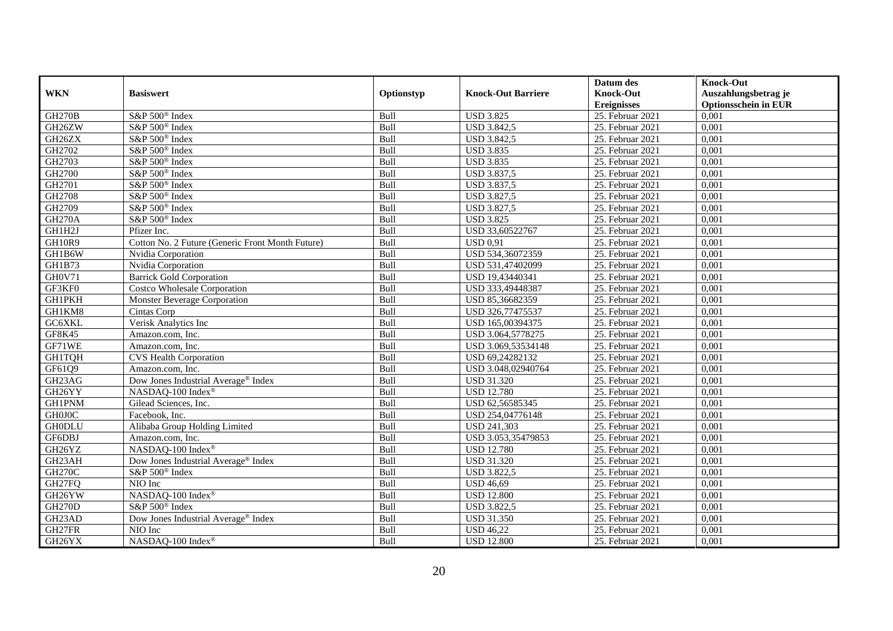| WKN | Basiswert | Optionstyp | Knock-Out Barriere | Datum des Knock-Out Ereignisses | Knock-Out Auszahlungsbetrag je Optionsschein in EUR |
|---|---|---|---|---|---|
| GH270B | S&P 500® Index | Bull | USD 3.825 | 25. Februar 2021 | 0,001 |
| GH26ZW | S&P 500® Index | Bull | USD 3.842,5 | 25. Februar 2021 | 0,001 |
| GH26ZX | S&P 500® Index | Bull | USD 3.842,5 | 25. Februar 2021 | 0,001 |
| GH2702 | S&P 500® Index | Bull | USD 3.835 | 25. Februar 2021 | 0,001 |
| GH2703 | S&P 500® Index | Bull | USD 3.835 | 25. Februar 2021 | 0,001 |
| GH2700 | S&P 500® Index | Bull | USD 3.837,5 | 25. Februar 2021 | 0,001 |
| GH2701 | S&P 500® Index | Bull | USD 3.837,5 | 25. Februar 2021 | 0,001 |
| GH2708 | S&P 500® Index | Bull | USD 3.827,5 | 25. Februar 2021 | 0,001 |
| GH2709 | S&P 500® Index | Bull | USD 3.827,5 | 25. Februar 2021 | 0,001 |
| GH270A | S&P 500® Index | Bull | USD 3.825 | 25. Februar 2021 | 0,001 |
| GH1H2J | Pfizer Inc. | Bull | USD 33,60522767 | 25. Februar 2021 | 0,001 |
| GH10R9 | Cotton No. 2 Future (Generic Front Month Future) | Bull | USD 0,91 | 25. Februar 2021 | 0,001 |
| GH1B6W | Nvidia Corporation | Bull | USD 534,36072359 | 25. Februar 2021 | 0,001 |
| GH1B73 | Nvidia Corporation | Bull | USD 531,47402099 | 25. Februar 2021 | 0,001 |
| GH0V71 | Barrick Gold Corporation | Bull | USD 19,43440341 | 25. Februar 2021 | 0,001 |
| GF3KF0 | Costco Wholesale Corporation | Bull | USD 333,49448387 | 25. Februar 2021 | 0,001 |
| GH1PKH | Monster Beverage Corporation | Bull | USD 85,36682359 | 25. Februar 2021 | 0,001 |
| GH1KM8 | Cintas Corp | Bull | USD 326,77475537 | 25. Februar 2021 | 0,001 |
| GC6XKL | Verisk Analytics Inc | Bull | USD 165,00394375 | 25. Februar 2021 | 0,001 |
| GF8K45 | Amazon.com, Inc. | Bull | USD 3.064,5778275 | 25. Februar 2021 | 0,001 |
| GF71WE | Amazon.com, Inc. | Bull | USD 3.069,53534148 | 25. Februar 2021 | 0,001 |
| GH1TQH | CVS Health Corporation | Bull | USD 69,24282132 | 25. Februar 2021 | 0,001 |
| GF61Q9 | Amazon.com, Inc. | Bull | USD 3.048,02940764 | 25. Februar 2021 | 0,001 |
| GH23AG | Dow Jones Industrial Average® Index | Bull | USD 31.320 | 25. Februar 2021 | 0,001 |
| GH26YY | NASDAQ-100 Index® | Bull | USD 12.780 | 25. Februar 2021 | 0,001 |
| GH1PNM | Gilead Sciences, Inc. | Bull | USD 62,56585345 | 25. Februar 2021 | 0,001 |
| GH0J0C | Facebook, Inc. | Bull | USD 254,04776148 | 25. Februar 2021 | 0,001 |
| GH0DLU | Alibaba Group Holding Limited | Bull | USD 241,303 | 25. Februar 2021 | 0,001 |
| GF6DBJ | Amazon.com, Inc. | Bull | USD 3.053,35479853 | 25. Februar 2021 | 0,001 |
| GH26YZ | NASDAQ-100 Index® | Bull | USD 12.780 | 25. Februar 2021 | 0,001 |
| GH23AH | Dow Jones Industrial Average® Index | Bull | USD 31.320 | 25. Februar 2021 | 0,001 |
| GH270C | S&P 500® Index | Bull | USD 3.822,5 | 25. Februar 2021 | 0,001 |
| GH27FQ | NIO Inc | Bull | USD 46,69 | 25. Februar 2021 | 0,001 |
| GH26YW | NASDAQ-100 Index® | Bull | USD 12.800 | 25. Februar 2021 | 0,001 |
| GH270D | S&P 500® Index | Bull | USD 3.822,5 | 25. Februar 2021 | 0,001 |
| GH23AD | Dow Jones Industrial Average® Index | Bull | USD 31.350 | 25. Februar 2021 | 0,001 |
| GH27FR | NIO Inc | Bull | USD 46,22 | 25. Februar 2021 | 0,001 |
| GH26YX | NASDAQ-100 Index® | Bull | USD 12.800 | 25. Februar 2021 | 0,001 |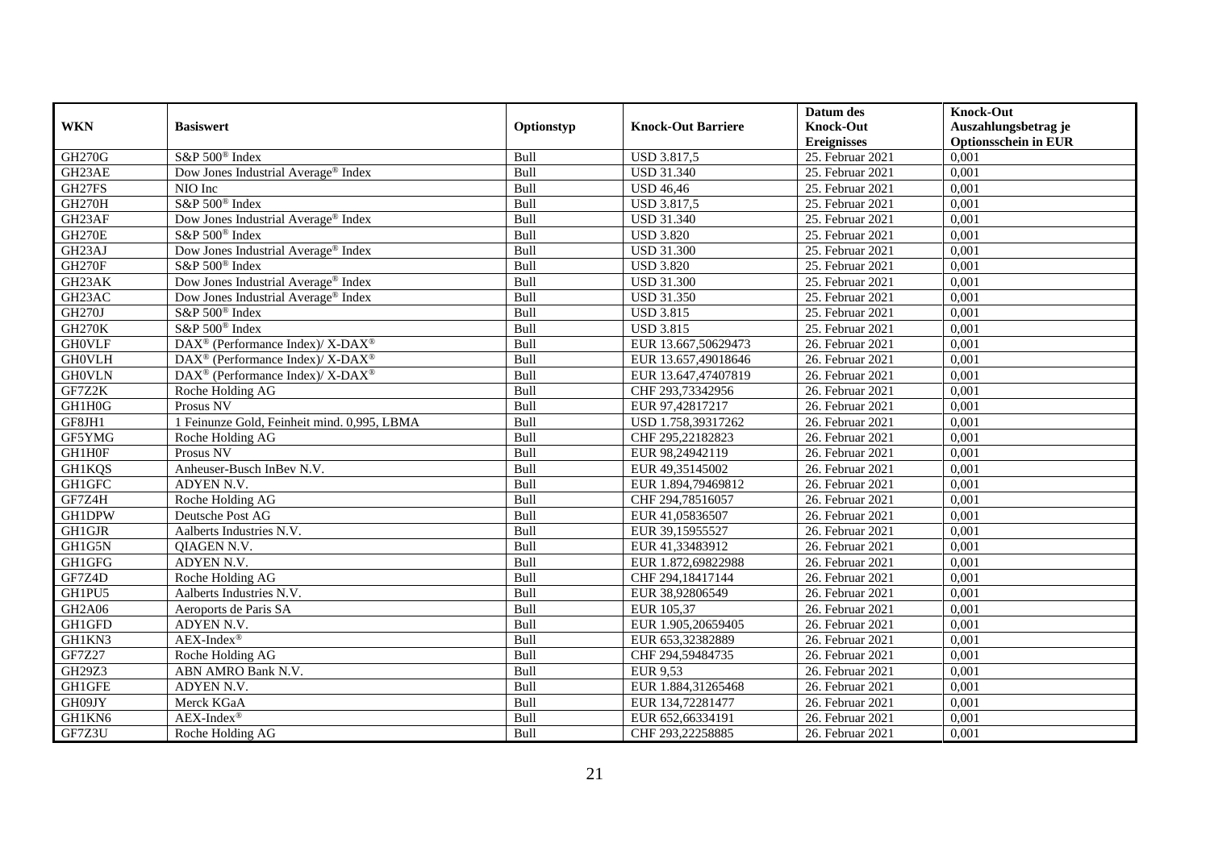| WKN | Basiswert | Optionstyp | Knock-Out Barriere | Datum des Knock-Out Ereignisses | Knock-Out Auszahlungsbetrag je Optionsschein in EUR |
|---|---|---|---|---|---|
| GH270G | S&P 500® Index | Bull | USD 3.817,5 | 25. Februar 2021 | 0,001 |
| GH23AE | Dow Jones Industrial Average® Index | Bull | USD 31.340 | 25. Februar 2021 | 0,001 |
| GH27FS | NIO Inc | Bull | USD 46,46 | 25. Februar 2021 | 0,001 |
| GH270H | S&P 500® Index | Bull | USD 3.817,5 | 25. Februar 2021 | 0,001 |
| GH23AF | Dow Jones Industrial Average® Index | Bull | USD 31.340 | 25. Februar 2021 | 0,001 |
| GH270E | S&P 500® Index | Bull | USD 3.820 | 25. Februar 2021 | 0,001 |
| GH23AJ | Dow Jones Industrial Average® Index | Bull | USD 31.300 | 25. Februar 2021 | 0,001 |
| GH270F | S&P 500® Index | Bull | USD 3.820 | 25. Februar 2021 | 0,001 |
| GH23AK | Dow Jones Industrial Average® Index | Bull | USD 31.300 | 25. Februar 2021 | 0,001 |
| GH23AC | Dow Jones Industrial Average® Index | Bull | USD 31.350 | 25. Februar 2021 | 0,001 |
| GH270J | S&P 500® Index | Bull | USD 3.815 | 25. Februar 2021 | 0,001 |
| GH270K | S&P 500® Index | Bull | USD 3.815 | 25. Februar 2021 | 0,001 |
| GH0VLF | DAX® (Performance Index)/ X-DAX® | Bull | EUR 13.667,50629473 | 26. Februar 2021 | 0,001 |
| GH0VLH | DAX® (Performance Index)/ X-DAX® | Bull | EUR 13.657,49018646 | 26. Februar 2021 | 0,001 |
| GH0VLN | DAX® (Performance Index)/ X-DAX® | Bull | EUR 13.647,47407819 | 26. Februar 2021 | 0,001 |
| GF7Z2K | Roche Holding AG | Bull | CHF 293,73342956 | 26. Februar 2021 | 0,001 |
| GH1H0G | Prosus NV | Bull | EUR 97,42817217 | 26. Februar 2021 | 0,001 |
| GF8JH1 | 1 Feinunze Gold, Feinheit mind. 0,995, LBMA | Bull | USD 1.758,39317262 | 26. Februar 2021 | 0,001 |
| GF5YMG | Roche Holding AG | Bull | CHF 295,22182823 | 26. Februar 2021 | 0,001 |
| GH1H0F | Prosus NV | Bull | EUR 98,24942119 | 26. Februar 2021 | 0,001 |
| GH1KQS | Anheuser-Busch InBev N.V. | Bull | EUR 49,35145002 | 26. Februar 2021 | 0,001 |
| GH1GFC | ADYEN N.V. | Bull | EUR 1.894,79469812 | 26. Februar 2021 | 0,001 |
| GF7Z4H | Roche Holding AG | Bull | CHF 294,78516057 | 26. Februar 2021 | 0,001 |
| GH1DPW | Deutsche Post AG | Bull | EUR 41,05836507 | 26. Februar 2021 | 0,001 |
| GH1GJR | Aalberts Industries N.V. | Bull | EUR 39,15955527 | 26. Februar 2021 | 0,001 |
| GH1G5N | QIAGEN N.V. | Bull | EUR 41,33483912 | 26. Februar 2021 | 0,001 |
| GH1GFG | ADYEN N.V. | Bull | EUR 1.872,69822988 | 26. Februar 2021 | 0,001 |
| GF7Z4D | Roche Holding AG | Bull | CHF 294,18417144 | 26. Februar 2021 | 0,001 |
| GH1PU5 | Aalberts Industries N.V. | Bull | EUR 38,92806549 | 26. Februar 2021 | 0,001 |
| GH2A06 | Aeroports de Paris SA | Bull | EUR 105,37 | 26. Februar 2021 | 0,001 |
| GH1GFD | ADYEN N.V. | Bull | EUR 1.905,20659405 | 26. Februar 2021 | 0,001 |
| GH1KN3 | AEX-Index® | Bull | EUR 653,32382889 | 26. Februar 2021 | 0,001 |
| GF7Z27 | Roche Holding AG | Bull | CHF 294,59484735 | 26. Februar 2021 | 0,001 |
| GH29Z3 | ABN AMRO Bank N.V. | Bull | EUR 9,53 | 26. Februar 2021 | 0,001 |
| GH1GFE | ADYEN N.V. | Bull | EUR 1.884,31265468 | 26. Februar 2021 | 0,001 |
| GH09JY | Merck KGaA | Bull | EUR 134,72281477 | 26. Februar 2021 | 0,001 |
| GH1KN6 | AEX-Index® | Bull | EUR 652,66334191 | 26. Februar 2021 | 0,001 |
| GF7Z3U | Roche Holding AG | Bull | CHF 293,22258885 | 26. Februar 2021 | 0,001 |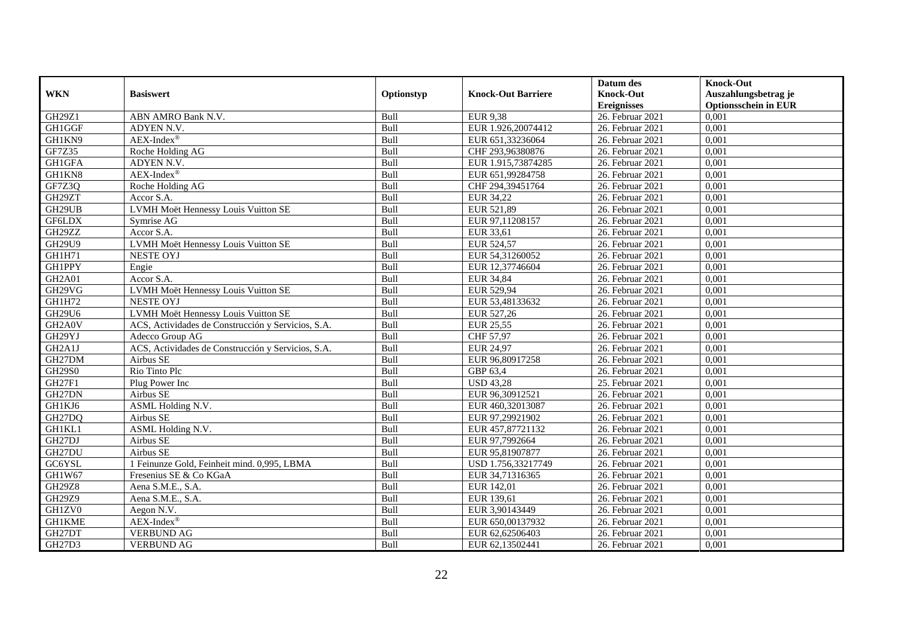| WKN | Basiswert | Optionstyp | Knock-Out Barriere | Datum des Knock-Out Ereignisses | Knock-Out Auszahlungsbetrag je Optionsschein in EUR |
|---|---|---|---|---|---|
| GH29Z1 | ABN AMRO Bank N.V. | Bull | EUR 9,38 | 26. Februar 2021 | 0,001 |
| GH1GGF | ADYEN N.V. | Bull | EUR 1.926,20074412 | 26. Februar 2021 | 0,001 |
| GH1KN9 | AEX-Index® | Bull | EUR 651,33236064 | 26. Februar 2021 | 0,001 |
| GF7Z35 | Roche Holding AG | Bull | CHF 293,96380876 | 26. Februar 2021 | 0,001 |
| GH1GFA | ADYEN N.V. | Bull | EUR 1.915,73874285 | 26. Februar 2021 | 0,001 |
| GH1KN8 | AEX-Index® | Bull | EUR 651,99284758 | 26. Februar 2021 | 0,001 |
| GF7Z3Q | Roche Holding AG | Bull | CHF 294,39451764 | 26. Februar 2021 | 0,001 |
| GH29ZT | Accor S.A. | Bull | EUR 34,22 | 26. Februar 2021 | 0,001 |
| GH29UB | LVMH Moët Hennessy Louis Vuitton SE | Bull | EUR 521,89 | 26. Februar 2021 | 0,001 |
| GF6LDX | Symrise AG | Bull | EUR 97,11208157 | 26. Februar 2021 | 0,001 |
| GH29ZZ | Accor S.A. | Bull | EUR 33,61 | 26. Februar 2021 | 0,001 |
| GH29U9 | LVMH Moët Hennessy Louis Vuitton SE | Bull | EUR 524,57 | 26. Februar 2021 | 0,001 |
| GH1H71 | NESTE OYJ | Bull | EUR 54,31260052 | 26. Februar 2021 | 0,001 |
| GH1PPY | Engie | Bull | EUR 12,37746604 | 26. Februar 2021 | 0,001 |
| GH2A01 | Accor S.A. | Bull | EUR 34,84 | 26. Februar 2021 | 0,001 |
| GH29VG | LVMH Moët Hennessy Louis Vuitton SE | Bull | EUR 529,94 | 26. Februar 2021 | 0,001 |
| GH1H72 | NESTE OYJ | Bull | EUR 53,48133632 | 26. Februar 2021 | 0,001 |
| GH29U6 | LVMH Moët Hennessy Louis Vuitton SE | Bull | EUR 527,26 | 26. Februar 2021 | 0,001 |
| GH2A0V | ACS, Actividades de Construcción y Servicios, S.A. | Bull | EUR 25,55 | 26. Februar 2021 | 0,001 |
| GH29YJ | Adecco Group AG | Bull | CHF 57,97 | 26. Februar 2021 | 0,001 |
| GH2A1J | ACS, Actividades de Construcción y Servicios, S.A. | Bull | EUR 24,97 | 26. Februar 2021 | 0,001 |
| GH27DM | Airbus SE | Bull | EUR 96,80917258 | 26. Februar 2021 | 0,001 |
| GH29S0 | Rio Tinto Plc | Bull | GBP 63,4 | 26. Februar 2021 | 0,001 |
| GH27F1 | Plug Power Inc | Bull | USD 43,28 | 25. Februar 2021 | 0,001 |
| GH27DN | Airbus SE | Bull | EUR 96,30912521 | 26. Februar 2021 | 0,001 |
| GH1KJ6 | ASML Holding N.V. | Bull | EUR 460,32013087 | 26. Februar 2021 | 0,001 |
| GH27DQ | Airbus SE | Bull | EUR 97,29921902 | 26. Februar 2021 | 0,001 |
| GH1KL1 | ASML Holding N.V. | Bull | EUR 457,87721132 | 26. Februar 2021 | 0,001 |
| GH27DJ | Airbus SE | Bull | EUR 97,7992664 | 26. Februar 2021 | 0,001 |
| GH27DU | Airbus SE | Bull | EUR 95,81907877 | 26. Februar 2021 | 0,001 |
| GC6YSL | 1 Feinunze Gold, Feinheit mind. 0,995, LBMA | Bull | USD 1.756,33217749 | 26. Februar 2021 | 0,001 |
| GH1W67 | Fresenius SE & Co KGaA | Bull | EUR 34,71316365 | 26. Februar 2021 | 0,001 |
| GH29Z8 | Aena S.M.E., S.A. | Bull | EUR 142,01 | 26. Februar 2021 | 0,001 |
| GH29Z9 | Aena S.M.E., S.A. | Bull | EUR 139,61 | 26. Februar 2021 | 0,001 |
| GH1ZV0 | Aegon N.V. | Bull | EUR 3,90143449 | 26. Februar 2021 | 0,001 |
| GH1KME | AEX-Index® | Bull | EUR 650,00137932 | 26. Februar 2021 | 0,001 |
| GH27DT | VERBUND AG | Bull | EUR 62,62506403 | 26. Februar 2021 | 0,001 |
| GH27D3 | VERBUND AG | Bull | EUR 62,13502441 | 26. Februar 2021 | 0,001 |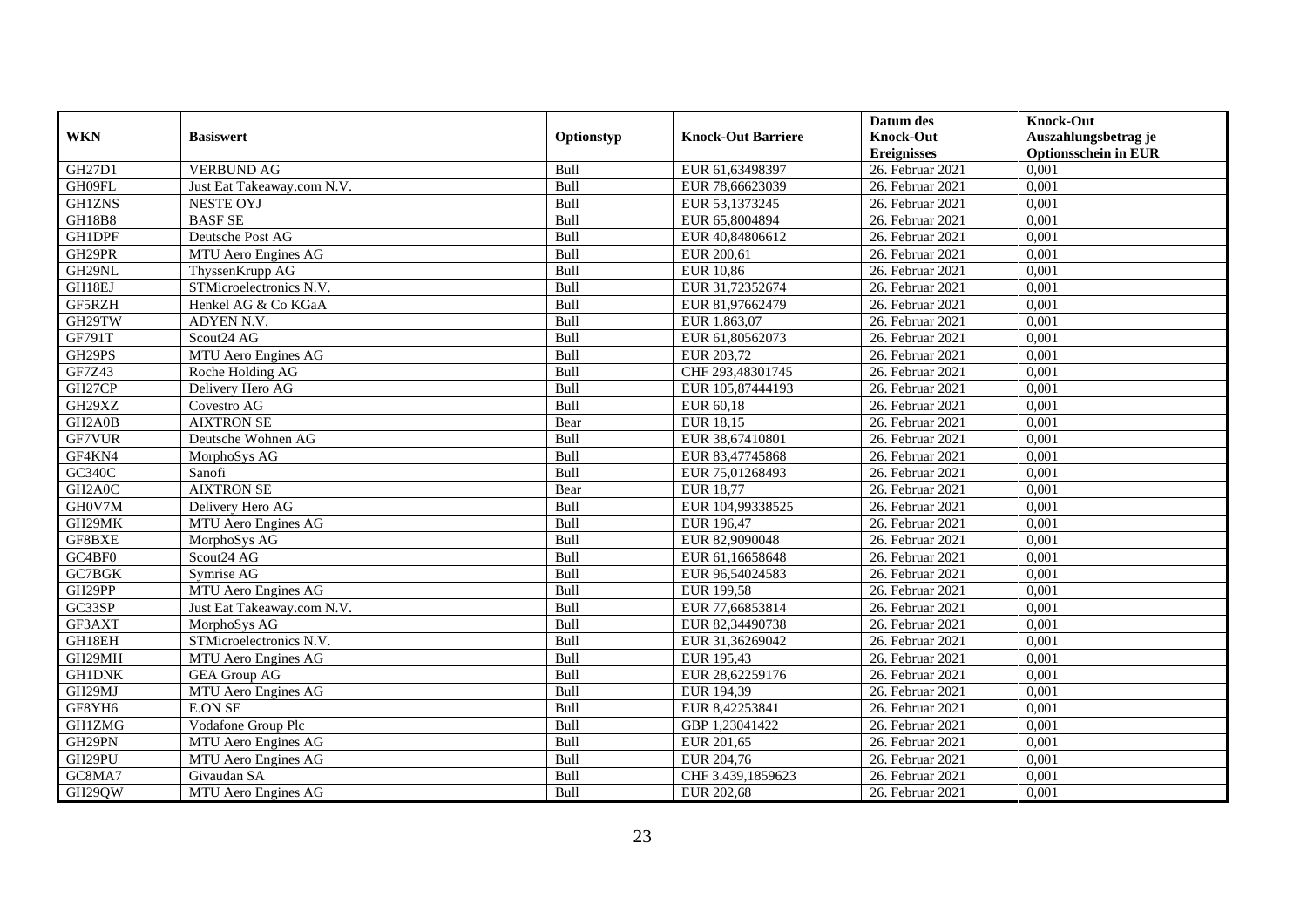| WKN | Basiswert | Optionstyp | Knock-Out Barriere | Datum des Knock-Out Ereignisses | Knock-Out Auszahlungsbetrag je Optionsschein in EUR |
|---|---|---|---|---|---|
| GH27D1 | VERBUND AG | Bull | EUR 61,63498397 | 26. Februar 2021 | 0,001 |
| GH09FL | Just Eat Takeaway.com N.V. | Bull | EUR 78,66623039 | 26. Februar 2021 | 0,001 |
| GH1ZNS | NESTE OYJ | Bull | EUR 53,1373245 | 26. Februar 2021 | 0,001 |
| GH18B8 | BASF SE | Bull | EUR 65,8004894 | 26. Februar 2021 | 0,001 |
| GH1DPF | Deutsche Post AG | Bull | EUR 40,84806612 | 26. Februar 2021 | 0,001 |
| GH29PR | MTU Aero Engines AG | Bull | EUR 200,61 | 26. Februar 2021 | 0,001 |
| GH29NL | ThyssenKrupp AG | Bull | EUR 10,86 | 26. Februar 2021 | 0,001 |
| GH18EJ | STMicroelectronics N.V. | Bull | EUR 31,72352674 | 26. Februar 2021 | 0,001 |
| GF5RZH | Henkel AG & Co KGaA | Bull | EUR 81,97662479 | 26. Februar 2021 | 0,001 |
| GH29TW | ADYEN N.V. | Bull | EUR 1.863,07 | 26. Februar 2021 | 0,001 |
| GF791T | Scout24 AG | Bull | EUR 61,80562073 | 26. Februar 2021 | 0,001 |
| GH29PS | MTU Aero Engines AG | Bull | EUR 203,72 | 26. Februar 2021 | 0,001 |
| GF7Z43 | Roche Holding AG | Bull | CHF 293,48301745 | 26. Februar 2021 | 0,001 |
| GH27CP | Delivery Hero AG | Bull | EUR 105,87444193 | 26. Februar 2021 | 0,001 |
| GH29XZ | Covestro AG | Bull | EUR 60,18 | 26. Februar 2021 | 0,001 |
| GH2A0B | AIXTRON SE | Bear | EUR 18,15 | 26. Februar 2021 | 0,001 |
| GF7VUR | Deutsche Wohnen AG | Bull | EUR 38,67410801 | 26. Februar 2021 | 0,001 |
| GF4KN4 | MorphoSys AG | Bull | EUR 83,47745868 | 26. Februar 2021 | 0,001 |
| GC340C | Sanofi | Bull | EUR 75,01268493 | 26. Februar 2021 | 0,001 |
| GH2A0C | AIXTRON SE | Bear | EUR 18,77 | 26. Februar 2021 | 0,001 |
| GH0V7M | Delivery Hero AG | Bull | EUR 104,99338525 | 26. Februar 2021 | 0,001 |
| GH29MK | MTU Aero Engines AG | Bull | EUR 196,47 | 26. Februar 2021 | 0,001 |
| GF8BXE | MorphoSys AG | Bull | EUR 82,9090048 | 26. Februar 2021 | 0,001 |
| GC4BF0 | Scout24 AG | Bull | EUR 61,16658648 | 26. Februar 2021 | 0,001 |
| GC7BGK | Symrise AG | Bull | EUR 96,54024583 | 26. Februar 2021 | 0,001 |
| GH29PP | MTU Aero Engines AG | Bull | EUR 199,58 | 26. Februar 2021 | 0,001 |
| GC33SP | Just Eat Takeaway.com N.V. | Bull | EUR 77,66853814 | 26. Februar 2021 | 0,001 |
| GF3AXT | MorphoSys AG | Bull | EUR 82,34490738 | 26. Februar 2021 | 0,001 |
| GH18EH | STMicroelectronics N.V. | Bull | EUR 31,36269042 | 26. Februar 2021 | 0,001 |
| GH29MH | MTU Aero Engines AG | Bull | EUR 195,43 | 26. Februar 2021 | 0,001 |
| GH1DNK | GEA Group AG | Bull | EUR 28,62259176 | 26. Februar 2021 | 0,001 |
| GH29MJ | MTU Aero Engines AG | Bull | EUR 194,39 | 26. Februar 2021 | 0,001 |
| GF8YH6 | E.ON SE | Bull | EUR 8,42253841 | 26. Februar 2021 | 0,001 |
| GH1ZMG | Vodafone Group Plc | Bull | GBP 1,23041422 | 26. Februar 2021 | 0,001 |
| GH29PN | MTU Aero Engines AG | Bull | EUR 201,65 | 26. Februar 2021 | 0,001 |
| GH29PU | MTU Aero Engines AG | Bull | EUR 204,76 | 26. Februar 2021 | 0,001 |
| GC8MA7 | Givaudan SA | Bull | CHF 3.439,1859623 | 26. Februar 2021 | 0,001 |
| GH29QW | MTU Aero Engines AG | Bull | EUR 202,68 | 26. Februar 2021 | 0,001 |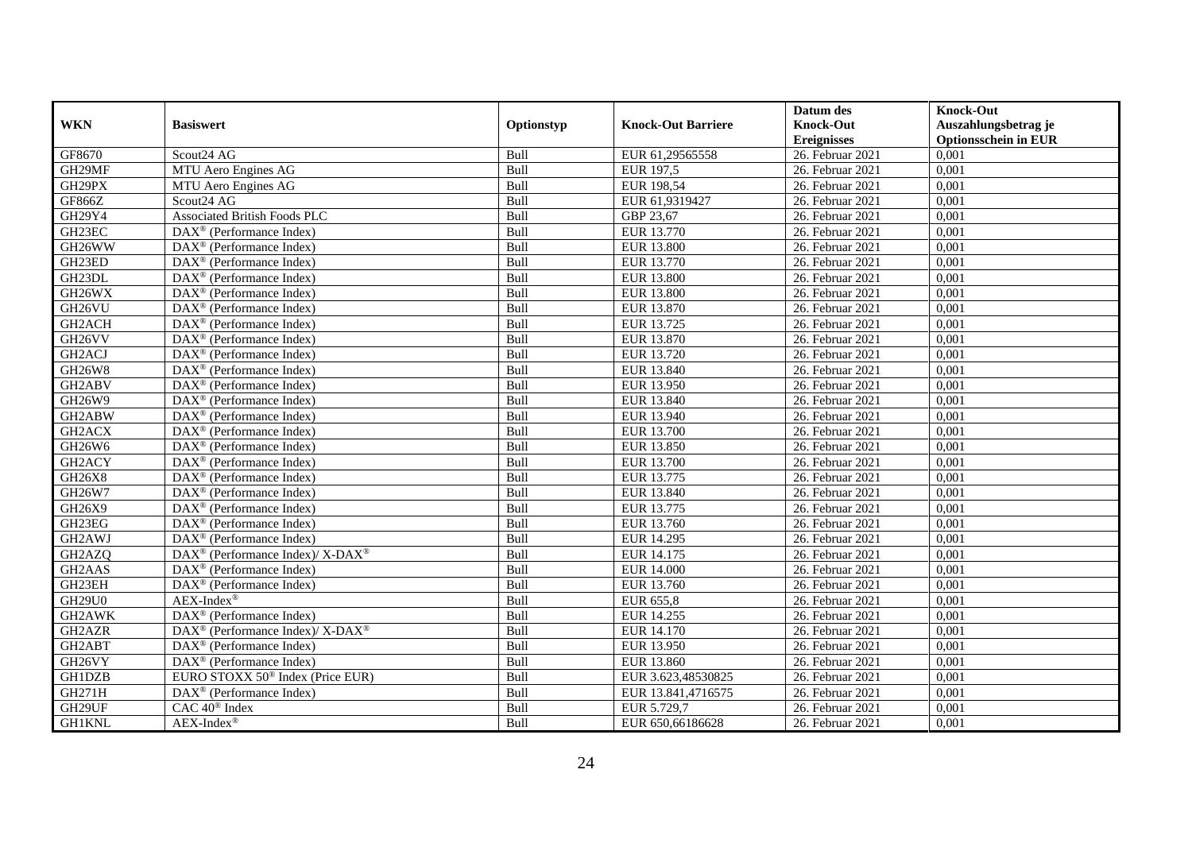| WKN | Basiswert | Optionstyp | Knock-Out Barriere | Datum des Knock-Out Ereignisses | Knock-Out Auszahlungsbetrag je Optionsschein in EUR |
|---|---|---|---|---|---|
| GF8670 | Scout24 AG | Bull | EUR 61,29565558 | 26. Februar 2021 | 0,001 |
| GH29MF | MTU Aero Engines AG | Bull | EUR 197,5 | 26. Februar 2021 | 0,001 |
| GH29PX | MTU Aero Engines AG | Bull | EUR 198,54 | 26. Februar 2021 | 0,001 |
| GF866Z | Scout24 AG | Bull | EUR 61,9319427 | 26. Februar 2021 | 0,001 |
| GH29Y4 | Associated British Foods PLC | Bull | GBP 23,67 | 26. Februar 2021 | 0,001 |
| GH23EC | DAX® (Performance Index) | Bull | EUR 13.770 | 26. Februar 2021 | 0,001 |
| GH26WW | DAX® (Performance Index) | Bull | EUR 13.800 | 26. Februar 2021 | 0,001 |
| GH23ED | DAX® (Performance Index) | Bull | EUR 13.770 | 26. Februar 2021 | 0,001 |
| GH23DL | DAX® (Performance Index) | Bull | EUR 13.800 | 26. Februar 2021 | 0,001 |
| GH26WX | DAX® (Performance Index) | Bull | EUR 13.800 | 26. Februar 2021 | 0,001 |
| GH26VU | DAX® (Performance Index) | Bull | EUR 13.870 | 26. Februar 2021 | 0,001 |
| GH2ACH | DAX® (Performance Index) | Bull | EUR 13.725 | 26. Februar 2021 | 0,001 |
| GH26VV | DAX® (Performance Index) | Bull | EUR 13.870 | 26. Februar 2021 | 0,001 |
| GH2ACJ | DAX® (Performance Index) | Bull | EUR 13.720 | 26. Februar 2021 | 0,001 |
| GH26W8 | DAX® (Performance Index) | Bull | EUR 13.840 | 26. Februar 2021 | 0,001 |
| GH2ABV | DAX® (Performance Index) | Bull | EUR 13.950 | 26. Februar 2021 | 0,001 |
| GH26W9 | DAX® (Performance Index) | Bull | EUR 13.840 | 26. Februar 2021 | 0,001 |
| GH2ABW | DAX® (Performance Index) | Bull | EUR 13.940 | 26. Februar 2021 | 0,001 |
| GH2ACX | DAX® (Performance Index) | Bull | EUR 13.700 | 26. Februar 2021 | 0,001 |
| GH26W6 | DAX® (Performance Index) | Bull | EUR 13.850 | 26. Februar 2021 | 0,001 |
| GH2ACY | DAX® (Performance Index) | Bull | EUR 13.700 | 26. Februar 2021 | 0,001 |
| GH26X8 | DAX® (Performance Index) | Bull | EUR 13.775 | 26. Februar 2021 | 0,001 |
| GH26W7 | DAX® (Performance Index) | Bull | EUR 13.840 | 26. Februar 2021 | 0,001 |
| GH26X9 | DAX® (Performance Index) | Bull | EUR 13.775 | 26. Februar 2021 | 0,001 |
| GH23EG | DAX® (Performance Index) | Bull | EUR 13.760 | 26. Februar 2021 | 0,001 |
| GH2AWJ | DAX® (Performance Index) | Bull | EUR 14.295 | 26. Februar 2021 | 0,001 |
| GH2AZQ | DAX® (Performance Index)/ X-DAX® | Bull | EUR 14.175 | 26. Februar 2021 | 0,001 |
| GH2AAS | DAX® (Performance Index) | Bull | EUR 14.000 | 26. Februar 2021 | 0,001 |
| GH23EH | DAX® (Performance Index) | Bull | EUR 13.760 | 26. Februar 2021 | 0,001 |
| GH29U0 | AEX-Index® | Bull | EUR 655,8 | 26. Februar 2021 | 0,001 |
| GH2AWK | DAX® (Performance Index) | Bull | EUR 14.255 | 26. Februar 2021 | 0,001 |
| GH2AZR | DAX® (Performance Index)/ X-DAX® | Bull | EUR 14.170 | 26. Februar 2021 | 0,001 |
| GH2ABT | DAX® (Performance Index) | Bull | EUR 13.950 | 26. Februar 2021 | 0,001 |
| GH26VY | DAX® (Performance Index) | Bull | EUR 13.860 | 26. Februar 2021 | 0,001 |
| GH1DZB | EURO STOXX 50® Index (Price EUR) | Bull | EUR 3.623,48530825 | 26. Februar 2021 | 0,001 |
| GH271H | DAX® (Performance Index) | Bull | EUR 13.841,4716575 | 26. Februar 2021 | 0,001 |
| GH29UF | CAC 40® Index | Bull | EUR 5.729,7 | 26. Februar 2021 | 0,001 |
| GH1KNL | AEX-Index® | Bull | EUR 650,66186628 | 26. Februar 2021 | 0,001 |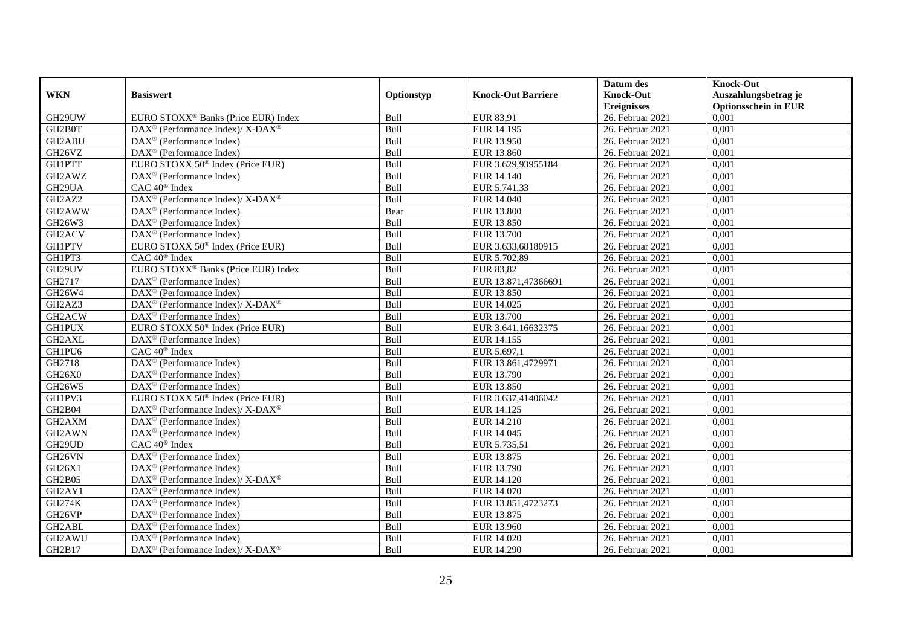| WKN | Basiswert | Optionstyp | Knock-Out Barriere | Datum des Knock-Out Ereignisses | Knock-Out Auszahlungsbetrag je Optionsschein in EUR |
|---|---|---|---|---|---|
| GH29UW | EURO STOXX® Banks (Price EUR) Index | Bull | EUR 83,91 | 26. Februar 2021 | 0,001 |
| GH2B0T | DAX® (Performance Index)/ X-DAX® | Bull | EUR 14.195 | 26. Februar 2021 | 0,001 |
| GH2ABU | DAX® (Performance Index) | Bull | EUR 13.950 | 26. Februar 2021 | 0,001 |
| GH26VZ | DAX® (Performance Index) | Bull | EUR 13.860 | 26. Februar 2021 | 0,001 |
| GH1PTT | EURO STOXX 50® Index (Price EUR) | Bull | EUR 3.629,93955184 | 26. Februar 2021 | 0,001 |
| GH2AWZ | DAX® (Performance Index) | Bull | EUR 14.140 | 26. Februar 2021 | 0,001 |
| GH29UA | CAC 40® Index | Bull | EUR 5.741,33 | 26. Februar 2021 | 0,001 |
| GH2AZ2 | DAX® (Performance Index)/ X-DAX® | Bull | EUR 14.040 | 26. Februar 2021 | 0,001 |
| GH2AWW | DAX® (Performance Index) | Bear | EUR 13.800 | 26. Februar 2021 | 0,001 |
| GH26W3 | DAX® (Performance Index) | Bull | EUR 13.850 | 26. Februar 2021 | 0,001 |
| GH2ACV | DAX® (Performance Index) | Bull | EUR 13.700 | 26. Februar 2021 | 0,001 |
| GH1PTV | EURO STOXX 50® Index (Price EUR) | Bull | EUR 3.633,68180915 | 26. Februar 2021 | 0,001 |
| GH1PT3 | CAC 40® Index | Bull | EUR 5.702,89 | 26. Februar 2021 | 0,001 |
| GH29UV | EURO STOXX® Banks (Price EUR) Index | Bull | EUR 83,82 | 26. Februar 2021 | 0,001 |
| GH2717 | DAX® (Performance Index) | Bull | EUR 13.871,47366691 | 26. Februar 2021 | 0,001 |
| GH26W4 | DAX® (Performance Index) | Bull | EUR 13.850 | 26. Februar 2021 | 0,001 |
| GH2AZ3 | DAX® (Performance Index)/ X-DAX® | Bull | EUR 14.025 | 26. Februar 2021 | 0,001 |
| GH2ACW | DAX® (Performance Index) | Bull | EUR 13.700 | 26. Februar 2021 | 0,001 |
| GH1PUX | EURO STOXX 50® Index (Price EUR) | Bull | EUR 3.641,16632375 | 26. Februar 2021 | 0,001 |
| GH2AXL | DAX® (Performance Index) | Bull | EUR 14.155 | 26. Februar 2021 | 0,001 |
| GH1PU6 | CAC 40® Index | Bull | EUR 5.697,1 | 26. Februar 2021 | 0,001 |
| GH2718 | DAX® (Performance Index) | Bull | EUR 13.861,4729971 | 26. Februar 2021 | 0,001 |
| GH26X0 | DAX® (Performance Index) | Bull | EUR 13.790 | 26. Februar 2021 | 0,001 |
| GH26W5 | DAX® (Performance Index) | Bull | EUR 13.850 | 26. Februar 2021 | 0,001 |
| GH1PV3 | EURO STOXX 50® Index (Price EUR) | Bull | EUR 3.637,41406042 | 26. Februar 2021 | 0,001 |
| GH2B04 | DAX® (Performance Index)/ X-DAX® | Bull | EUR 14.125 | 26. Februar 2021 | 0,001 |
| GH2AXM | DAX® (Performance Index) | Bull | EUR 14.210 | 26. Februar 2021 | 0,001 |
| GH2AWN | DAX® (Performance Index) | Bull | EUR 14.045 | 26. Februar 2021 | 0,001 |
| GH29UD | CAC 40® Index | Bull | EUR 5.735,51 | 26. Februar 2021 | 0,001 |
| GH26VN | DAX® (Performance Index) | Bull | EUR 13.875 | 26. Februar 2021 | 0,001 |
| GH26X1 | DAX® (Performance Index) | Bull | EUR 13.790 | 26. Februar 2021 | 0,001 |
| GH2B05 | DAX® (Performance Index)/ X-DAX® | Bull | EUR 14.120 | 26. Februar 2021 | 0,001 |
| GH2AY1 | DAX® (Performance Index) | Bull | EUR 14.070 | 26. Februar 2021 | 0,001 |
| GH274K | DAX® (Performance Index) | Bull | EUR 13.851,4723273 | 26. Februar 2021 | 0,001 |
| GH26VP | DAX® (Performance Index) | Bull | EUR 13.875 | 26. Februar 2021 | 0,001 |
| GH2ABL | DAX® (Performance Index) | Bull | EUR 13.960 | 26. Februar 2021 | 0,001 |
| GH2AWU | DAX® (Performance Index) | Bull | EUR 14.020 | 26. Februar 2021 | 0,001 |
| GH2B17 | DAX® (Performance Index)/ X-DAX® | Bull | EUR 14.290 | 26. Februar 2021 | 0,001 |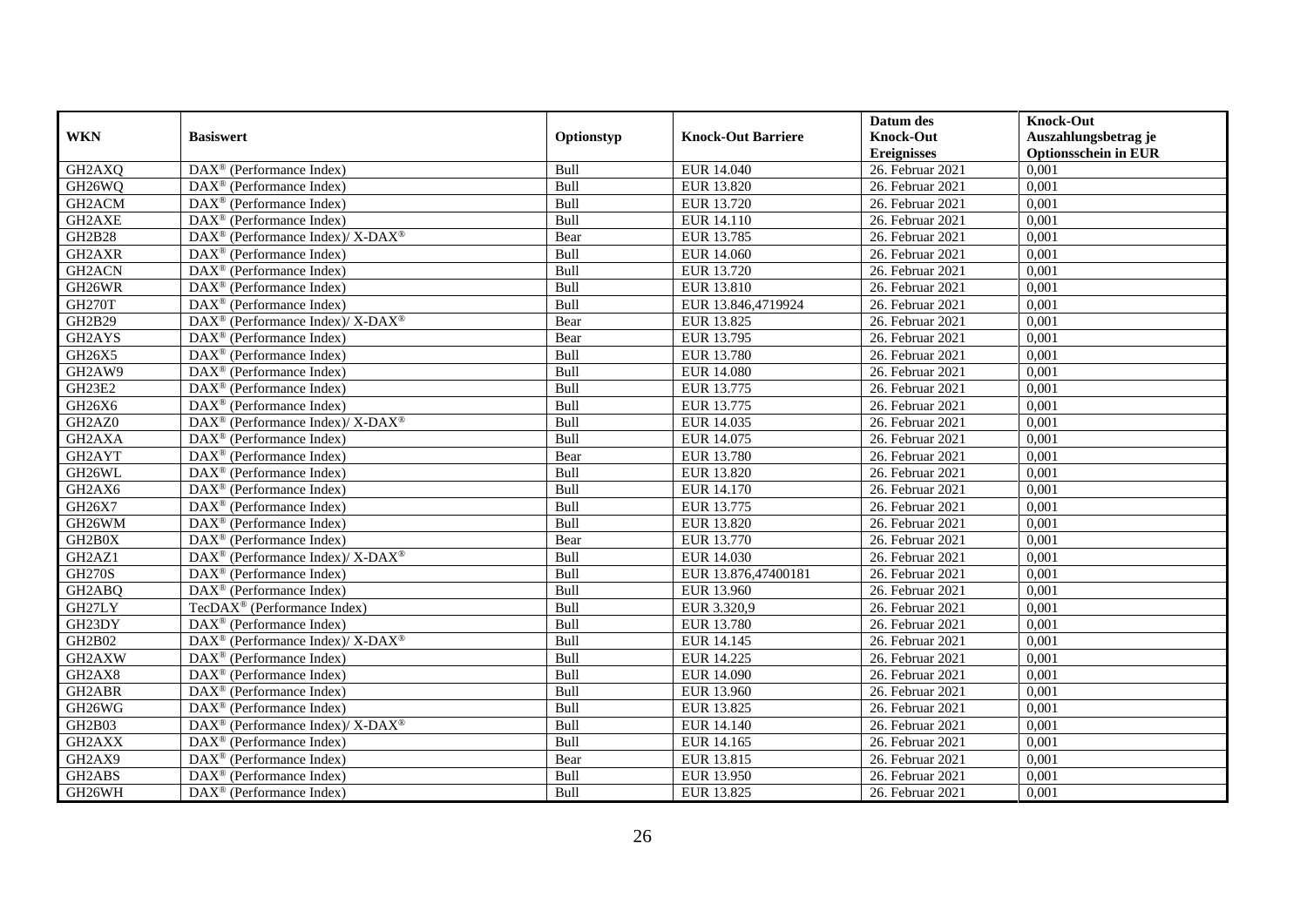| WKN | Basiswert | Optionstyp | Knock-Out Barriere | Datum des Knock-Out Ereignisses | Knock-Out Auszahlungsbetrag je Optionsschein in EUR |
|---|---|---|---|---|---|
| GH2AXQ | DAX® (Performance Index) | Bull | EUR 14.040 | 26. Februar 2021 | 0,001 |
| GH26WQ | DAX® (Performance Index) | Bull | EUR 13.820 | 26. Februar 2021 | 0,001 |
| GH2ACM | DAX® (Performance Index) | Bull | EUR 13.720 | 26. Februar 2021 | 0,001 |
| GH2AXE | DAX® (Performance Index) | Bull | EUR 14.110 | 26. Februar 2021 | 0,001 |
| GH2B28 | DAX® (Performance Index)/ X-DAX® | Bear | EUR 13.785 | 26. Februar 2021 | 0,001 |
| GH2AXR | DAX® (Performance Index) | Bull | EUR 14.060 | 26. Februar 2021 | 0,001 |
| GH2ACN | DAX® (Performance Index) | Bull | EUR 13.720 | 26. Februar 2021 | 0,001 |
| GH26WR | DAX® (Performance Index) | Bull | EUR 13.810 | 26. Februar 2021 | 0,001 |
| GH270T | DAX® (Performance Index) | Bull | EUR 13.846,4719924 | 26. Februar 2021 | 0,001 |
| GH2B29 | DAX® (Performance Index)/ X-DAX® | Bear | EUR 13.825 | 26. Februar 2021 | 0,001 |
| GH2AYS | DAX® (Performance Index) | Bear | EUR 13.795 | 26. Februar 2021 | 0,001 |
| GH26X5 | DAX® (Performance Index) | Bull | EUR 13.780 | 26. Februar 2021 | 0,001 |
| GH2AW9 | DAX® (Performance Index) | Bull | EUR 14.080 | 26. Februar 2021 | 0,001 |
| GH23E2 | DAX® (Performance Index) | Bull | EUR 13.775 | 26. Februar 2021 | 0,001 |
| GH26X6 | DAX® (Performance Index) | Bull | EUR 13.775 | 26. Februar 2021 | 0,001 |
| GH2AZ0 | DAX® (Performance Index)/ X-DAX® | Bull | EUR 14.035 | 26. Februar 2021 | 0,001 |
| GH2AXA | DAX® (Performance Index) | Bull | EUR 14.075 | 26. Februar 2021 | 0,001 |
| GH2AYT | DAX® (Performance Index) | Bear | EUR 13.780 | 26. Februar 2021 | 0,001 |
| GH26WL | DAX® (Performance Index) | Bull | EUR 13.820 | 26. Februar 2021 | 0,001 |
| GH2AX6 | DAX® (Performance Index) | Bull | EUR 14.170 | 26. Februar 2021 | 0,001 |
| GH26X7 | DAX® (Performance Index) | Bull | EUR 13.775 | 26. Februar 2021 | 0,001 |
| GH26WM | DAX® (Performance Index) | Bull | EUR 13.820 | 26. Februar 2021 | 0,001 |
| GH2B0X | DAX® (Performance Index) | Bear | EUR 13.770 | 26. Februar 2021 | 0,001 |
| GH2AZ1 | DAX® (Performance Index)/ X-DAX® | Bull | EUR 14.030 | 26. Februar 2021 | 0,001 |
| GH270S | DAX® (Performance Index) | Bull | EUR 13.876,47400181 | 26. Februar 2021 | 0,001 |
| GH2ABQ | DAX® (Performance Index) | Bull | EUR 13.960 | 26. Februar 2021 | 0,001 |
| GH27LY | TecDAX® (Performance Index) | Bull | EUR 3.320,9 | 26. Februar 2021 | 0,001 |
| GH23DY | DAX® (Performance Index) | Bull | EUR 13.780 | 26. Februar 2021 | 0,001 |
| GH2B02 | DAX® (Performance Index)/ X-DAX® | Bull | EUR 14.145 | 26. Februar 2021 | 0,001 |
| GH2AXW | DAX® (Performance Index) | Bull | EUR 14.225 | 26. Februar 2021 | 0,001 |
| GH2AX8 | DAX® (Performance Index) | Bull | EUR 14.090 | 26. Februar 2021 | 0,001 |
| GH2ABR | DAX® (Performance Index) | Bull | EUR 13.960 | 26. Februar 2021 | 0,001 |
| GH26WG | DAX® (Performance Index) | Bull | EUR 13.825 | 26. Februar 2021 | 0,001 |
| GH2B03 | DAX® (Performance Index)/ X-DAX® | Bull | EUR 14.140 | 26. Februar 2021 | 0,001 |
| GH2AXX | DAX® (Performance Index) | Bull | EUR 14.165 | 26. Februar 2021 | 0,001 |
| GH2AX9 | DAX® (Performance Index) | Bear | EUR 13.815 | 26. Februar 2021 | 0,001 |
| GH2ABS | DAX® (Performance Index) | Bull | EUR 13.950 | 26. Februar 2021 | 0,001 |
| GH26WH | DAX® (Performance Index) | Bull | EUR 13.825 | 26. Februar 2021 | 0,001 |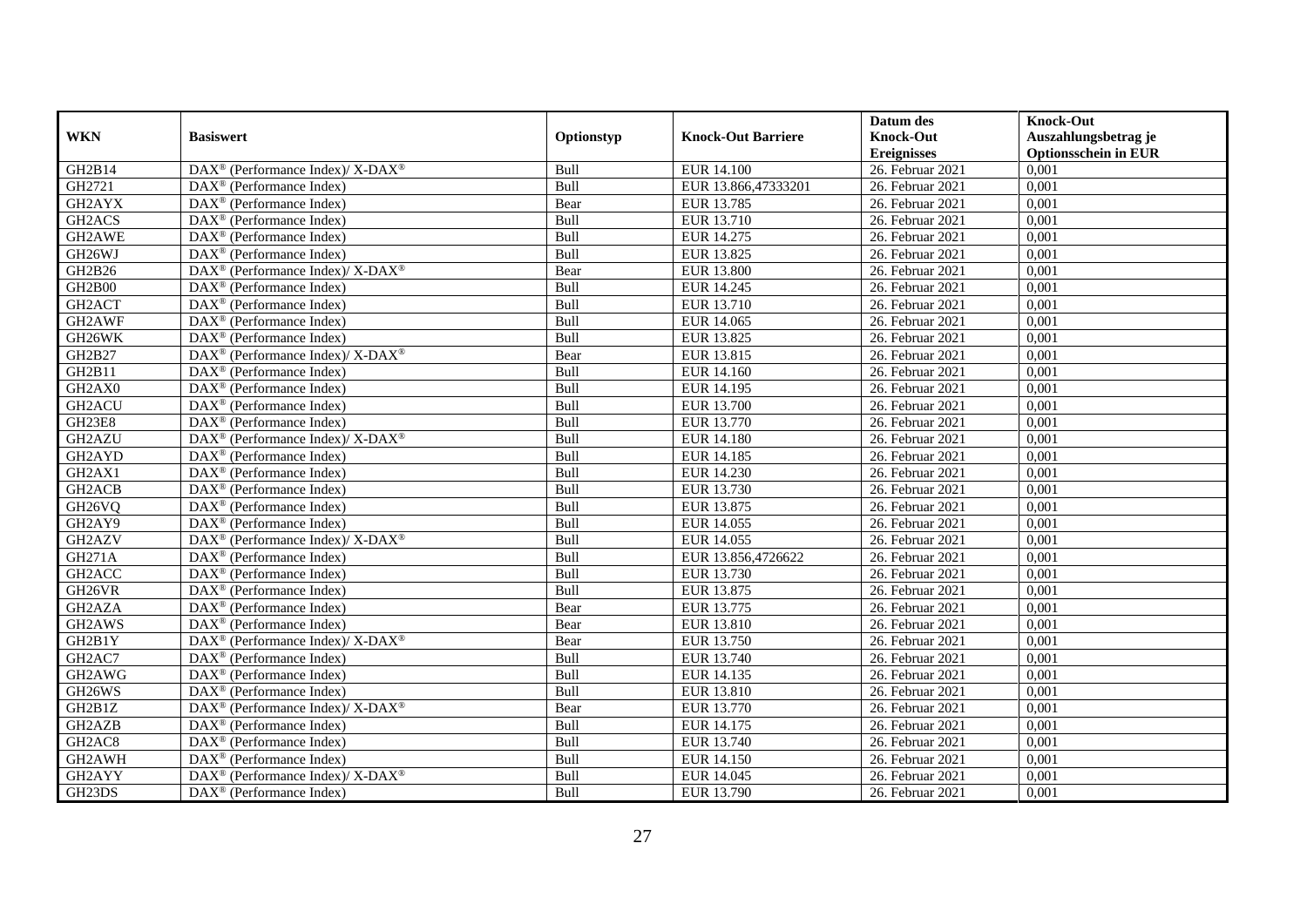| WKN | Basiswert | Optionstyp | Knock-Out Barriere | Datum des Knock-Out Ereignisses | Knock-Out Auszahlungsbetrag je Optionsschein in EUR |
|---|---|---|---|---|---|
| GH2B14 | DAX® (Performance Index)/ X-DAX® | Bull | EUR 14.100 | 26. Februar 2021 | 0,001 |
| GH2721 | DAX® (Performance Index) | Bull | EUR 13.866,47333201 | 26. Februar 2021 | 0,001 |
| GH2AYX | DAX® (Performance Index) | Bear | EUR 13.785 | 26. Februar 2021 | 0,001 |
| GH2ACS | DAX® (Performance Index) | Bull | EUR 13.710 | 26. Februar 2021 | 0,001 |
| GH2AWE | DAX® (Performance Index) | Bull | EUR 14.275 | 26. Februar 2021 | 0,001 |
| GH26WJ | DAX® (Performance Index) | Bull | EUR 13.825 | 26. Februar 2021 | 0,001 |
| GH2B26 | DAX® (Performance Index)/ X-DAX® | Bear | EUR 13.800 | 26. Februar 2021 | 0,001 |
| GH2B00 | DAX® (Performance Index) | Bull | EUR 14.245 | 26. Februar 2021 | 0,001 |
| GH2ACT | DAX® (Performance Index) | Bull | EUR 13.710 | 26. Februar 2021 | 0,001 |
| GH2AWF | DAX® (Performance Index) | Bull | EUR 14.065 | 26. Februar 2021 | 0,001 |
| GH26WK | DAX® (Performance Index) | Bull | EUR 13.825 | 26. Februar 2021 | 0,001 |
| GH2B27 | DAX® (Performance Index)/ X-DAX® | Bear | EUR 13.815 | 26. Februar 2021 | 0,001 |
| GH2B11 | DAX® (Performance Index) | Bull | EUR 14.160 | 26. Februar 2021 | 0,001 |
| GH2AX0 | DAX® (Performance Index) | Bull | EUR 14.195 | 26. Februar 2021 | 0,001 |
| GH2ACU | DAX® (Performance Index) | Bull | EUR 13.700 | 26. Februar 2021 | 0,001 |
| GH23E8 | DAX® (Performance Index) | Bull | EUR 13.770 | 26. Februar 2021 | 0,001 |
| GH2AZU | DAX® (Performance Index)/ X-DAX® | Bull | EUR 14.180 | 26. Februar 2021 | 0,001 |
| GH2AYD | DAX® (Performance Index) | Bull | EUR 14.185 | 26. Februar 2021 | 0,001 |
| GH2AX1 | DAX® (Performance Index) | Bull | EUR 14.230 | 26. Februar 2021 | 0,001 |
| GH2ACB | DAX® (Performance Index) | Bull | EUR 13.730 | 26. Februar 2021 | 0,001 |
| GH26VQ | DAX® (Performance Index) | Bull | EUR 13.875 | 26. Februar 2021 | 0,001 |
| GH2AY9 | DAX® (Performance Index) | Bull | EUR 14.055 | 26. Februar 2021 | 0,001 |
| GH2AZV | DAX® (Performance Index)/ X-DAX® | Bull | EUR 14.055 | 26. Februar 2021 | 0,001 |
| GH271A | DAX® (Performance Index) | Bull | EUR 13.856,4726622 | 26. Februar 2021 | 0,001 |
| GH2ACC | DAX® (Performance Index) | Bull | EUR 13.730 | 26. Februar 2021 | 0,001 |
| GH26VR | DAX® (Performance Index) | Bull | EUR 13.875 | 26. Februar 2021 | 0,001 |
| GH2AZA | DAX® (Performance Index) | Bear | EUR 13.775 | 26. Februar 2021 | 0,001 |
| GH2AWS | DAX® (Performance Index) | Bear | EUR 13.810 | 26. Februar 2021 | 0,001 |
| GH2B1Y | DAX® (Performance Index)/ X-DAX® | Bear | EUR 13.750 | 26. Februar 2021 | 0,001 |
| GH2AC7 | DAX® (Performance Index) | Bull | EUR 13.740 | 26. Februar 2021 | 0,001 |
| GH2AWG | DAX® (Performance Index) | Bull | EUR 14.135 | 26. Februar 2021 | 0,001 |
| GH26WS | DAX® (Performance Index) | Bull | EUR 13.810 | 26. Februar 2021 | 0,001 |
| GH2B1Z | DAX® (Performance Index)/ X-DAX® | Bear | EUR 13.770 | 26. Februar 2021 | 0,001 |
| GH2AZB | DAX® (Performance Index) | Bull | EUR 14.175 | 26. Februar 2021 | 0,001 |
| GH2AC8 | DAX® (Performance Index) | Bull | EUR 13.740 | 26. Februar 2021 | 0,001 |
| GH2AWH | DAX® (Performance Index) | Bull | EUR 14.150 | 26. Februar 2021 | 0,001 |
| GH2AYY | DAX® (Performance Index)/ X-DAX® | Bull | EUR 14.045 | 26. Februar 2021 | 0,001 |
| GH23DS | DAX® (Performance Index) | Bull | EUR 13.790 | 26. Februar 2021 | 0,001 |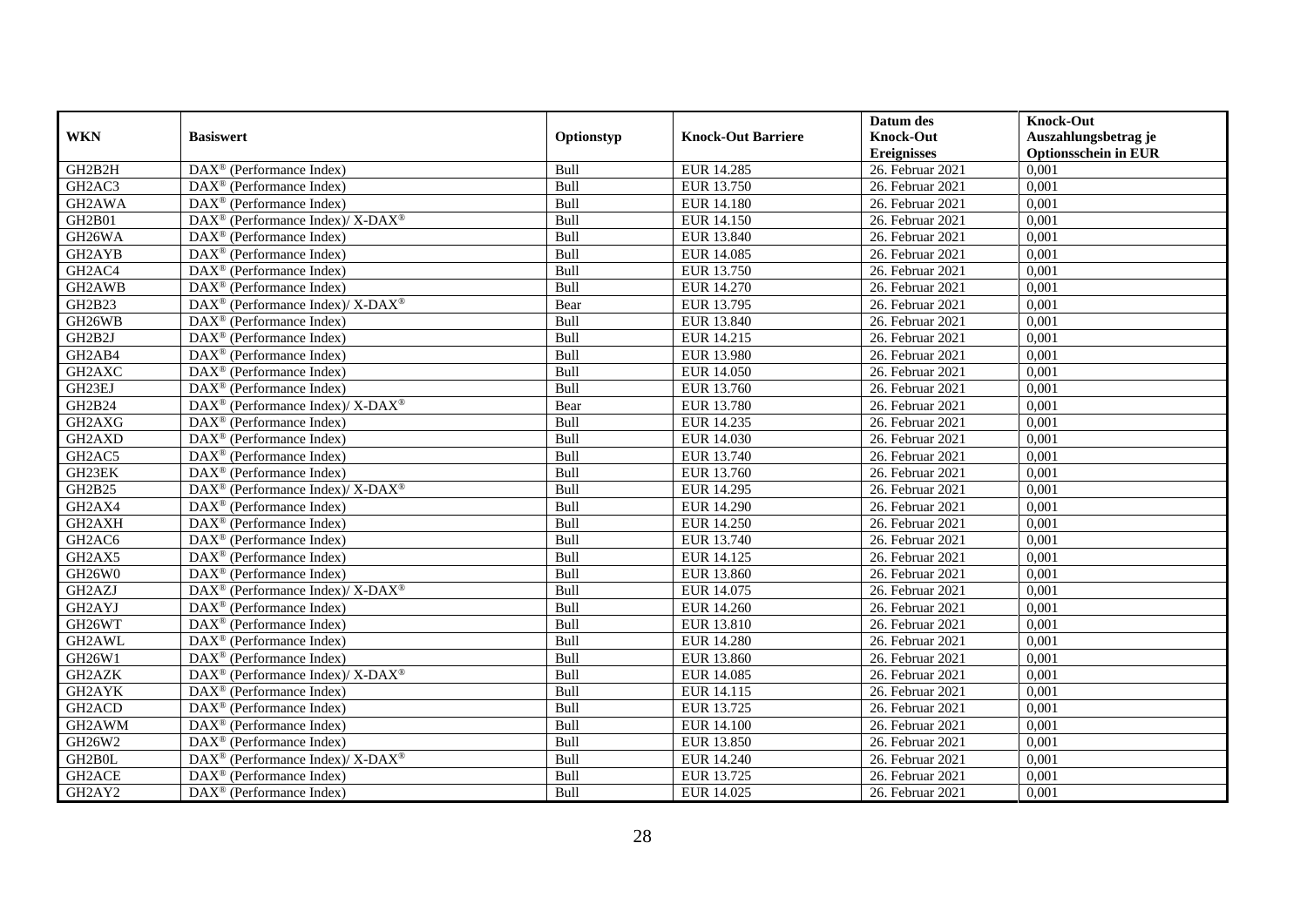| WKN | Basiswert | Optionstyp | Knock-Out Barriere | Datum des Knock-Out Ereignisses | Knock-Out Auszahlungsbetrag je Optionsschein in EUR |
|---|---|---|---|---|---|
| GH2B2H | DAX® (Performance Index) | Bull | EUR 14.285 | 26. Februar 2021 | 0,001 |
| GH2AC3 | DAX® (Performance Index) | Bull | EUR 13.750 | 26. Februar 2021 | 0,001 |
| GH2AWA | DAX® (Performance Index) | Bull | EUR 14.180 | 26. Februar 2021 | 0,001 |
| GH2B01 | DAX® (Performance Index)/ X-DAX® | Bull | EUR 14.150 | 26. Februar 2021 | 0,001 |
| GH26WA | DAX® (Performance Index) | Bull | EUR 13.840 | 26. Februar 2021 | 0,001 |
| GH2AYB | DAX® (Performance Index) | Bull | EUR 14.085 | 26. Februar 2021 | 0,001 |
| GH2AC4 | DAX® (Performance Index) | Bull | EUR 13.750 | 26. Februar 2021 | 0,001 |
| GH2AWB | DAX® (Performance Index) | Bull | EUR 14.270 | 26. Februar 2021 | 0,001 |
| GH2B23 | DAX® (Performance Index)/ X-DAX® | Bear | EUR 13.795 | 26. Februar 2021 | 0,001 |
| GH26WB | DAX® (Performance Index) | Bull | EUR 13.840 | 26. Februar 2021 | 0,001 |
| GH2B2J | DAX® (Performance Index) | Bull | EUR 14.215 | 26. Februar 2021 | 0,001 |
| GH2AB4 | DAX® (Performance Index) | Bull | EUR 13.980 | 26. Februar 2021 | 0,001 |
| GH2AXC | DAX® (Performance Index) | Bull | EUR 14.050 | 26. Februar 2021 | 0,001 |
| GH23EJ | DAX® (Performance Index) | Bull | EUR 13.760 | 26. Februar 2021 | 0,001 |
| GH2B24 | DAX® (Performance Index)/ X-DAX® | Bear | EUR 13.780 | 26. Februar 2021 | 0,001 |
| GH2AXG | DAX® (Performance Index) | Bull | EUR 14.235 | 26. Februar 2021 | 0,001 |
| GH2AXD | DAX® (Performance Index) | Bull | EUR 14.030 | 26. Februar 2021 | 0,001 |
| GH2AC5 | DAX® (Performance Index) | Bull | EUR 13.740 | 26. Februar 2021 | 0,001 |
| GH23EK | DAX® (Performance Index) | Bull | EUR 13.760 | 26. Februar 2021 | 0,001 |
| GH2B25 | DAX® (Performance Index)/ X-DAX® | Bull | EUR 14.295 | 26. Februar 2021 | 0,001 |
| GH2AX4 | DAX® (Performance Index) | Bull | EUR 14.290 | 26. Februar 2021 | 0,001 |
| GH2AXH | DAX® (Performance Index) | Bull | EUR 14.250 | 26. Februar 2021 | 0,001 |
| GH2AC6 | DAX® (Performance Index) | Bull | EUR 13.740 | 26. Februar 2021 | 0,001 |
| GH2AX5 | DAX® (Performance Index) | Bull | EUR 14.125 | 26. Februar 2021 | 0,001 |
| GH26W0 | DAX® (Performance Index) | Bull | EUR 13.860 | 26. Februar 2021 | 0,001 |
| GH2AZJ | DAX® (Performance Index)/ X-DAX® | Bull | EUR 14.075 | 26. Februar 2021 | 0,001 |
| GH2AYJ | DAX® (Performance Index) | Bull | EUR 14.260 | 26. Februar 2021 | 0,001 |
| GH26WT | DAX® (Performance Index) | Bull | EUR 13.810 | 26. Februar 2021 | 0,001 |
| GH2AWL | DAX® (Performance Index) | Bull | EUR 14.280 | 26. Februar 2021 | 0,001 |
| GH26W1 | DAX® (Performance Index) | Bull | EUR 13.860 | 26. Februar 2021 | 0,001 |
| GH2AZK | DAX® (Performance Index)/ X-DAX® | Bull | EUR 14.085 | 26. Februar 2021 | 0,001 |
| GH2AYK | DAX® (Performance Index) | Bull | EUR 14.115 | 26. Februar 2021 | 0,001 |
| GH2ACD | DAX® (Performance Index) | Bull | EUR 13.725 | 26. Februar 2021 | 0,001 |
| GH2AWM | DAX® (Performance Index) | Bull | EUR 14.100 | 26. Februar 2021 | 0,001 |
| GH26W2 | DAX® (Performance Index) | Bull | EUR 13.850 | 26. Februar 2021 | 0,001 |
| GH2B0L | DAX® (Performance Index)/ X-DAX® | Bull | EUR 14.240 | 26. Februar 2021 | 0,001 |
| GH2ACE | DAX® (Performance Index) | Bull | EUR 13.725 | 26. Februar 2021 | 0,001 |
| GH2AY2 | DAX® (Performance Index) | Bull | EUR 14.025 | 26. Februar 2021 | 0,001 |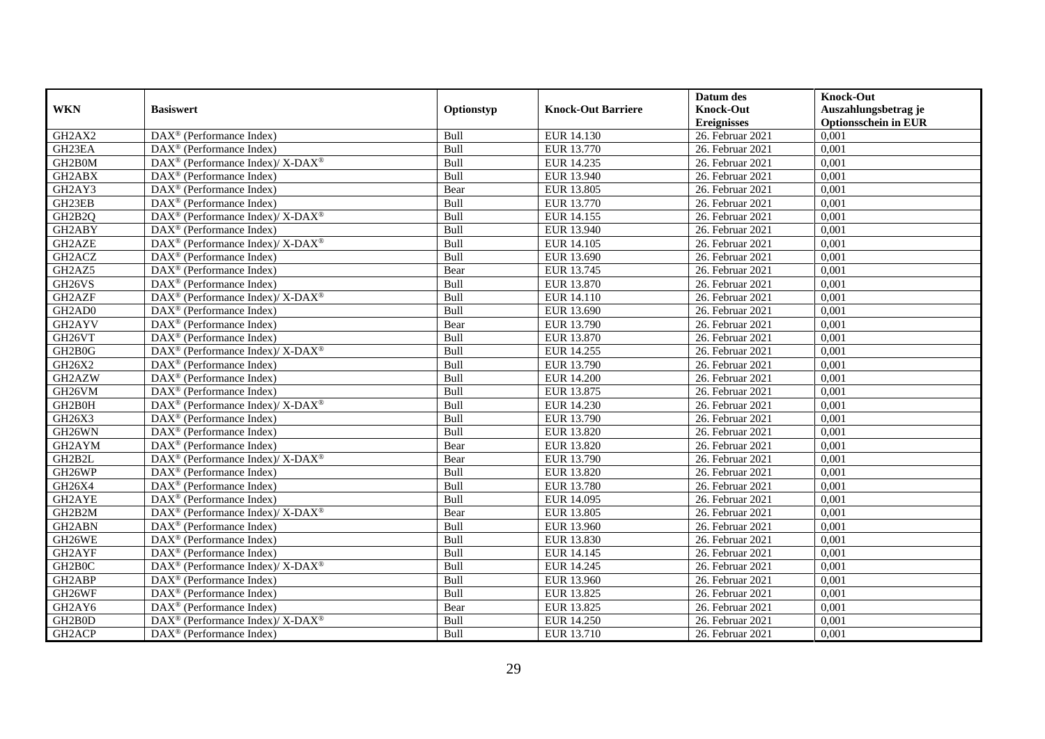| WKN | Basiswert | Optionstyp | Knock-Out Barriere | Datum des Knock-Out Ereignisses | Knock-Out Auszahlungsbetrag je Optionsschein in EUR |
|---|---|---|---|---|---|
| GH2AX2 | DAX® (Performance Index) | Bull | EUR 14.130 | 26. Februar 2021 | 0,001 |
| GH23EA | DAX® (Performance Index) | Bull | EUR 13.770 | 26. Februar 2021 | 0,001 |
| GH2B0M | DAX® (Performance Index)/ X-DAX® | Bull | EUR 14.235 | 26. Februar 2021 | 0,001 |
| GH2ABX | DAX® (Performance Index) | Bull | EUR 13.940 | 26. Februar 2021 | 0,001 |
| GH2AY3 | DAX® (Performance Index) | Bear | EUR 13.805 | 26. Februar 2021 | 0,001 |
| GH23EB | DAX® (Performance Index) | Bull | EUR 13.770 | 26. Februar 2021 | 0,001 |
| GH2B2Q | DAX® (Performance Index)/ X-DAX® | Bull | EUR 14.155 | 26. Februar 2021 | 0,001 |
| GH2ABY | DAX® (Performance Index) | Bull | EUR 13.940 | 26. Februar 2021 | 0,001 |
| GH2AZE | DAX® (Performance Index)/ X-DAX® | Bull | EUR 14.105 | 26. Februar 2021 | 0,001 |
| GH2ACZ | DAX® (Performance Index) | Bull | EUR 13.690 | 26. Februar 2021 | 0,001 |
| GH2AZ5 | DAX® (Performance Index) | Bear | EUR 13.745 | 26. Februar 2021 | 0,001 |
| GH26VS | DAX® (Performance Index) | Bull | EUR 13.870 | 26. Februar 2021 | 0,001 |
| GH2AZF | DAX® (Performance Index)/ X-DAX® | Bull | EUR 14.110 | 26. Februar 2021 | 0,001 |
| GH2AD0 | DAX® (Performance Index) | Bull | EUR 13.690 | 26. Februar 2021 | 0,001 |
| GH2AYV | DAX® (Performance Index) | Bear | EUR 13.790 | 26. Februar 2021 | 0,001 |
| GH26VT | DAX® (Performance Index) | Bull | EUR 13.870 | 26. Februar 2021 | 0,001 |
| GH2B0G | DAX® (Performance Index)/ X-DAX® | Bull | EUR 14.255 | 26. Februar 2021 | 0,001 |
| GH26X2 | DAX® (Performance Index) | Bull | EUR 13.790 | 26. Februar 2021 | 0,001 |
| GH2AZW | DAX® (Performance Index) | Bull | EUR 14.200 | 26. Februar 2021 | 0,001 |
| GH26VM | DAX® (Performance Index) | Bull | EUR 13.875 | 26. Februar 2021 | 0,001 |
| GH2B0H | DAX® (Performance Index)/ X-DAX® | Bull | EUR 14.230 | 26. Februar 2021 | 0,001 |
| GH26X3 | DAX® (Performance Index) | Bull | EUR 13.790 | 26. Februar 2021 | 0,001 |
| GH26WN | DAX® (Performance Index) | Bull | EUR 13.820 | 26. Februar 2021 | 0,001 |
| GH2AYM | DAX® (Performance Index) | Bear | EUR 13.820 | 26. Februar 2021 | 0,001 |
| GH2B2L | DAX® (Performance Index)/ X-DAX® | Bear | EUR 13.790 | 26. Februar 2021 | 0,001 |
| GH26WP | DAX® (Performance Index) | Bull | EUR 13.820 | 26. Februar 2021 | 0,001 |
| GH26X4 | DAX® (Performance Index) | Bull | EUR 13.780 | 26. Februar 2021 | 0,001 |
| GH2AYE | DAX® (Performance Index) | Bull | EUR 14.095 | 26. Februar 2021 | 0,001 |
| GH2B2M | DAX® (Performance Index)/ X-DAX® | Bear | EUR 13.805 | 26. Februar 2021 | 0,001 |
| GH2ABN | DAX® (Performance Index) | Bull | EUR 13.960 | 26. Februar 2021 | 0,001 |
| GH26WE | DAX® (Performance Index) | Bull | EUR 13.830 | 26. Februar 2021 | 0,001 |
| GH2AYF | DAX® (Performance Index) | Bull | EUR 14.145 | 26. Februar 2021 | 0,001 |
| GH2B0C | DAX® (Performance Index)/ X-DAX® | Bull | EUR 14.245 | 26. Februar 2021 | 0,001 |
| GH2ABP | DAX® (Performance Index) | Bull | EUR 13.960 | 26. Februar 2021 | 0,001 |
| GH26WF | DAX® (Performance Index) | Bull | EUR 13.825 | 26. Februar 2021 | 0,001 |
| GH2AY6 | DAX® (Performance Index) | Bear | EUR 13.825 | 26. Februar 2021 | 0,001 |
| GH2B0D | DAX® (Performance Index)/ X-DAX® | Bull | EUR 14.250 | 26. Februar 2021 | 0,001 |
| GH2ACP | DAX® (Performance Index) | Bull | EUR 13.710 | 26. Februar 2021 | 0,001 |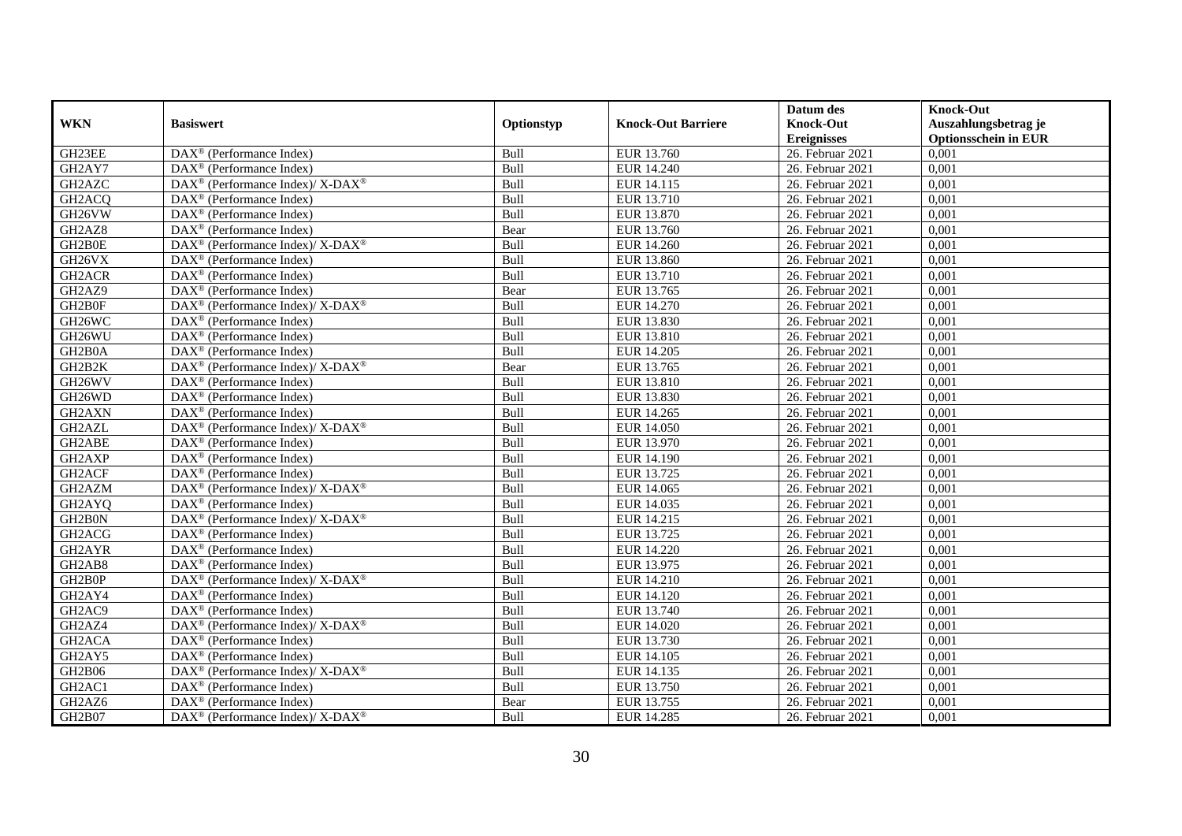| WKN | Basiswert | Optionstyp | Knock-Out Barriere | Datum des Knock-Out Ereignisses | Knock-Out Auszahlungsbetrag je Optionsschein in EUR |
|---|---|---|---|---|---|
| GH23EE | DAX® (Performance Index) | Bull | EUR 13.760 | 26. Februar 2021 | 0,001 |
| GH2AY7 | DAX® (Performance Index) | Bull | EUR 14.240 | 26. Februar 2021 | 0,001 |
| GH2AZC | DAX® (Performance Index)/ X-DAX® | Bull | EUR 14.115 | 26. Februar 2021 | 0,001 |
| GH2ACQ | DAX® (Performance Index) | Bull | EUR 13.710 | 26. Februar 2021 | 0,001 |
| GH26VW | DAX® (Performance Index) | Bull | EUR 13.870 | 26. Februar 2021 | 0,001 |
| GH2AZ8 | DAX® (Performance Index) | Bear | EUR 13.760 | 26. Februar 2021 | 0,001 |
| GH2B0E | DAX® (Performance Index)/ X-DAX® | Bull | EUR 14.260 | 26. Februar 2021 | 0,001 |
| GH26VX | DAX® (Performance Index) | Bull | EUR 13.860 | 26. Februar 2021 | 0,001 |
| GH2ACR | DAX® (Performance Index) | Bull | EUR 13.710 | 26. Februar 2021 | 0,001 |
| GH2AZ9 | DAX® (Performance Index) | Bear | EUR 13.765 | 26. Februar 2021 | 0,001 |
| GH2B0F | DAX® (Performance Index)/ X-DAX® | Bull | EUR 14.270 | 26. Februar 2021 | 0,001 |
| GH26WC | DAX® (Performance Index) | Bull | EUR 13.830 | 26. Februar 2021 | 0,001 |
| GH26WU | DAX® (Performance Index) | Bull | EUR 13.810 | 26. Februar 2021 | 0,001 |
| GH2B0A | DAX® (Performance Index) | Bull | EUR 14.205 | 26. Februar 2021 | 0,001 |
| GH2B2K | DAX® (Performance Index)/ X-DAX® | Bear | EUR 13.765 | 26. Februar 2021 | 0,001 |
| GH26WV | DAX® (Performance Index) | Bull | EUR 13.810 | 26. Februar 2021 | 0,001 |
| GH26WD | DAX® (Performance Index) | Bull | EUR 13.830 | 26. Februar 2021 | 0,001 |
| GH2AXN | DAX® (Performance Index) | Bull | EUR 14.265 | 26. Februar 2021 | 0,001 |
| GH2AZL | DAX® (Performance Index)/ X-DAX® | Bull | EUR 14.050 | 26. Februar 2021 | 0,001 |
| GH2ABE | DAX® (Performance Index) | Bull | EUR 13.970 | 26. Februar 2021 | 0,001 |
| GH2AXP | DAX® (Performance Index) | Bull | EUR 14.190 | 26. Februar 2021 | 0,001 |
| GH2ACF | DAX® (Performance Index) | Bull | EUR 13.725 | 26. Februar 2021 | 0,001 |
| GH2AZM | DAX® (Performance Index)/ X-DAX® | Bull | EUR 14.065 | 26. Februar 2021 | 0,001 |
| GH2AYQ | DAX® (Performance Index) | Bull | EUR 14.035 | 26. Februar 2021 | 0,001 |
| GH2B0N | DAX® (Performance Index)/ X-DAX® | Bull | EUR 14.215 | 26. Februar 2021 | 0,001 |
| GH2ACG | DAX® (Performance Index) | Bull | EUR 13.725 | 26. Februar 2021 | 0,001 |
| GH2AYR | DAX® (Performance Index) | Bull | EUR 14.220 | 26. Februar 2021 | 0,001 |
| GH2AB8 | DAX® (Performance Index) | Bull | EUR 13.975 | 26. Februar 2021 | 0,001 |
| GH2B0P | DAX® (Performance Index)/ X-DAX® | Bull | EUR 14.210 | 26. Februar 2021 | 0,001 |
| GH2AY4 | DAX® (Performance Index) | Bull | EUR 14.120 | 26. Februar 2021 | 0,001 |
| GH2AC9 | DAX® (Performance Index) | Bull | EUR 13.740 | 26. Februar 2021 | 0,001 |
| GH2AZ4 | DAX® (Performance Index)/ X-DAX® | Bull | EUR 14.020 | 26. Februar 2021 | 0,001 |
| GH2ACA | DAX® (Performance Index) | Bull | EUR 13.730 | 26. Februar 2021 | 0,001 |
| GH2AY5 | DAX® (Performance Index) | Bull | EUR 14.105 | 26. Februar 2021 | 0,001 |
| GH2B06 | DAX® (Performance Index)/ X-DAX® | Bull | EUR 14.135 | 26. Februar 2021 | 0,001 |
| GH2AC1 | DAX® (Performance Index) | Bull | EUR 13.750 | 26. Februar 2021 | 0,001 |
| GH2AZ6 | DAX® (Performance Index) | Bear | EUR 13.755 | 26. Februar 2021 | 0,001 |
| GH2B07 | DAX® (Performance Index)/ X-DAX® | Bull | EUR 14.285 | 26. Februar 2021 | 0,001 |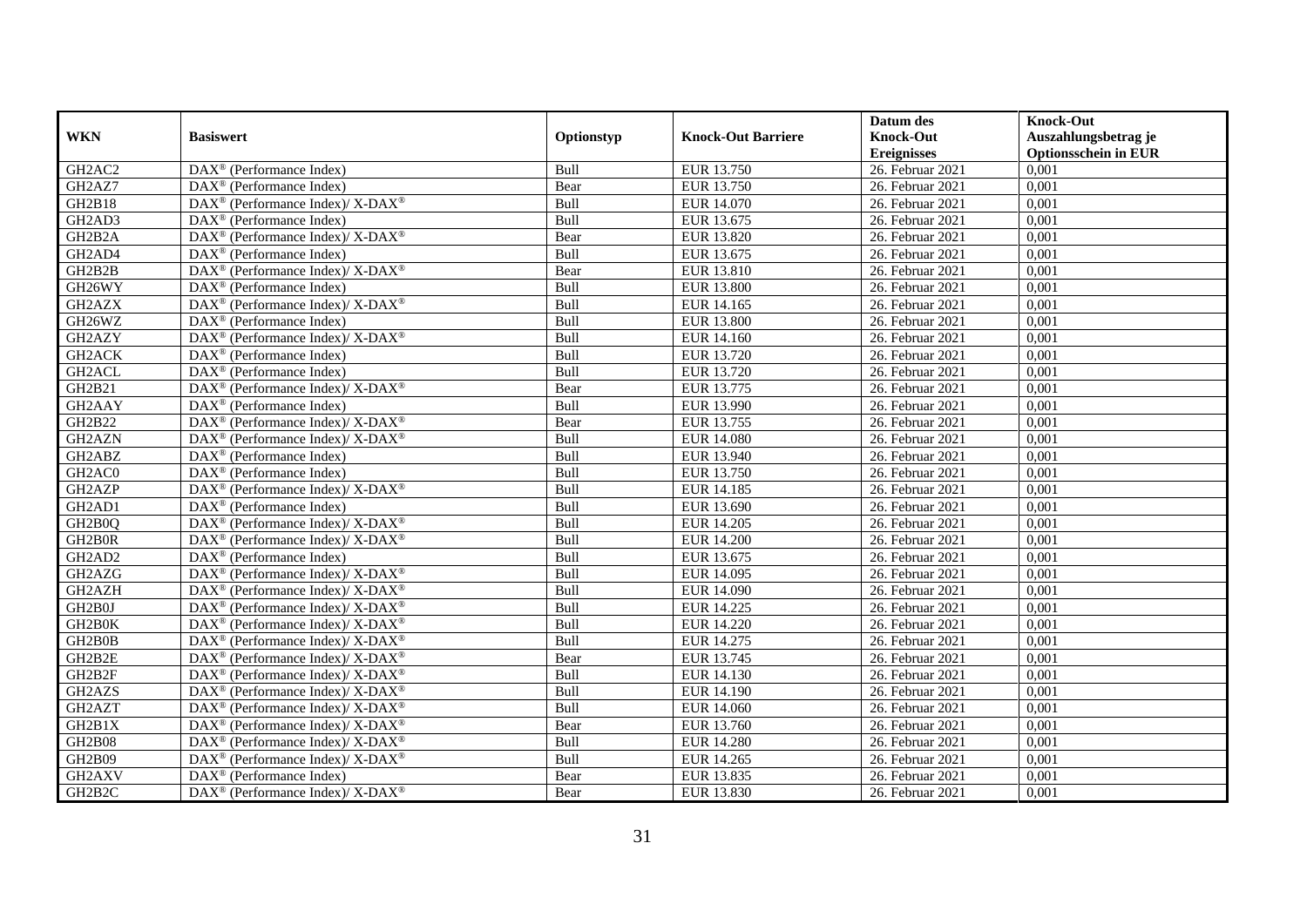| WKN | Basiswert | Optionstyp | Knock-Out Barriere | Datum des Knock-Out Ereignisses | Knock-Out Auszahlungsbetrag je Optionsschein in EUR |
|---|---|---|---|---|---|
| GH2AC2 | DAX® (Performance Index) | Bull | EUR 13.750 | 26. Februar 2021 | 0,001 |
| GH2AZ7 | DAX® (Performance Index) | Bear | EUR 13.750 | 26. Februar 2021 | 0,001 |
| GH2B18 | DAX® (Performance Index)/ X-DAX® | Bull | EUR 14.070 | 26. Februar 2021 | 0,001 |
| GH2AD3 | DAX® (Performance Index) | Bull | EUR 13.675 | 26. Februar 2021 | 0,001 |
| GH2B2A | DAX® (Performance Index)/ X-DAX® | Bear | EUR 13.820 | 26. Februar 2021 | 0,001 |
| GH2AD4 | DAX® (Performance Index) | Bull | EUR 13.675 | 26. Februar 2021 | 0,001 |
| GH2B2B | DAX® (Performance Index)/ X-DAX® | Bear | EUR 13.810 | 26. Februar 2021 | 0,001 |
| GH26WY | DAX® (Performance Index) | Bull | EUR 13.800 | 26. Februar 2021 | 0,001 |
| GH2AZX | DAX® (Performance Index)/ X-DAX® | Bull | EUR 14.165 | 26. Februar 2021 | 0,001 |
| GH26WZ | DAX® (Performance Index) | Bull | EUR 13.800 | 26. Februar 2021 | 0,001 |
| GH2AZY | DAX® (Performance Index)/ X-DAX® | Bull | EUR 14.160 | 26. Februar 2021 | 0,001 |
| GH2ACK | DAX® (Performance Index) | Bull | EUR 13.720 | 26. Februar 2021 | 0,001 |
| GH2ACL | DAX® (Performance Index) | Bull | EUR 13.720 | 26. Februar 2021 | 0,001 |
| GH2B21 | DAX® (Performance Index)/ X-DAX® | Bear | EUR 13.775 | 26. Februar 2021 | 0,001 |
| GH2AAY | DAX® (Performance Index) | Bull | EUR 13.990 | 26. Februar 2021 | 0,001 |
| GH2B22 | DAX® (Performance Index)/ X-DAX® | Bear | EUR 13.755 | 26. Februar 2021 | 0,001 |
| GH2AZN | DAX® (Performance Index)/ X-DAX® | Bull | EUR 14.080 | 26. Februar 2021 | 0,001 |
| GH2ABZ | DAX® (Performance Index) | Bull | EUR 13.940 | 26. Februar 2021 | 0,001 |
| GH2AC0 | DAX® (Performance Index) | Bull | EUR 13.750 | 26. Februar 2021 | 0,001 |
| GH2AZP | DAX® (Performance Index)/ X-DAX® | Bull | EUR 14.185 | 26. Februar 2021 | 0,001 |
| GH2AD1 | DAX® (Performance Index) | Bull | EUR 13.690 | 26. Februar 2021 | 0,001 |
| GH2B0Q | DAX® (Performance Index)/ X-DAX® | Bull | EUR 14.205 | 26. Februar 2021 | 0,001 |
| GH2B0R | DAX® (Performance Index)/ X-DAX® | Bull | EUR 14.200 | 26. Februar 2021 | 0,001 |
| GH2AD2 | DAX® (Performance Index) | Bull | EUR 13.675 | 26. Februar 2021 | 0,001 |
| GH2AZG | DAX® (Performance Index)/ X-DAX® | Bull | EUR 14.095 | 26. Februar 2021 | 0,001 |
| GH2AZH | DAX® (Performance Index)/ X-DAX® | Bull | EUR 14.090 | 26. Februar 2021 | 0,001 |
| GH2B0J | DAX® (Performance Index)/ X-DAX® | Bull | EUR 14.225 | 26. Februar 2021 | 0,001 |
| GH2B0K | DAX® (Performance Index)/ X-DAX® | Bull | EUR 14.220 | 26. Februar 2021 | 0,001 |
| GH2B0B | DAX® (Performance Index)/ X-DAX® | Bull | EUR 14.275 | 26. Februar 2021 | 0,001 |
| GH2B2E | DAX® (Performance Index)/ X-DAX® | Bear | EUR 13.745 | 26. Februar 2021 | 0,001 |
| GH2B2F | DAX® (Performance Index)/ X-DAX® | Bull | EUR 14.130 | 26. Februar 2021 | 0,001 |
| GH2AZS | DAX® (Performance Index)/ X-DAX® | Bull | EUR 14.190 | 26. Februar 2021 | 0,001 |
| GH2AZT | DAX® (Performance Index)/ X-DAX® | Bull | EUR 14.060 | 26. Februar 2021 | 0,001 |
| GH2B1X | DAX® (Performance Index)/ X-DAX® | Bear | EUR 13.760 | 26. Februar 2021 | 0,001 |
| GH2B08 | DAX® (Performance Index)/ X-DAX® | Bull | EUR 14.280 | 26. Februar 2021 | 0,001 |
| GH2B09 | DAX® (Performance Index)/ X-DAX® | Bull | EUR 14.265 | 26. Februar 2021 | 0,001 |
| GH2AXV | DAX® (Performance Index) | Bear | EUR 13.835 | 26. Februar 2021 | 0,001 |
| GH2B2C | DAX® (Performance Index)/ X-DAX® | Bear | EUR 13.830 | 26. Februar 2021 | 0,001 |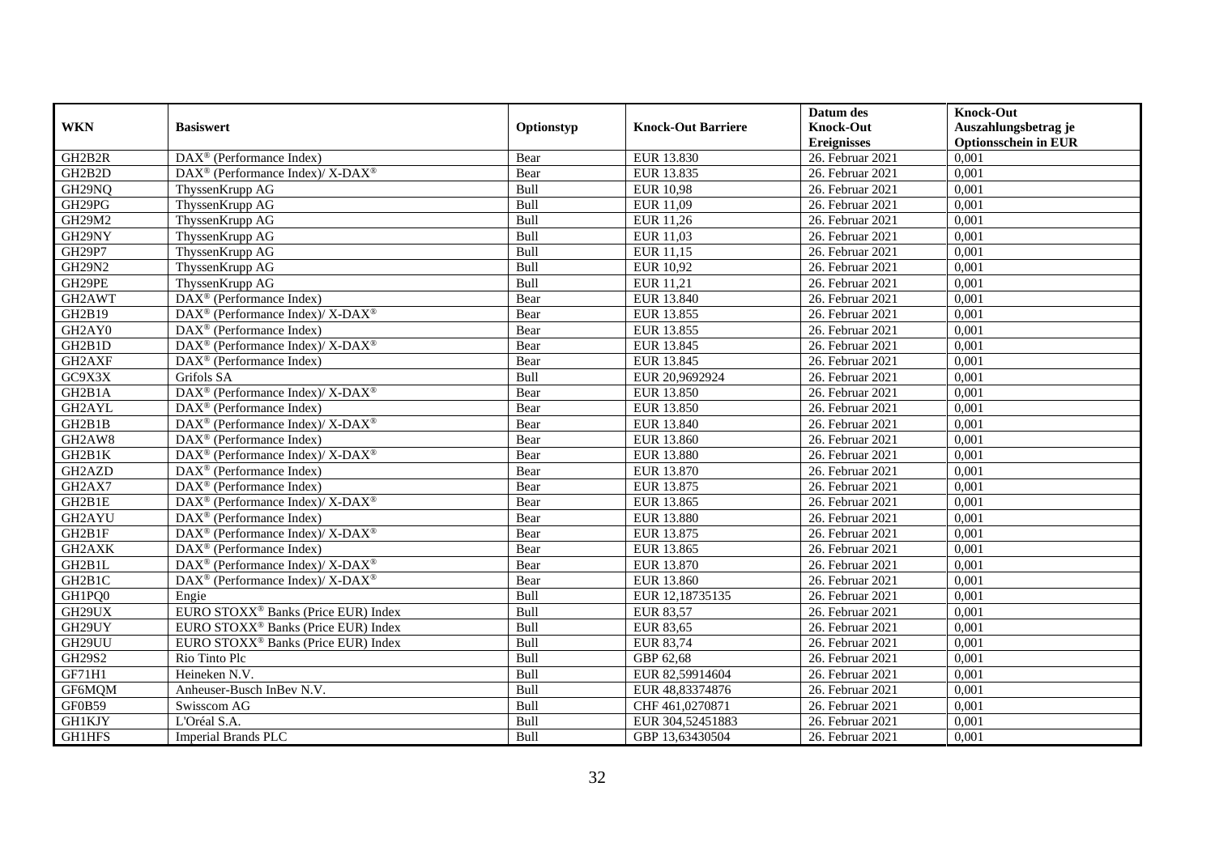| WKN | Basiswert | Optionstyp | Knock-Out Barriere | Datum des Knock-Out Ereignisses | Knock-Out Auszahlungsbetrag je Optionsschein in EUR |
|---|---|---|---|---|---|
| GH2B2R | DAX® (Performance Index) | Bear | EUR 13.830 | 26. Februar 2021 | 0,001 |
| GH2B2D | DAX® (Performance Index)/ X-DAX® | Bear | EUR 13.835 | 26. Februar 2021 | 0,001 |
| GH29NQ | ThyssenKrupp AG | Bull | EUR 10,98 | 26. Februar 2021 | 0,001 |
| GH29PG | ThyssenKrupp AG | Bull | EUR 11,09 | 26. Februar 2021 | 0,001 |
| GH29M2 | ThyssenKrupp AG | Bull | EUR 11,26 | 26. Februar 2021 | 0,001 |
| GH29NY | ThyssenKrupp AG | Bull | EUR 11,03 | 26. Februar 2021 | 0,001 |
| GH29P7 | ThyssenKrupp AG | Bull | EUR 11,15 | 26. Februar 2021 | 0,001 |
| GH29N2 | ThyssenKrupp AG | Bull | EUR 10,92 | 26. Februar 2021 | 0,001 |
| GH29PE | ThyssenKrupp AG | Bull | EUR 11,21 | 26. Februar 2021 | 0,001 |
| GH2AWT | DAX® (Performance Index) | Bear | EUR 13.840 | 26. Februar 2021 | 0,001 |
| GH2B19 | DAX® (Performance Index)/ X-DAX® | Bear | EUR 13.855 | 26. Februar 2021 | 0,001 |
| GH2AY0 | DAX® (Performance Index) | Bear | EUR 13.855 | 26. Februar 2021 | 0,001 |
| GH2B1D | DAX® (Performance Index)/ X-DAX® | Bear | EUR 13.845 | 26. Februar 2021 | 0,001 |
| GH2AXF | DAX® (Performance Index) | Bear | EUR 13.845 | 26. Februar 2021 | 0,001 |
| GC9X3X | Grifols SA | Bull | EUR 20,9692924 | 26. Februar 2021 | 0,001 |
| GH2B1A | DAX® (Performance Index)/ X-DAX® | Bear | EUR 13.850 | 26. Februar 2021 | 0,001 |
| GH2AYL | DAX® (Performance Index) | Bear | EUR 13.850 | 26. Februar 2021 | 0,001 |
| GH2B1B | DAX® (Performance Index)/ X-DAX® | Bear | EUR 13.840 | 26. Februar 2021 | 0,001 |
| GH2AW8 | DAX® (Performance Index) | Bear | EUR 13.860 | 26. Februar 2021 | 0,001 |
| GH2B1K | DAX® (Performance Index)/ X-DAX® | Bear | EUR 13.880 | 26. Februar 2021 | 0,001 |
| GH2AZD | DAX® (Performance Index) | Bear | EUR 13.870 | 26. Februar 2021 | 0,001 |
| GH2AX7 | DAX® (Performance Index) | Bear | EUR 13.875 | 26. Februar 2021 | 0,001 |
| GH2B1E | DAX® (Performance Index)/ X-DAX® | Bear | EUR 13.865 | 26. Februar 2021 | 0,001 |
| GH2AYU | DAX® (Performance Index) | Bear | EUR 13.880 | 26. Februar 2021 | 0,001 |
| GH2B1F | DAX® (Performance Index)/ X-DAX® | Bear | EUR 13.875 | 26. Februar 2021 | 0,001 |
| GH2AXK | DAX® (Performance Index) | Bear | EUR 13.865 | 26. Februar 2021 | 0,001 |
| GH2B1L | DAX® (Performance Index)/ X-DAX® | Bear | EUR 13.870 | 26. Februar 2021 | 0,001 |
| GH2B1C | DAX® (Performance Index)/ X-DAX® | Bear | EUR 13.860 | 26. Februar 2021 | 0,001 |
| GH1PQ0 | Engie | Bull | EUR 12,18735135 | 26. Februar 2021 | 0,001 |
| GH29UX | EURO STOXX® Banks (Price EUR) Index | Bull | EUR 83,57 | 26. Februar 2021 | 0,001 |
| GH29UY | EURO STOXX® Banks (Price EUR) Index | Bull | EUR 83,65 | 26. Februar 2021 | 0,001 |
| GH29UU | EURO STOXX® Banks (Price EUR) Index | Bull | EUR 83,74 | 26. Februar 2021 | 0,001 |
| GH29S2 | Rio Tinto Plc | Bull | GBP 62,68 | 26. Februar 2021 | 0,001 |
| GF71H1 | Heineken N.V. | Bull | EUR 82,59914604 | 26. Februar 2021 | 0,001 |
| GF6MQM | Anheuser-Busch InBev N.V. | Bull | EUR 48,83374876 | 26. Februar 2021 | 0,001 |
| GF0B59 | Swisscom AG | Bull | CHF 461,0270871 | 26. Februar 2021 | 0,001 |
| GH1KJY | L'Oréal S.A. | Bull | EUR 304,52451883 | 26. Februar 2021 | 0,001 |
| GH1HFS | Imperial Brands PLC | Bull | GBP 13,63430504 | 26. Februar 2021 | 0,001 |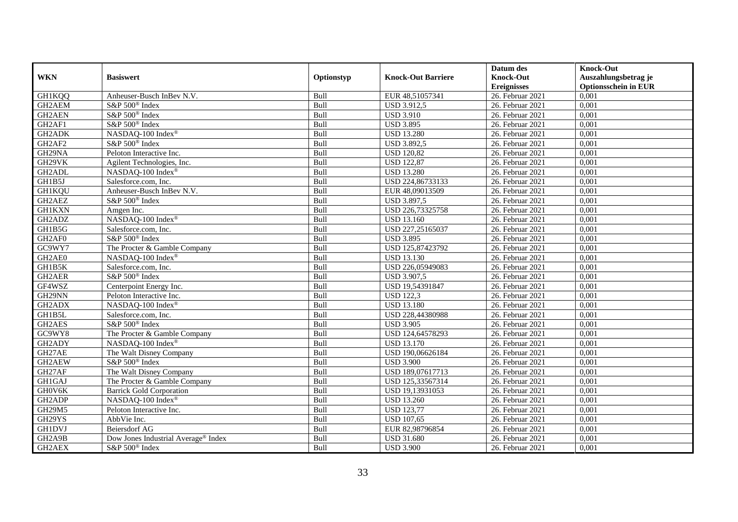| WKN | Basiswert | Optionstyp | Knock-Out Barriere | Datum des Knock-Out Ereignisses | Knock-Out Auszahlungsbetrag je Optionsschein in EUR |
|---|---|---|---|---|---|
| GH1KQQ | Anheuser-Busch InBev N.V. | Bull | EUR 48,51057341 | 26. Februar 2021 | 0,001 |
| GH2AEM | S&P 500® Index | Bull | USD 3.912,5 | 26. Februar 2021 | 0,001 |
| GH2AEN | S&P 500® Index | Bull | USD 3.910 | 26. Februar 2021 | 0,001 |
| GH2AF1 | S&P 500® Index | Bull | USD 3.895 | 26. Februar 2021 | 0,001 |
| GH2ADK | NASDAQ-100 Index® | Bull | USD 13.280 | 26. Februar 2021 | 0,001 |
| GH2AF2 | S&P 500® Index | Bull | USD 3.892,5 | 26. Februar 2021 | 0,001 |
| GH29NA | Peloton Interactive Inc. | Bull | USD 120,82 | 26. Februar 2021 | 0,001 |
| GH29VK | Agilent Technologies, Inc. | Bull | USD 122,87 | 26. Februar 2021 | 0,001 |
| GH2ADL | NASDAQ-100 Index® | Bull | USD 13.280 | 26. Februar 2021 | 0,001 |
| GH1B5J | Salesforce.com, Inc. | Bull | USD 224,86733133 | 26. Februar 2021 | 0,001 |
| GH1KQU | Anheuser-Busch InBev N.V. | Bull | EUR 48,09013509 | 26. Februar 2021 | 0,001 |
| GH2AEZ | S&P 500® Index | Bull | USD 3.897,5 | 26. Februar 2021 | 0,001 |
| GH1KXN | Amgen Inc. | Bull | USD 226,73325758 | 26. Februar 2021 | 0,001 |
| GH2ADZ | NASDAQ-100 Index® | Bull | USD 13.160 | 26. Februar 2021 | 0,001 |
| GH1B5G | Salesforce.com, Inc. | Bull | USD 227,25165037 | 26. Februar 2021 | 0,001 |
| GH2AF0 | S&P 500® Index | Bull | USD 3.895 | 26. Februar 2021 | 0,001 |
| GC9WY7 | The Procter & Gamble Company | Bull | USD 125,87423792 | 26. Februar 2021 | 0,001 |
| GH2AE0 | NASDAQ-100 Index® | Bull | USD 13.130 | 26. Februar 2021 | 0,001 |
| GH1B5K | Salesforce.com, Inc. | Bull | USD 226,05949083 | 26. Februar 2021 | 0,001 |
| GH2AER | S&P 500® Index | Bull | USD 3.907,5 | 26. Februar 2021 | 0,001 |
| GF4WSZ | Centerpoint Energy Inc. | Bull | USD 19,54391847 | 26. Februar 2021 | 0,001 |
| GH29NN | Peloton Interactive Inc. | Bull | USD 122,3 | 26. Februar 2021 | 0,001 |
| GH2ADX | NASDAQ-100 Index® | Bull | USD 13.180 | 26. Februar 2021 | 0,001 |
| GH1B5L | Salesforce.com, Inc. | Bull | USD 228,44380988 | 26. Februar 2021 | 0,001 |
| GH2AES | S&P 500® Index | Bull | USD 3.905 | 26. Februar 2021 | 0,001 |
| GC9WY8 | The Procter & Gamble Company | Bull | USD 124,64578293 | 26. Februar 2021 | 0,001 |
| GH2ADY | NASDAQ-100 Index® | Bull | USD 13.170 | 26. Februar 2021 | 0,001 |
| GH27AE | The Walt Disney Company | Bull | USD 190,06626184 | 26. Februar 2021 | 0,001 |
| GH2AEW | S&P 500® Index | Bull | USD 3.900 | 26. Februar 2021 | 0,001 |
| GH27AF | The Walt Disney Company | Bull | USD 189,07617713 | 26. Februar 2021 | 0,001 |
| GH1GAJ | The Procter & Gamble Company | Bull | USD 125,33567314 | 26. Februar 2021 | 0,001 |
| GH0V6K | Barrick Gold Corporation | Bull | USD 19,13931053 | 26. Februar 2021 | 0,001 |
| GH2ADP | NASDAQ-100 Index® | Bull | USD 13.260 | 26. Februar 2021 | 0,001 |
| GH29M5 | Peloton Interactive Inc. | Bull | USD 123,77 | 26. Februar 2021 | 0,001 |
| GH29YS | AbbVie Inc. | Bull | USD 107,65 | 26. Februar 2021 | 0,001 |
| GH1DVJ | Beiersdorf AG | Bull | EUR 82,98796854 | 26. Februar 2021 | 0,001 |
| GH2A9B | Dow Jones Industrial Average® Index | Bull | USD 31.680 | 26. Februar 2021 | 0,001 |
| GH2AEX | S&P 500® Index | Bull | USD 3.900 | 26. Februar 2021 | 0,001 |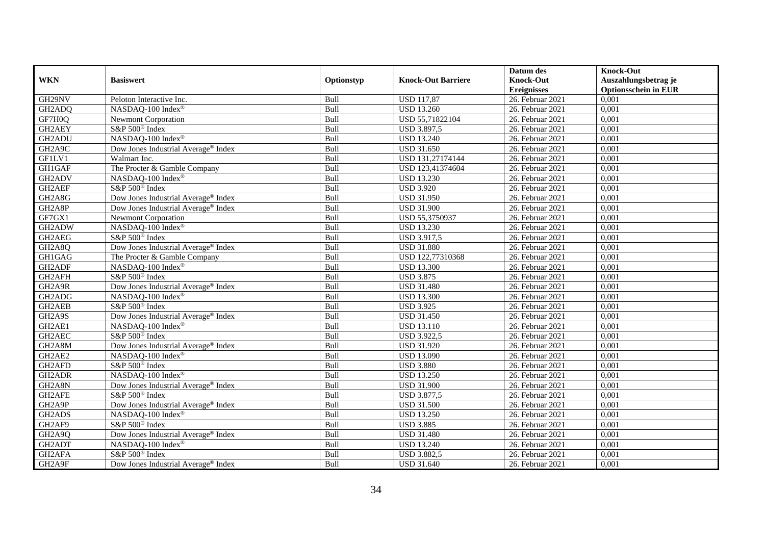| WKN | Basiswert | Optionstyp | Knock-Out Barriere | Datum des Knock-Out Ereignisses | Knock-Out Auszahlungsbetrag je Optionsschein in EUR |
|---|---|---|---|---|---|
| GH29NV | Peloton Interactive Inc. | Bull | USD 117,87 | 26. Februar 2021 | 0,001 |
| GH2ADQ | NASDAQ-100 Index® | Bull | USD 13.260 | 26. Februar 2021 | 0,001 |
| GF7H0Q | Newmont Corporation | Bull | USD 55,71822104 | 26. Februar 2021 | 0,001 |
| GH2AEY | S&P 500® Index | Bull | USD 3.897,5 | 26. Februar 2021 | 0,001 |
| GH2ADU | NASDAQ-100 Index® | Bull | USD 13.240 | 26. Februar 2021 | 0,001 |
| GH2A9C | Dow Jones Industrial Average® Index | Bull | USD 31.650 | 26. Februar 2021 | 0,001 |
| GF1LV1 | Walmart Inc. | Bull | USD 131,27174144 | 26. Februar 2021 | 0,001 |
| GH1GAF | The Procter & Gamble Company | Bull | USD 123,41374604 | 26. Februar 2021 | 0,001 |
| GH2ADV | NASDAQ-100 Index® | Bull | USD 13.230 | 26. Februar 2021 | 0,001 |
| GH2AEF | S&P 500® Index | Bull | USD 3.920 | 26. Februar 2021 | 0,001 |
| GH2A8G | Dow Jones Industrial Average® Index | Bull | USD 31.950 | 26. Februar 2021 | 0,001 |
| GH2A8P | Dow Jones Industrial Average® Index | Bull | USD 31.900 | 26. Februar 2021 | 0,001 |
| GF7GX1 | Newmont Corporation | Bull | USD 55,3750937 | 26. Februar 2021 | 0,001 |
| GH2ADW | NASDAQ-100 Index® | Bull | USD 13.230 | 26. Februar 2021 | 0,001 |
| GH2AEG | S&P 500® Index | Bull | USD 3.917,5 | 26. Februar 2021 | 0,001 |
| GH2A8Q | Dow Jones Industrial Average® Index | Bull | USD 31.880 | 26. Februar 2021 | 0,001 |
| GH1GAG | The Procter & Gamble Company | Bull | USD 122,77310368 | 26. Februar 2021 | 0,001 |
| GH2ADF | NASDAQ-100 Index® | Bull | USD 13.300 | 26. Februar 2021 | 0,001 |
| GH2AFH | S&P 500® Index | Bull | USD 3.875 | 26. Februar 2021 | 0,001 |
| GH2A9R | Dow Jones Industrial Average® Index | Bull | USD 31.480 | 26. Februar 2021 | 0,001 |
| GH2ADG | NASDAQ-100 Index® | Bull | USD 13.300 | 26. Februar 2021 | 0,001 |
| GH2AEB | S&P 500® Index | Bull | USD 3.925 | 26. Februar 2021 | 0,001 |
| GH2A9S | Dow Jones Industrial Average® Index | Bull | USD 31.450 | 26. Februar 2021 | 0,001 |
| GH2AE1 | NASDAQ-100 Index® | Bull | USD 13.110 | 26. Februar 2021 | 0,001 |
| GH2AEC | S&P 500® Index | Bull | USD 3.922,5 | 26. Februar 2021 | 0,001 |
| GH2A8M | Dow Jones Industrial Average® Index | Bull | USD 31.920 | 26. Februar 2021 | 0,001 |
| GH2AE2 | NASDAQ-100 Index® | Bull | USD 13.090 | 26. Februar 2021 | 0,001 |
| GH2AFD | S&P 500® Index | Bull | USD 3.880 | 26. Februar 2021 | 0,001 |
| GH2ADR | NASDAQ-100 Index® | Bull | USD 13.250 | 26. Februar 2021 | 0,001 |
| GH2A8N | Dow Jones Industrial Average® Index | Bull | USD 31.900 | 26. Februar 2021 | 0,001 |
| GH2AFE | S&P 500® Index | Bull | USD 3.877,5 | 26. Februar 2021 | 0,001 |
| GH2A9P | Dow Jones Industrial Average® Index | Bull | USD 31.500 | 26. Februar 2021 | 0,001 |
| GH2ADS | NASDAQ-100 Index® | Bull | USD 13.250 | 26. Februar 2021 | 0,001 |
| GH2AF9 | S&P 500® Index | Bull | USD 3.885 | 26. Februar 2021 | 0,001 |
| GH2A9Q | Dow Jones Industrial Average® Index | Bull | USD 31.480 | 26. Februar 2021 | 0,001 |
| GH2ADT | NASDAQ-100 Index® | Bull | USD 13.240 | 26. Februar 2021 | 0,001 |
| GH2AFA | S&P 500® Index | Bull | USD 3.882,5 | 26. Februar 2021 | 0,001 |
| GH2A9F | Dow Jones Industrial Average® Index | Bull | USD 31.640 | 26. Februar 2021 | 0,001 |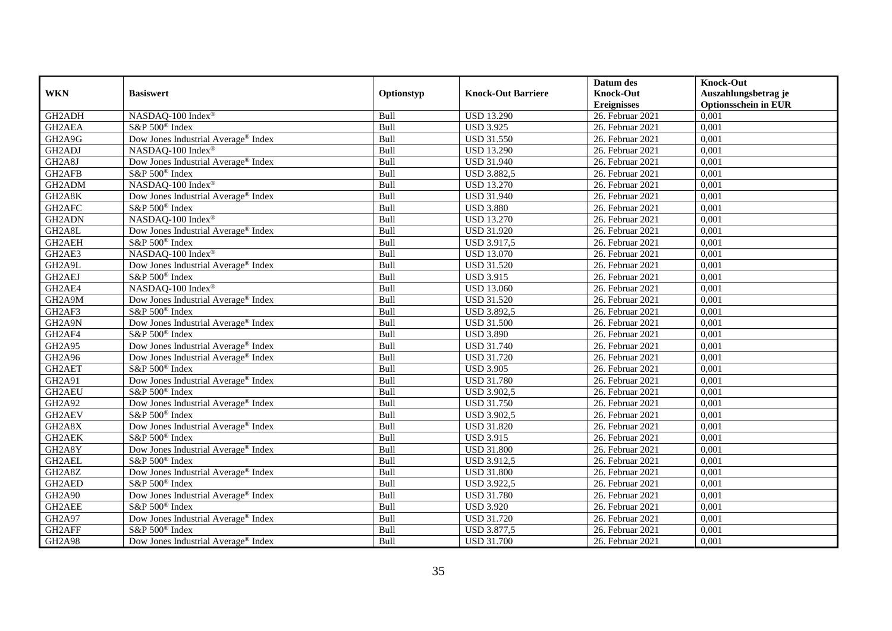| WKN | Basiswert | Optionstyp | Knock-Out Barriere | Datum des Knock-Out Ereignisses | Knock-Out Auszahlungsbetrag je Optionsschein in EUR |
|---|---|---|---|---|---|
| GH2ADH | NASDAQ-100 Index® | Bull | USD 13.290 | 26. Februar 2021 | 0,001 |
| GH2AEA | S&P 500® Index | Bull | USD 3.925 | 26. Februar 2021 | 0,001 |
| GH2A9G | Dow Jones Industrial Average® Index | Bull | USD 31.550 | 26. Februar 2021 | 0,001 |
| GH2ADJ | NASDAQ-100 Index® | Bull | USD 13.290 | 26. Februar 2021 | 0,001 |
| GH2A8J | Dow Jones Industrial Average® Index | Bull | USD 31.940 | 26. Februar 2021 | 0,001 |
| GH2AFB | S&P 500® Index | Bull | USD 3.882,5 | 26. Februar 2021 | 0,001 |
| GH2ADM | NASDAQ-100 Index® | Bull | USD 13.270 | 26. Februar 2021 | 0,001 |
| GH2A8K | Dow Jones Industrial Average® Index | Bull | USD 31.940 | 26. Februar 2021 | 0,001 |
| GH2AFC | S&P 500® Index | Bull | USD 3.880 | 26. Februar 2021 | 0,001 |
| GH2ADN | NASDAQ-100 Index® | Bull | USD 13.270 | 26. Februar 2021 | 0,001 |
| GH2A8L | Dow Jones Industrial Average® Index | Bull | USD 31.920 | 26. Februar 2021 | 0,001 |
| GH2AEH | S&P 500® Index | Bull | USD 3.917,5 | 26. Februar 2021 | 0,001 |
| GH2AE3 | NASDAQ-100 Index® | Bull | USD 13.070 | 26. Februar 2021 | 0,001 |
| GH2A9L | Dow Jones Industrial Average® Index | Bull | USD 31.520 | 26. Februar 2021 | 0,001 |
| GH2AEJ | S&P 500® Index | Bull | USD 3.915 | 26. Februar 2021 | 0,001 |
| GH2AE4 | NASDAQ-100 Index® | Bull | USD 13.060 | 26. Februar 2021 | 0,001 |
| GH2A9M | Dow Jones Industrial Average® Index | Bull | USD 31.520 | 26. Februar 2021 | 0,001 |
| GH2AF3 | S&P 500® Index | Bull | USD 3.892,5 | 26. Februar 2021 | 0,001 |
| GH2A9N | Dow Jones Industrial Average® Index | Bull | USD 31.500 | 26. Februar 2021 | 0,001 |
| GH2AF4 | S&P 500® Index | Bull | USD 3.890 | 26. Februar 2021 | 0,001 |
| GH2A95 | Dow Jones Industrial Average® Index | Bull | USD 31.740 | 26. Februar 2021 | 0,001 |
| GH2A96 | Dow Jones Industrial Average® Index | Bull | USD 31.720 | 26. Februar 2021 | 0,001 |
| GH2AET | S&P 500® Index | Bull | USD 3.905 | 26. Februar 2021 | 0,001 |
| GH2A91 | Dow Jones Industrial Average® Index | Bull | USD 31.780 | 26. Februar 2021 | 0,001 |
| GH2AEU | S&P 500® Index | Bull | USD 3.902,5 | 26. Februar 2021 | 0,001 |
| GH2A92 | Dow Jones Industrial Average® Index | Bull | USD 31.750 | 26. Februar 2021 | 0,001 |
| GH2AEV | S&P 500® Index | Bull | USD 3.902,5 | 26. Februar 2021 | 0,001 |
| GH2A8X | Dow Jones Industrial Average® Index | Bull | USD 31.820 | 26. Februar 2021 | 0,001 |
| GH2AEK | S&P 500® Index | Bull | USD 3.915 | 26. Februar 2021 | 0,001 |
| GH2A8Y | Dow Jones Industrial Average® Index | Bull | USD 31.800 | 26. Februar 2021 | 0,001 |
| GH2AEL | S&P 500® Index | Bull | USD 3.912,5 | 26. Februar 2021 | 0,001 |
| GH2A8Z | Dow Jones Industrial Average® Index | Bull | USD 31.800 | 26. Februar 2021 | 0,001 |
| GH2AED | S&P 500® Index | Bull | USD 3.922,5 | 26. Februar 2021 | 0,001 |
| GH2A90 | Dow Jones Industrial Average® Index | Bull | USD 31.780 | 26. Februar 2021 | 0,001 |
| GH2AEE | S&P 500® Index | Bull | USD 3.920 | 26. Februar 2021 | 0,001 |
| GH2A97 | Dow Jones Industrial Average® Index | Bull | USD 31.720 | 26. Februar 2021 | 0,001 |
| GH2AFF | S&P 500® Index | Bull | USD 3.877,5 | 26. Februar 2021 | 0,001 |
| GH2A98 | Dow Jones Industrial Average® Index | Bull | USD 31.700 | 26. Februar 2021 | 0,001 |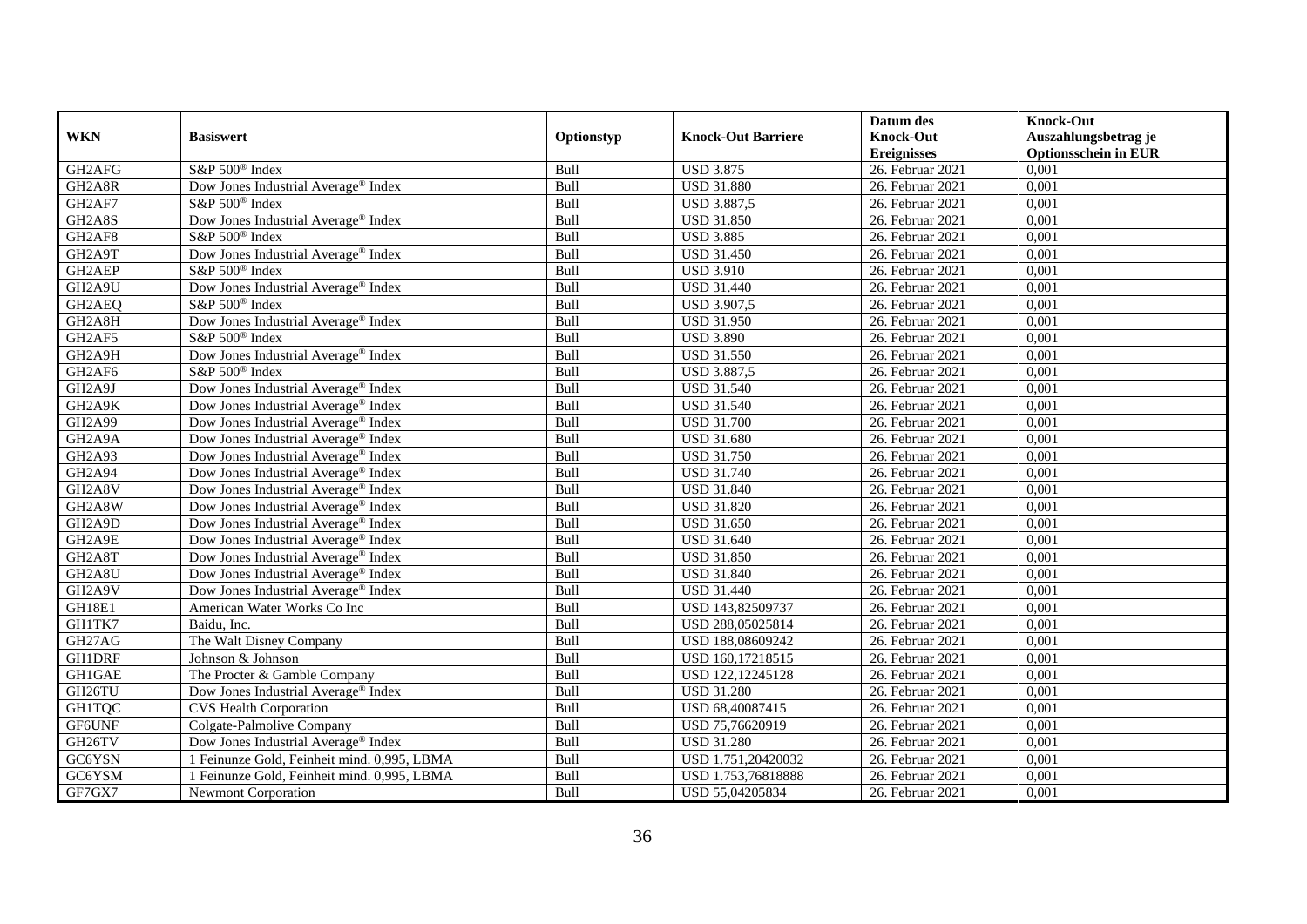| WKN | Basiswert | Optionstyp | Knock-Out Barriere | Datum des Knock-Out Ereignisses | Knock-Out Auszahlungsbetrag je Optionsschein in EUR |
|---|---|---|---|---|---|
| GH2AFG | S&P 500® Index | Bull | USD 3.875 | 26. Februar 2021 | 0,001 |
| GH2A8R | Dow Jones Industrial Average® Index | Bull | USD 31.880 | 26. Februar 2021 | 0,001 |
| GH2AF7 | S&P 500® Index | Bull | USD 3.887,5 | 26. Februar 2021 | 0,001 |
| GH2A8S | Dow Jones Industrial Average® Index | Bull | USD 31.850 | 26. Februar 2021 | 0,001 |
| GH2AF8 | S&P 500® Index | Bull | USD 3.885 | 26. Februar 2021 | 0,001 |
| GH2A9T | Dow Jones Industrial Average® Index | Bull | USD 31.450 | 26. Februar 2021 | 0,001 |
| GH2AEP | S&P 500® Index | Bull | USD 3.910 | 26. Februar 2021 | 0,001 |
| GH2A9U | Dow Jones Industrial Average® Index | Bull | USD 31.440 | 26. Februar 2021 | 0,001 |
| GH2AEQ | S&P 500® Index | Bull | USD 3.907,5 | 26. Februar 2021 | 0,001 |
| GH2A8H | Dow Jones Industrial Average® Index | Bull | USD 31.950 | 26. Februar 2021 | 0,001 |
| GH2AF5 | S&P 500® Index | Bull | USD 3.890 | 26. Februar 2021 | 0,001 |
| GH2A9H | Dow Jones Industrial Average® Index | Bull | USD 31.550 | 26. Februar 2021 | 0,001 |
| GH2AF6 | S&P 500® Index | Bull | USD 3.887,5 | 26. Februar 2021 | 0,001 |
| GH2A9J | Dow Jones Industrial Average® Index | Bull | USD 31.540 | 26. Februar 2021 | 0,001 |
| GH2A9K | Dow Jones Industrial Average® Index | Bull | USD 31.540 | 26. Februar 2021 | 0,001 |
| GH2A99 | Dow Jones Industrial Average® Index | Bull | USD 31.700 | 26. Februar 2021 | 0,001 |
| GH2A9A | Dow Jones Industrial Average® Index | Bull | USD 31.680 | 26. Februar 2021 | 0,001 |
| GH2A93 | Dow Jones Industrial Average® Index | Bull | USD 31.750 | 26. Februar 2021 | 0,001 |
| GH2A94 | Dow Jones Industrial Average® Index | Bull | USD 31.740 | 26. Februar 2021 | 0,001 |
| GH2A8V | Dow Jones Industrial Average® Index | Bull | USD 31.840 | 26. Februar 2021 | 0,001 |
| GH2A8W | Dow Jones Industrial Average® Index | Bull | USD 31.820 | 26. Februar 2021 | 0,001 |
| GH2A9D | Dow Jones Industrial Average® Index | Bull | USD 31.650 | 26. Februar 2021 | 0,001 |
| GH2A9E | Dow Jones Industrial Average® Index | Bull | USD 31.640 | 26. Februar 2021 | 0,001 |
| GH2A8T | Dow Jones Industrial Average® Index | Bull | USD 31.850 | 26. Februar 2021 | 0,001 |
| GH2A8U | Dow Jones Industrial Average® Index | Bull | USD 31.840 | 26. Februar 2021 | 0,001 |
| GH2A9V | Dow Jones Industrial Average® Index | Bull | USD 31.440 | 26. Februar 2021 | 0,001 |
| GH18E1 | American Water Works Co Inc | Bull | USD 143,82509737 | 26. Februar 2021 | 0,001 |
| GH1TK7 | Baidu, Inc. | Bull | USD 288,05025814 | 26. Februar 2021 | 0,001 |
| GH27AG | The Walt Disney Company | Bull | USD 188,08609242 | 26. Februar 2021 | 0,001 |
| GH1DRF | Johnson & Johnson | Bull | USD 160,17218515 | 26. Februar 2021 | 0,001 |
| GH1GAE | The Procter & Gamble Company | Bull | USD 122,12245128 | 26. Februar 2021 | 0,001 |
| GH26TU | Dow Jones Industrial Average® Index | Bull | USD 31.280 | 26. Februar 2021 | 0,001 |
| GH1TQC | CVS Health Corporation | Bull | USD 68,40087415 | 26. Februar 2021 | 0,001 |
| GF6UNF | Colgate-Palmolive Company | Bull | USD 75,76620919 | 26. Februar 2021 | 0,001 |
| GH26TV | Dow Jones Industrial Average® Index | Bull | USD 31.280 | 26. Februar 2021 | 0,001 |
| GC6YSN | 1 Feinunze Gold, Feinheit mind. 0,995, LBMA | Bull | USD 1.751,20420032 | 26. Februar 2021 | 0,001 |
| GC6YSM | 1 Feinunze Gold, Feinheit mind. 0,995, LBMA | Bull | USD 1.753,76818888 | 26. Februar 2021 | 0,001 |
| GF7GX7 | Newmont Corporation | Bull | USD 55,04205834 | 26. Februar 2021 | 0,001 |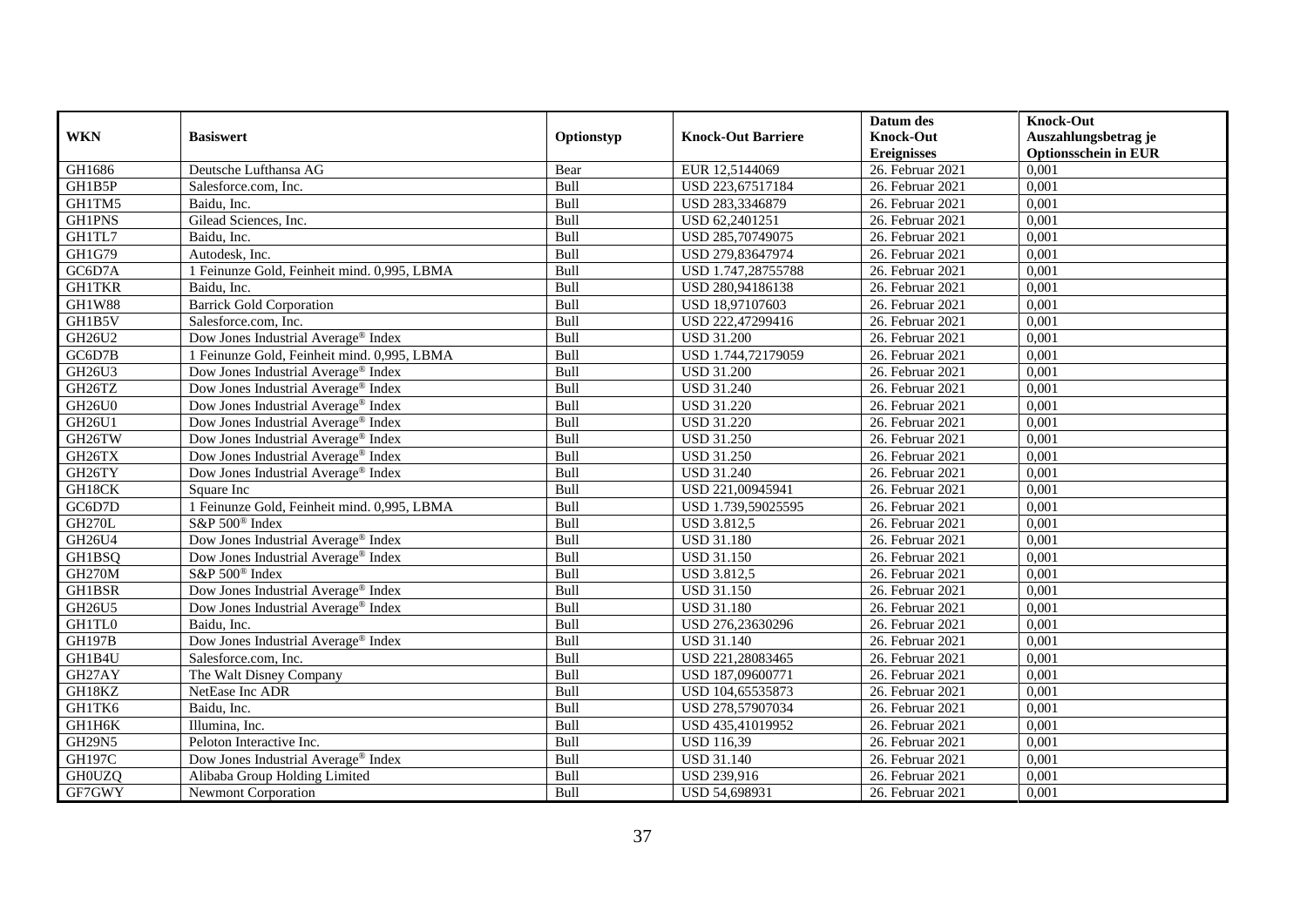| WKN | Basiswert | Optionstyp | Knock-Out Barriere | Datum des Knock-Out Ereignisses | Knock-Out Auszahlungsbetrag je Optionsschein in EUR |
|---|---|---|---|---|---|
| GH1686 | Deutsche Lufthansa AG | Bear | EUR 12,5144069 | 26. Februar 2021 | 0,001 |
| GH1B5P | Salesforce.com, Inc. | Bull | USD 223,67517184 | 26. Februar 2021 | 0,001 |
| GH1TM5 | Baidu, Inc. | Bull | USD 283,3346879 | 26. Februar 2021 | 0,001 |
| GH1PNS | Gilead Sciences, Inc. | Bull | USD 62,2401251 | 26. Februar 2021 | 0,001 |
| GH1TL7 | Baidu, Inc. | Bull | USD 285,70749075 | 26. Februar 2021 | 0,001 |
| GH1G79 | Autodesk, Inc. | Bull | USD 279,83647974 | 26. Februar 2021 | 0,001 |
| GC6D7A | 1 Feinunze Gold, Feinheit mind. 0,995, LBMA | Bull | USD 1.747,28755788 | 26. Februar 2021 | 0,001 |
| GH1TKR | Baidu, Inc. | Bull | USD 280,94186138 | 26. Februar 2021 | 0,001 |
| GH1W88 | Barrick Gold Corporation | Bull | USD 18,97107603 | 26. Februar 2021 | 0,001 |
| GH1B5V | Salesforce.com, Inc. | Bull | USD 222,47299416 | 26. Februar 2021 | 0,001 |
| GH26U2 | Dow Jones Industrial Average® Index | Bull | USD 31.200 | 26. Februar 2021 | 0,001 |
| GC6D7B | 1 Feinunze Gold, Feinheit mind. 0,995, LBMA | Bull | USD 1.744,72179059 | 26. Februar 2021 | 0,001 |
| GH26U3 | Dow Jones Industrial Average® Index | Bull | USD 31.200 | 26. Februar 2021 | 0,001 |
| GH26TZ | Dow Jones Industrial Average® Index | Bull | USD 31.240 | 26. Februar 2021 | 0,001 |
| GH26U0 | Dow Jones Industrial Average® Index | Bull | USD 31.220 | 26. Februar 2021 | 0,001 |
| GH26U1 | Dow Jones Industrial Average® Index | Bull | USD 31.220 | 26. Februar 2021 | 0,001 |
| GH26TW | Dow Jones Industrial Average® Index | Bull | USD 31.250 | 26. Februar 2021 | 0,001 |
| GH26TX | Dow Jones Industrial Average® Index | Bull | USD 31.250 | 26. Februar 2021 | 0,001 |
| GH26TY | Dow Jones Industrial Average® Index | Bull | USD 31.240 | 26. Februar 2021 | 0,001 |
| GH18CK | Square Inc | Bull | USD 221,00945941 | 26. Februar 2021 | 0,001 |
| GC6D7D | 1 Feinunze Gold, Feinheit mind. 0,995, LBMA | Bull | USD 1.739,59025595 | 26. Februar 2021 | 0,001 |
| GH270L | S&P 500® Index | Bull | USD 3.812,5 | 26. Februar 2021 | 0,001 |
| GH26U4 | Dow Jones Industrial Average® Index | Bull | USD 31.180 | 26. Februar 2021 | 0,001 |
| GH1BSQ | Dow Jones Industrial Average® Index | Bull | USD 31.150 | 26. Februar 2021 | 0,001 |
| GH270M | S&P 500® Index | Bull | USD 3.812,5 | 26. Februar 2021 | 0,001 |
| GH1BSR | Dow Jones Industrial Average® Index | Bull | USD 31.150 | 26. Februar 2021 | 0,001 |
| GH26U5 | Dow Jones Industrial Average® Index | Bull | USD 31.180 | 26. Februar 2021 | 0,001 |
| GH1TL0 | Baidu, Inc. | Bull | USD 276,23630296 | 26. Februar 2021 | 0,001 |
| GH197B | Dow Jones Industrial Average® Index | Bull | USD 31.140 | 26. Februar 2021 | 0,001 |
| GH1B4U | Salesforce.com, Inc. | Bull | USD 221,28083465 | 26. Februar 2021 | 0,001 |
| GH27AY | The Walt Disney Company | Bull | USD 187,09600771 | 26. Februar 2021 | 0,001 |
| GH18KZ | NetEase Inc ADR | Bull | USD 104,65535873 | 26. Februar 2021 | 0,001 |
| GH1TK6 | Baidu, Inc. | Bull | USD 278,57907034 | 26. Februar 2021 | 0,001 |
| GH1H6K | Illumina, Inc. | Bull | USD 435,41019952 | 26. Februar 2021 | 0,001 |
| GH29N5 | Peloton Interactive Inc. | Bull | USD 116,39 | 26. Februar 2021 | 0,001 |
| GH197C | Dow Jones Industrial Average® Index | Bull | USD 31.140 | 26. Februar 2021 | 0,001 |
| GH0UZQ | Alibaba Group Holding Limited | Bull | USD 239,916 | 26. Februar 2021 | 0,001 |
| GF7GWY | Newmont Corporation | Bull | USD 54,698931 | 26. Februar 2021 | 0,001 |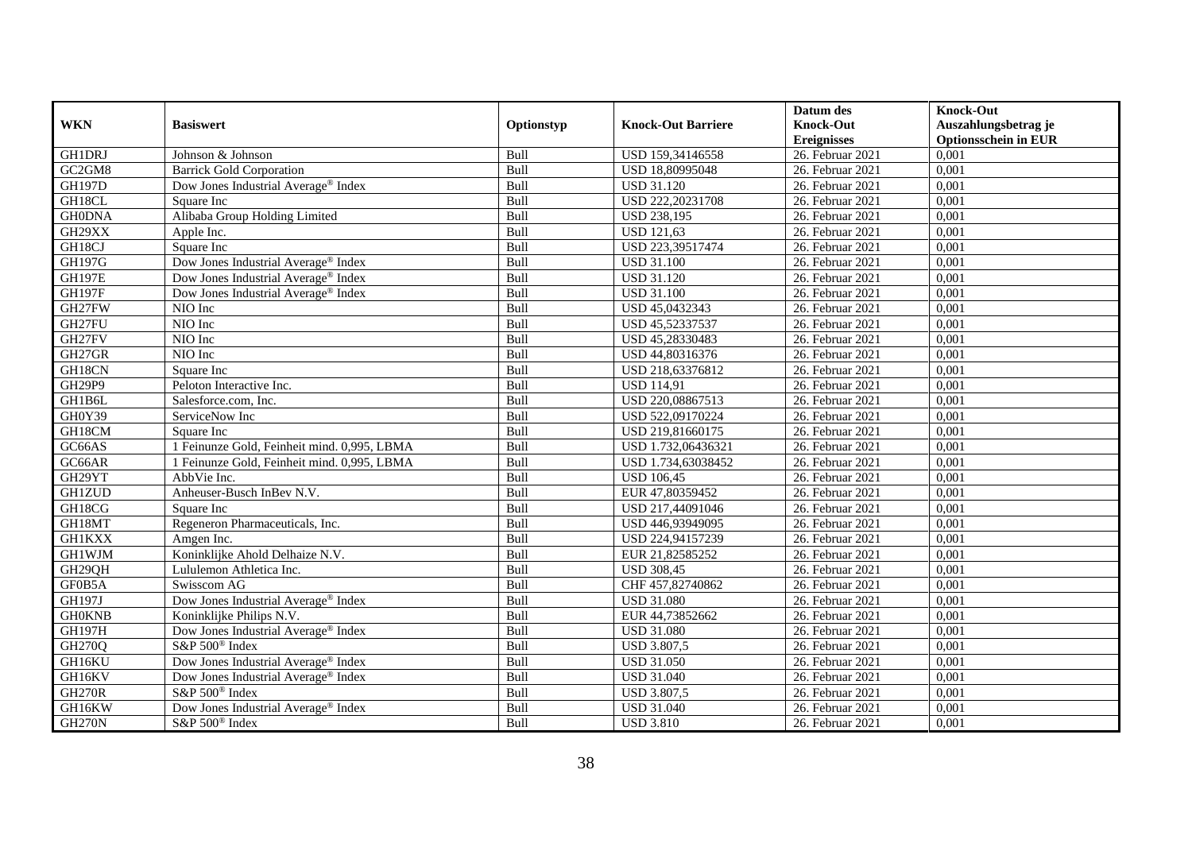| WKN | Basiswert | Optionstyp | Knock-Out Barriere | Datum des Knock-Out Ereignisses | Knock-Out Auszahlungsbetrag je Optionsschein in EUR |
|---|---|---|---|---|---|
| GH1DRJ | Johnson & Johnson | Bull | USD 159,34146558 | 26. Februar 2021 | 0,001 |
| GC2GM8 | Barrick Gold Corporation | Bull | USD 18,80995048 | 26. Februar 2021 | 0,001 |
| GH197D | Dow Jones Industrial Average® Index | Bull | USD 31.120 | 26. Februar 2021 | 0,001 |
| GH18CL | Square Inc | Bull | USD 222,20231708 | 26. Februar 2021 | 0,001 |
| GH0DNA | Alibaba Group Holding Limited | Bull | USD 238,195 | 26. Februar 2021 | 0,001 |
| GH29XX | Apple Inc. | Bull | USD 121,63 | 26. Februar 2021 | 0,001 |
| GH18CJ | Square Inc | Bull | USD 223,39517474 | 26. Februar 2021 | 0,001 |
| GH197G | Dow Jones Industrial Average® Index | Bull | USD 31.100 | 26. Februar 2021 | 0,001 |
| GH197E | Dow Jones Industrial Average® Index | Bull | USD 31.120 | 26. Februar 2021 | 0,001 |
| GH197F | Dow Jones Industrial Average® Index | Bull | USD 31.100 | 26. Februar 2021 | 0,001 |
| GH27FW | NIO Inc | Bull | USD 45,0432343 | 26. Februar 2021 | 0,001 |
| GH27FU | NIO Inc | Bull | USD 45,52337537 | 26. Februar 2021 | 0,001 |
| GH27FV | NIO Inc | Bull | USD 45,28330483 | 26. Februar 2021 | 0,001 |
| GH27GR | NIO Inc | Bull | USD 44,80316376 | 26. Februar 2021 | 0,001 |
| GH18CN | Square Inc | Bull | USD 218,63376812 | 26. Februar 2021 | 0,001 |
| GH29P9 | Peloton Interactive Inc. | Bull | USD 114,91 | 26. Februar 2021 | 0,001 |
| GH1B6L | Salesforce.com, Inc. | Bull | USD 220,08867513 | 26. Februar 2021 | 0,001 |
| GH0Y39 | ServiceNow Inc | Bull | USD 522,09170224 | 26. Februar 2021 | 0,001 |
| GH18CM | Square Inc | Bull | USD 219,81660175 | 26. Februar 2021 | 0,001 |
| GC66AS | 1 Feinunze Gold, Feinheit mind. 0,995, LBMA | Bull | USD 1.732,06436321 | 26. Februar 2021 | 0,001 |
| GC66AR | 1 Feinunze Gold, Feinheit mind. 0,995, LBMA | Bull | USD 1.734,63038452 | 26. Februar 2021 | 0,001 |
| GH29YT | AbbVie Inc. | Bull | USD 106,45 | 26. Februar 2021 | 0,001 |
| GH1ZUD | Anheuser-Busch InBev N.V. | Bull | EUR 47,80359452 | 26. Februar 2021 | 0,001 |
| GH18CG | Square Inc | Bull | USD 217,44091046 | 26. Februar 2021 | 0,001 |
| GH18MT | Regeneron Pharmaceuticals, Inc. | Bull | USD 446,93949095 | 26. Februar 2021 | 0,001 |
| GH1KXX | Amgen Inc. | Bull | USD 224,94157239 | 26. Februar 2021 | 0,001 |
| GH1WJM | Koninklijke Ahold Delhaize N.V. | Bull | EUR 21,82585252 | 26. Februar 2021 | 0,001 |
| GH29QH | Lululemon Athletica Inc. | Bull | USD 308,45 | 26. Februar 2021 | 0,001 |
| GF0B5A | Swisscom AG | Bull | CHF 457,82740862 | 26. Februar 2021 | 0,001 |
| GH197J | Dow Jones Industrial Average® Index | Bull | USD 31.080 | 26. Februar 2021 | 0,001 |
| GH0KNB | Koninklijke Philips N.V. | Bull | EUR 44,73852662 | 26. Februar 2021 | 0,001 |
| GH197H | Dow Jones Industrial Average® Index | Bull | USD 31.080 | 26. Februar 2021 | 0,001 |
| GH270Q | S&P 500® Index | Bull | USD 3.807,5 | 26. Februar 2021 | 0,001 |
| GH16KU | Dow Jones Industrial Average® Index | Bull | USD 31.050 | 26. Februar 2021 | 0,001 |
| GH16KV | Dow Jones Industrial Average® Index | Bull | USD 31.040 | 26. Februar 2021 | 0,001 |
| GH270R | S&P 500® Index | Bull | USD 3.807,5 | 26. Februar 2021 | 0,001 |
| GH16KW | Dow Jones Industrial Average® Index | Bull | USD 31.040 | 26. Februar 2021 | 0,001 |
| GH270N | S&P 500® Index | Bull | USD 3.810 | 26. Februar 2021 | 0,001 |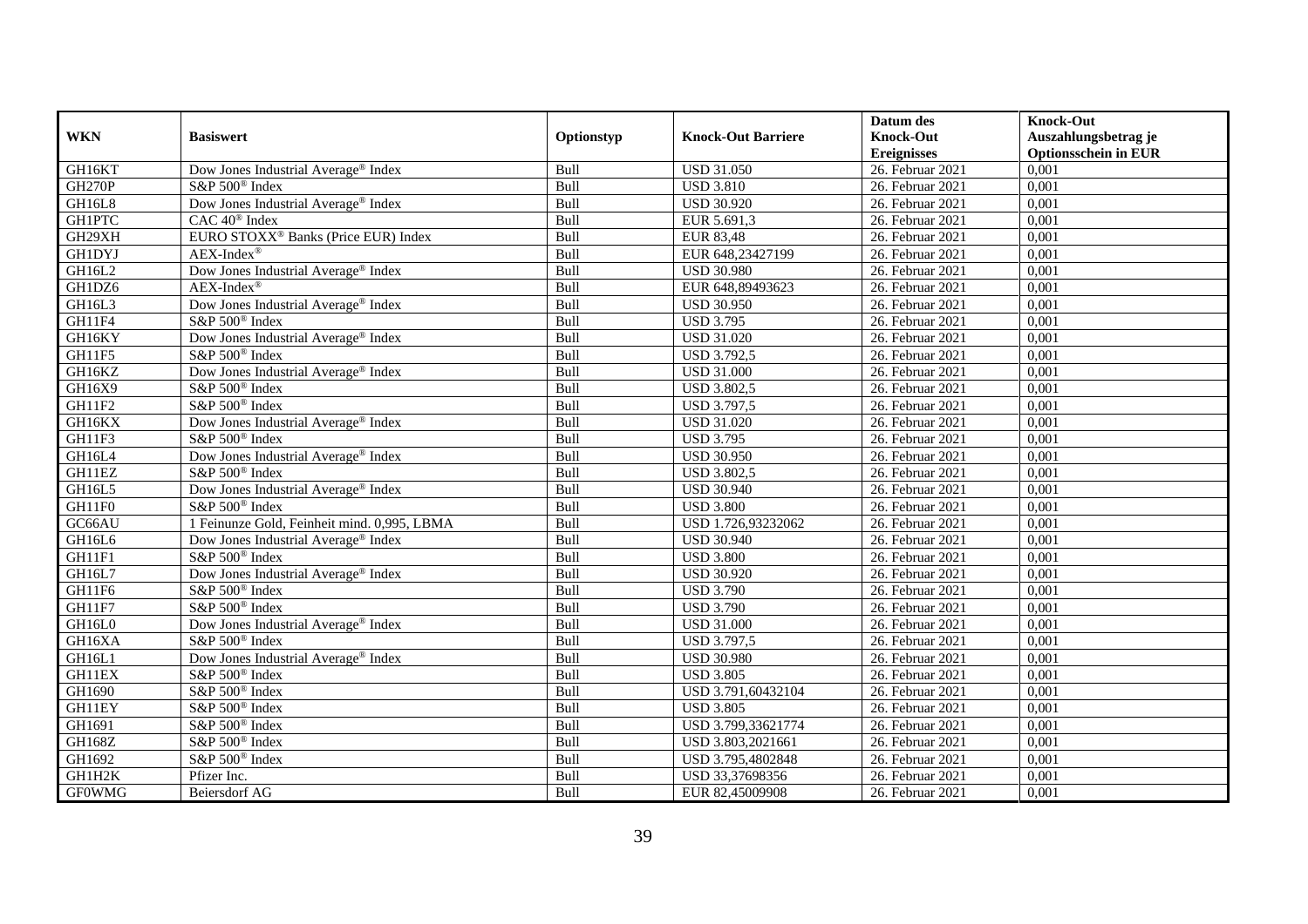| WKN | Basiswert | Optionstyp | Knock-Out Barriere | Datum des Knock-Out Ereignisses | Knock-Out Auszahlungsbetrag je Optionsschein in EUR |
|---|---|---|---|---|---|
| GH16KT | Dow Jones Industrial Average® Index | Bull | USD 31.050 | 26. Februar 2021 | 0,001 |
| GH270P | S&P 500® Index | Bull | USD 3.810 | 26. Februar 2021 | 0,001 |
| GH16L8 | Dow Jones Industrial Average® Index | Bull | USD 30.920 | 26. Februar 2021 | 0,001 |
| GH1PTC | CAC 40® Index | Bull | EUR 5.691,3 | 26. Februar 2021 | 0,001 |
| GH29XH | EURO STOXX® Banks (Price EUR) Index | Bull | EUR 83,48 | 26. Februar 2021 | 0,001 |
| GH1DYJ | AEX-Index® | Bull | EUR 648,23427199 | 26. Februar 2021 | 0,001 |
| GH16L2 | Dow Jones Industrial Average® Index | Bull | USD 30.980 | 26. Februar 2021 | 0,001 |
| GH1DZ6 | AEX-Index® | Bull | EUR 648,89493623 | 26. Februar 2021 | 0,001 |
| GH16L3 | Dow Jones Industrial Average® Index | Bull | USD 30.950 | 26. Februar 2021 | 0,001 |
| GH11F4 | S&P 500® Index | Bull | USD 3.795 | 26. Februar 2021 | 0,001 |
| GH16KY | Dow Jones Industrial Average® Index | Bull | USD 31.020 | 26. Februar 2021 | 0,001 |
| GH11F5 | S&P 500® Index | Bull | USD 3.792,5 | 26. Februar 2021 | 0,001 |
| GH16KZ | Dow Jones Industrial Average® Index | Bull | USD 31.000 | 26. Februar 2021 | 0,001 |
| GH16X9 | S&P 500® Index | Bull | USD 3.802,5 | 26. Februar 2021 | 0,001 |
| GH11F2 | S&P 500® Index | Bull | USD 3.797,5 | 26. Februar 2021 | 0,001 |
| GH16KX | Dow Jones Industrial Average® Index | Bull | USD 31.020 | 26. Februar 2021 | 0,001 |
| GH11F3 | S&P 500® Index | Bull | USD 3.795 | 26. Februar 2021 | 0,001 |
| GH16L4 | Dow Jones Industrial Average® Index | Bull | USD 30.950 | 26. Februar 2021 | 0,001 |
| GH11EZ | S&P 500® Index | Bull | USD 3.802,5 | 26. Februar 2021 | 0,001 |
| GH16L5 | Dow Jones Industrial Average® Index | Bull | USD 30.940 | 26. Februar 2021 | 0,001 |
| GH11F0 | S&P 500® Index | Bull | USD 3.800 | 26. Februar 2021 | 0,001 |
| GC66AU | 1 Feinunze Gold, Feinheit mind. 0,995, LBMA | Bull | USD 1.726,93232062 | 26. Februar 2021 | 0,001 |
| GH16L6 | Dow Jones Industrial Average® Index | Bull | USD 30.940 | 26. Februar 2021 | 0,001 |
| GH11F1 | S&P 500® Index | Bull | USD 3.800 | 26. Februar 2021 | 0,001 |
| GH16L7 | Dow Jones Industrial Average® Index | Bull | USD 30.920 | 26. Februar 2021 | 0,001 |
| GH11F6 | S&P 500® Index | Bull | USD 3.790 | 26. Februar 2021 | 0,001 |
| GH11F7 | S&P 500® Index | Bull | USD 3.790 | 26. Februar 2021 | 0,001 |
| GH16L0 | Dow Jones Industrial Average® Index | Bull | USD 31.000 | 26. Februar 2021 | 0,001 |
| GH16XA | S&P 500® Index | Bull | USD 3.797,5 | 26. Februar 2021 | 0,001 |
| GH16L1 | Dow Jones Industrial Average® Index | Bull | USD 30.980 | 26. Februar 2021 | 0,001 |
| GH11EX | S&P 500® Index | Bull | USD 3.805 | 26. Februar 2021 | 0,001 |
| GH1690 | S&P 500® Index | Bull | USD 3.791,60432104 | 26. Februar 2021 | 0,001 |
| GH11EY | S&P 500® Index | Bull | USD 3.805 | 26. Februar 2021 | 0,001 |
| GH1691 | S&P 500® Index | Bull | USD 3.799,33621774 | 26. Februar 2021 | 0,001 |
| GH168Z | S&P 500® Index | Bull | USD 3.803,2021661 | 26. Februar 2021 | 0,001 |
| GH1692 | S&P 500® Index | Bull | USD 3.795,4802848 | 26. Februar 2021 | 0,001 |
| GH1H2K | Pfizer Inc. | Bull | USD 33,37698356 | 26. Februar 2021 | 0,001 |
| GF0WMG | Beiersdorf AG | Bull | EUR 82,45009908 | 26. Februar 2021 | 0,001 |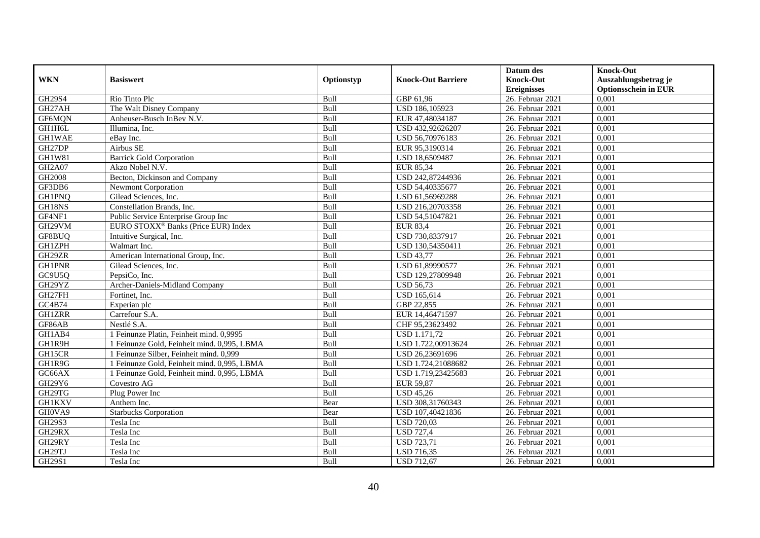| WKN | Basiswert | Optionstyp | Knock-Out Barriere | Datum des Knock-Out Ereignisses | Knock-Out Auszahlungsbetrag je Optionsschein in EUR |
|---|---|---|---|---|---|
| GH29S4 | Rio Tinto Plc | Bull | GBP 61,96 | 26. Februar 2021 | 0,001 |
| GH27AH | The Walt Disney Company | Bull | USD 186,105923 | 26. Februar 2021 | 0,001 |
| GF6MQN | Anheuser-Busch InBev N.V. | Bull | EUR 47,48034187 | 26. Februar 2021 | 0,001 |
| GH1H6L | Illumina, Inc. | Bull | USD 432,92626207 | 26. Februar 2021 | 0,001 |
| GH1WAE | eBay Inc. | Bull | USD 56,70976183 | 26. Februar 2021 | 0,001 |
| GH27DP | Airbus SE | Bull | EUR 95,3190314 | 26. Februar 2021 | 0,001 |
| GH1W81 | Barrick Gold Corporation | Bull | USD 18,6509487 | 26. Februar 2021 | 0,001 |
| GH2A07 | Akzo Nobel N.V. | Bull | EUR 85,34 | 26. Februar 2021 | 0,001 |
| GH2008 | Becton, Dickinson and Company | Bull | USD 242,87244936 | 26. Februar 2021 | 0,001 |
| GF3DB6 | Newmont Corporation | Bull | USD 54,40335677 | 26. Februar 2021 | 0,001 |
| GH1PNQ | Gilead Sciences, Inc. | Bull | USD 61,56969288 | 26. Februar 2021 | 0,001 |
| GH18NS | Constellation Brands, Inc. | Bull | USD 216,20703358 | 26. Februar 2021 | 0,001 |
| GF4NF1 | Public Service Enterprise Group Inc | Bull | USD 54,51047821 | 26. Februar 2021 | 0,001 |
| GH29VM | EURO STOXX® Banks (Price EUR) Index | Bull | EUR 83,4 | 26. Februar 2021 | 0,001 |
| GF8BUQ | Intuitive Surgical, Inc. | Bull | USD 730,8337917 | 26. Februar 2021 | 0,001 |
| GH1ZPH | Walmart Inc. | Bull | USD 130,54350411 | 26. Februar 2021 | 0,001 |
| GH29ZR | American International Group, Inc. | Bull | USD 43,77 | 26. Februar 2021 | 0,001 |
| GH1PNR | Gilead Sciences, Inc. | Bull | USD 61,89990577 | 26. Februar 2021 | 0,001 |
| GC9U5Q | PepsiCo, Inc. | Bull | USD 129,27809948 | 26. Februar 2021 | 0,001 |
| GH29YZ | Archer-Daniels-Midland Company | Bull | USD 56,73 | 26. Februar 2021 | 0,001 |
| GH27FH | Fortinet, Inc. | Bull | USD 165,614 | 26. Februar 2021 | 0,001 |
| GC4B74 | Experian plc | Bull | GBP 22,855 | 26. Februar 2021 | 0,001 |
| GH1ZRR | Carrefour S.A. | Bull | EUR 14,46471597 | 26. Februar 2021 | 0,001 |
| GF86AB | Nestlé S.A. | Bull | CHF 95,23623492 | 26. Februar 2021 | 0,001 |
| GH1AB4 | 1 Feinunze Platin, Feinheit mind. 0,9995 | Bull | USD 1.171,72 | 26. Februar 2021 | 0,001 |
| GH1R9H | 1 Feinunze Gold, Feinheit mind. 0,995, LBMA | Bull | USD 1.722,00913624 | 26. Februar 2021 | 0,001 |
| GH15CR | 1 Feinunze Silber, Feinheit mind. 0,999 | Bull | USD 26,23691696 | 26. Februar 2021 | 0,001 |
| GH1R9G | 1 Feinunze Gold, Feinheit mind. 0,995, LBMA | Bull | USD 1.724,21088682 | 26. Februar 2021 | 0,001 |
| GC66AX | 1 Feinunze Gold, Feinheit mind. 0,995, LBMA | Bull | USD 1.719,23425683 | 26. Februar 2021 | 0,001 |
| GH29Y6 | Covestro AG | Bull | EUR 59,87 | 26. Februar 2021 | 0,001 |
| GH29TG | Plug Power Inc | Bull | USD 45,26 | 26. Februar 2021 | 0,001 |
| GH1KXV | Anthem Inc. | Bear | USD 308,31760343 | 26. Februar 2021 | 0,001 |
| GH0VA9 | Starbucks Corporation | Bear | USD 107,40421836 | 26. Februar 2021 | 0,001 |
| GH29S3 | Tesla Inc | Bull | USD 720,03 | 26. Februar 2021 | 0,001 |
| GH29RX | Tesla Inc | Bull | USD 727,4 | 26. Februar 2021 | 0,001 |
| GH29RY | Tesla Inc | Bull | USD 723,71 | 26. Februar 2021 | 0,001 |
| GH29TJ | Tesla Inc | Bull | USD 716,35 | 26. Februar 2021 | 0,001 |
| GH29S1 | Tesla Inc | Bull | USD 712,67 | 26. Februar 2021 | 0,001 |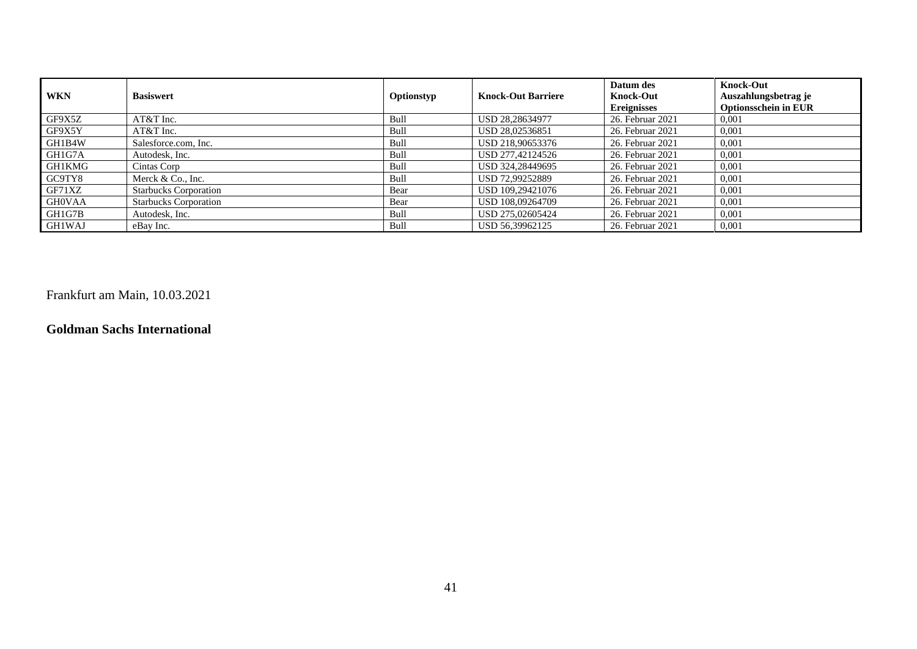| WKN | Basiswert | Optionstyp | Knock-Out Barriere | Datum des Knock-Out Ereignisses | Knock-Out Auszahlungsbetrag je Optionsschein in EUR |
|---|---|---|---|---|---|
| GF9X5Z | AT&T Inc. | Bull | USD 28,28634977 | 26. Februar 2021 | 0,001 |
| GF9X5Y | AT&T Inc. | Bull | USD 28,02536851 | 26. Februar 2021 | 0,001 |
| GH1B4W | Salesforce.com, Inc. | Bull | USD 218,90653376 | 26. Februar 2021 | 0,001 |
| GH1G7A | Autodesk, Inc. | Bull | USD 277,42124526 | 26. Februar 2021 | 0,001 |
| GH1KMG | Cintas Corp | Bull | USD 324,28449695 | 26. Februar 2021 | 0,001 |
| GC9TY8 | Merck & Co., Inc. | Bull | USD 72,99252889 | 26. Februar 2021 | 0,001 |
| GF71XZ | Starbucks Corporation | Bear | USD 109,29421076 | 26. Februar 2021 | 0,001 |
| GH0VAA | Starbucks Corporation | Bear | USD 108,09264709 | 26. Februar 2021 | 0,001 |
| GH1G7B | Autodesk, Inc. | Bull | USD 275,02605424 | 26. Februar 2021 | 0,001 |
| GH1WAJ | eBay Inc. | Bull | USD 56,39962125 | 26. Februar 2021 | 0,001 |

Frankfurt am Main, 10.03.2021

**Goldman Sachs International**